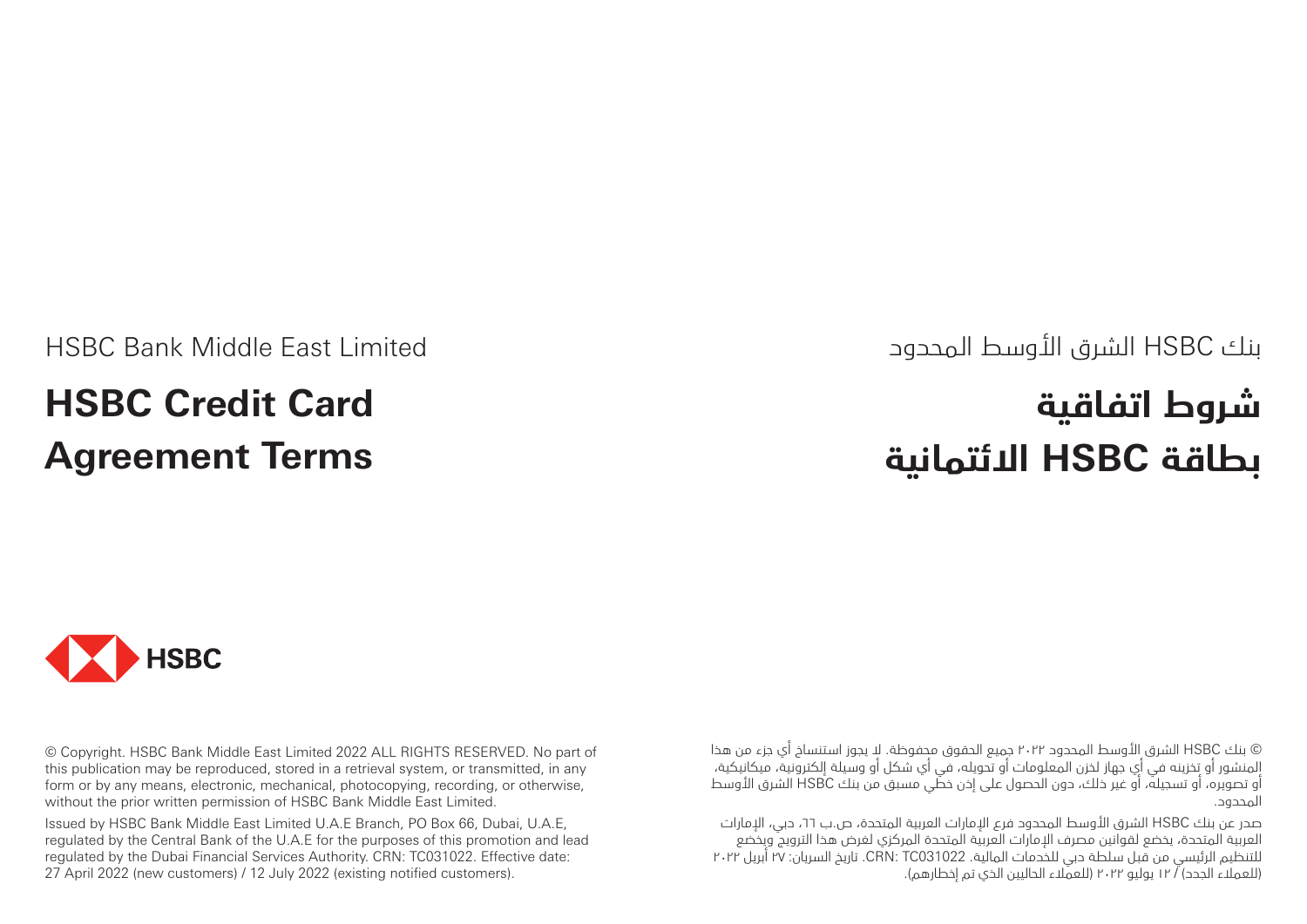HSBC Bank Middle East Limited

# HSBC Credit Card Agreement Terms

بنك HSBC الشرق الأوسط المحدود

# شروط اتفاقية بطاقة HSBC الائتمانية

HSBC

© Copyright. HSBC Bank Middle East Limited 2022 ALL RIGHTS RESERVED. No part of this publication may be reproduced, stored in a retrieval system, or transmitted, in any form or by any means, electronic, mechanical, photocopying, recording, or otherwise, without the prior written permission of HSBC Bank Middle East Limited.

Issued by HSBC Bank Middle East Limited U.A.E Branch, PO Box 66, Dubai, U.A.E, regulated by the Central Bank of the U.A.E for the purposes of this promotion and lead regulated by the Dubai Financial Services Authority. CRN: TC031022. Effective date: 27 April 2022 (new customers) / 12 July 2022 (existing notified customers).

© بنك HSBC الشرق الأوسط المحدود ٢٠٢٢ جميع الحقوق محفوظة. لا يجوز استنساخ أي جزء من هذا المنشور أو تخزينه في أي جهاز لخزن المعلومات أو تحويله، في أي شكل أو وسيلة إلكترونية، ميكانيكية، أو تصويره، أو تسجيله، أو غير ذلك، دون الحصول على إذن خطي مسبق من بنك HSBC الشرق الأوسط المحدود.

صدر عن بنك HSBC الشرق الأوسط المحدود فرع الإمارات العربية المتحدة، ص.ب ٦٦، دبي، الإمارات العربية المتحدة، يخضع لقوانين مصرف الإمارات العربية المتحدة المركزي لغرض هذا الترويج ويخضع للتنظيم الرئيسي من قبل سلطة دبي للخدمات المالية. CRN: TC031022. تاريخ السريان: ٢٧ أبريل ٢٠٢٢ (للعملاء الجدد) / ١٢ يوليو ٢٠٢٢ (للعملاء الحاليين الذي تم إخطارهم).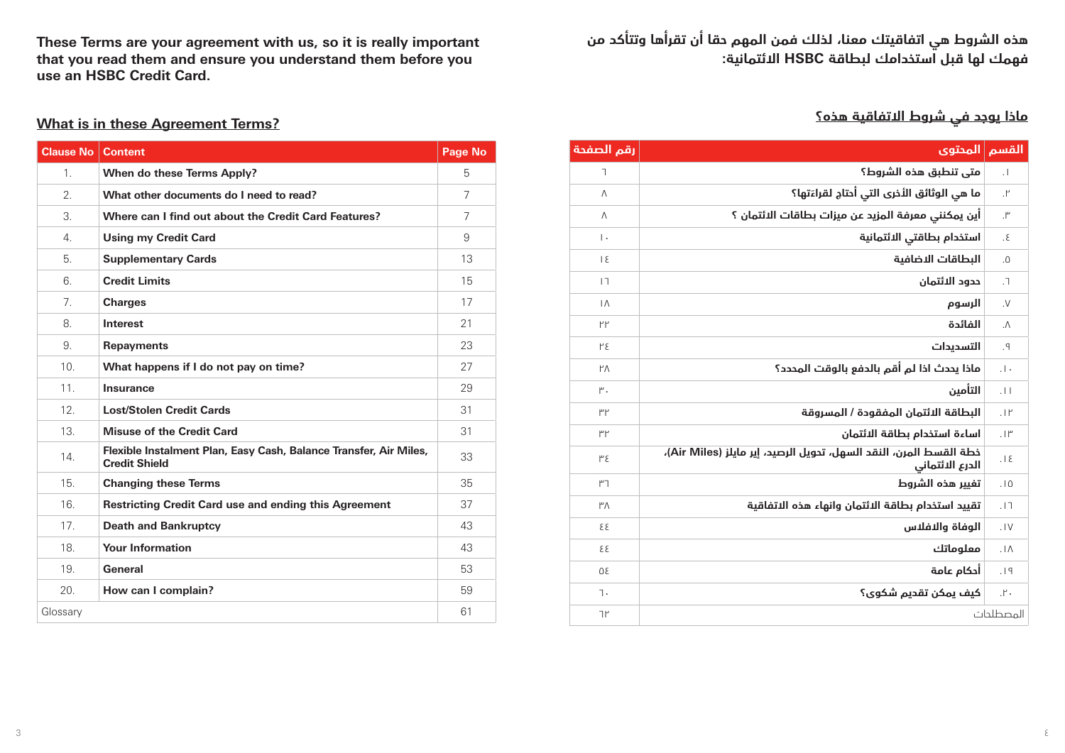**These Terms are your agreement with us, so it is really important that you read them and ensure you understand them before you use an HSBC Credit Card.**

## What is in these Agreement Terms?

| Clause No | Content | Page No |
|---|---|---|
| 1. | When do these Terms Apply? | 5 |
| 2. | What other documents do I need to read? | 7 |
| 3. | Where can I find out about the Credit Card Features? | 7 |
| 4. | Using my Credit Card | 9 |
| 5. | Supplementary Cards | 13 |
| 6. | Credit Limits | 15 |
| 7. | Charges | 17 |
| 8. | Interest | 21 |
| 9. | Repayments | 23 |
| 10. | What happens if I do not pay on time? | 27 |
| 11. | Insurance | 29 |
| 12. | Lost/Stolen Credit Cards | 31 |
| 13. | Misuse of the Credit Card | 31 |
| 14. | Flexible Instalment Plan, Easy Cash, Balance Transfer, Air Miles, Credit Shield | 33 |
| 15. | Changing these Terms | 35 |
| 16. | Restricting Credit Card use and ending this Agreement | 37 |
| 17. | Death and Bankruptcy | 43 |
| 18. | Your Information | 43 |
| 19. | General | 53 |
| 20. | How can I complain? | 59 |
| Glossary | | 61 |

**هذه الشروط هي اتفاقيتك معنا، لذلك فمن المهم حقا أن تقرأها وتتأكد من فهمك لها قبل استخدامك لبطاقة HSBC الائتمانية:**

## ماذا يوجد في شروط الاتفاقية هذه؟

| القسم | المحتوى | رقم الصفحة |
|---|---|---|
| .١ | متى تنطبق هذه الشروط؟ | ٦ |
| .٢ | ما هي الوثائق الأخرى التي أحتاج لقراءتها؟ | ٨ |
| .٣ | أين يمكنني معرفة المزيد عن ميزات بطاقات الائتمان ؟ | ٨ |
| .٤ | استخدام بطاقتي الائتمانية | ١٠ |
| .٥ | البطاقات الاضافية | ١٤ |
| .٦ | حدود الائتمان | ١٦ |
| .٧ | الرسوم | ١٨ |
| .٨ | الفائدة | ٢٢ |
| .٩ | التسديدات | ٢٤ |
| .١٠ | ماذا يحدث اذا لم أقم بالدفع بالوقت المحدد؟ | ٢٨ |
| .١١ | التأمين | ٣٠ |
| .١٢ | البطاقة الائتمان المفقودة / المسروقة | ٣٢ |
| .١٣ | اساءة استخدام بطاقة الائتمان | ٣٢ |
| .١٤ | خطة القسط المرن، النقد السهل، تحويل الرصيد، إير مايلز (Air Miles)، الدرع الائتماني | ٣٤ |
| .١٥ | تغيير هذه الشروط | ٣٦ |
| .١٦ | تقييد استخدام بطاقة الائتمان وانهاء هذه الاتفاقية | ٣٨ |
| .١٧ | الوفاة والافلاس | ٤٤ |
| .١٨ | معلوماتك | ٤٤ |
| .١٩ | أحكام عامة | ٥٤ |
| .٢٠ | كيف يمكن تقديم شكوى؟ | ٦٠ |
| المصطلحات | | ٦٢ |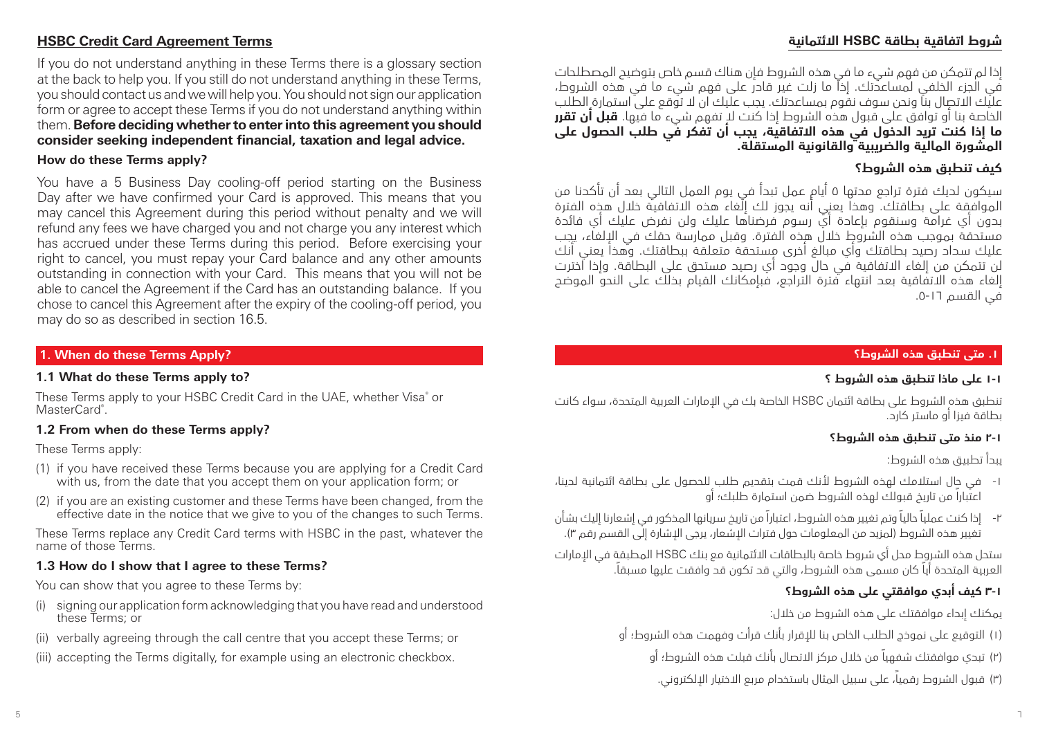## HSBC Credit Card Agreement Terms

If you do not understand anything in these Terms there is a glossary section at the back to help you. If you still do not understand anything in these Terms, you should contact us and we will help you. You should not sign our application form or agree to accept these Terms if you do not understand anything within them. **Before deciding whether to enter into this agreement you should consider seeking independent financial, taxation and legal advice.**

**How do these Terms apply?**

You have a 5 Business Day cooling-off period starting on the Business Day after we have confirmed your Card is approved. This means that you may cancel this Agreement during this period without penalty and we will refund any fees we have charged you and not charge you any interest which has accrued under these Terms during this period. Before exercising your right to cancel, you must repay your Card balance and any other amounts outstanding in connection with your Card. This means that you will not be able to cancel the Agreement if the Card has an outstanding balance. If you chose to cancel this Agreement after the expiry of the cooling-off period, you may do so as described in section 16.5.

### 1. When do these Terms Apply?

**1.1 What do these Terms apply to?**

These Terms apply to your HSBC Credit Card in the UAE, whether Visa® or MasterCard®.

**1.2 From when do these Terms apply?**

These Terms apply:

(1) if you have received these Terms because you are applying for a Credit Card with us, from the date that you accept them on your application form; or

(2) if you are an existing customer and these Terms have been changed, from the effective date in the notice that we give to you of the changes to such Terms.

These Terms replace any Credit Card terms with HSBC in the past, whatever the name of those Terms.

**1.3 How do I show that I agree to these Terms?**

You can show that you agree to these Terms by:

(i) signing our application form acknowledging that you have read and understood these Terms; or

(ii) verbally agreeing through the call centre that you accept these Terms; or

(iii) accepting the Terms digitally, for example using an electronic checkbox.

## شروط اتفاقية بطاقة HSBC الائتمانية

إذا لم تتمكن من فهم شيء ما في هذه الشروط فإن هناك قسم خاص بتوضيح المصطلحات في الجزء الخلفي لمساعدتك. إذا ما زلت غير قادر على فهم شيء ما في هذه الشروط، عليك الاتصال بنا ونحن سوف نقوم بمساعدتك. يجب عليك ان لا توقع على استمارة الطلب الخاصة بنا أو توافق على قبول هذه الشروط إذا كنت لا تفهم شيء ما فيها. **قبل أن تقرر ما إذا كنت تريد الدخول في هذه الاتفاقية، يجب أن تفكر في طلب الحصول على المشورة المالية والضريبية والقانونية المستقلة.**

**كيف تنطبق هذه الشروط؟**

سيكون لديك فترة تراجع مدتها ٥ أيام عمل تبدأ في يوم العمل التالي بعد أن تأكدنا من الموافقة على بطاقتك. وهذا يعني أنه يجوز لك إلغاء هذه الاتفاقية خلال هذه الفترة بدون أي غرامة وسنقوم بإعادة أي رسوم فرضناها عليك ولن نفرض عليك أي فائدة مستحقة بموجب هذه الشروط خلال هذه الفترة. وقبل ممارسة حقك في الإلغاء، يجب عليك سداد رصيد بطاقتك وأي مبالغ أخرى مستحقة متعلقة ببطاقتك. وهذا يعني أنك لن تتمكن من إلغاء الاتفاقية في حال وجود أي رصيد مستحق على البطاقة. وإذا اخترت إلغاء هذه الاتفاقية بعد انتهاء فترة التراجع، فبإمكانك القيام بذلك على النحو الموضح في القسم ١٦-٥.

### ١. متى تنطبق هذه الشروط؟

**١-١ على ماذا تنطبق هذه الشروط ؟**

تنطبق هذه الشروط على بطاقة ائتمان HSBC الخاصة بك في الإمارات العربية المتحدة، سواء كانت بطاقة فيزا أو ماستر كارد.

**١-٢ منذ متى تنطبق هذه الشروط؟**

يبدأ تطبيق هذه الشروط:

١- في حال استلامك لهذه الشروط لأنك قمت بتقديم طلب للحصول على بطاقة ائتمانية لدينا، اعتباراً من تاريخ قبولك لهذه الشروط ضمن استمارة طلبك؛ أو

٢- إذا كنت عميلاً حالياً وتم تغيير هذه الشروط، اعتباراً من تاريخ سريانها المذكور في إشعارنا إليك بشأن تغيير هذه الشروط (لمزيد من المعلومات حول فترات الإشعار، يرجى الإشارة إلى القسم رقم ٣).

ستحل هذه الشروط محل أي شروط خاصة بالبطاقات الائتمانية مع بنك HSBC المطبقة في الإمارات العربية المتحدة أياً كان مسمى هذه الشروط، والتي قد تكون قد وافقت عليها مسبقاً.

**١-٣ كيف أبدي موافقتي على هذه الشروط؟**

يمكنك إبداء موافقتك على هذه الشروط من خلال:

(١) التوقيع على نموذج الطلب الخاص بنا للإقرار بأنك قرأت وفهمت هذه الشروط؛ أو

(٢) تبدي موافقتك شفهياً من خلال مركز الاتصال بأنك قبلت هذه الشروط؛ أو

(٣) قبول الشروط رقمياً، على سبيل المثال باستخدام مربع الاختيار الإلكتروني.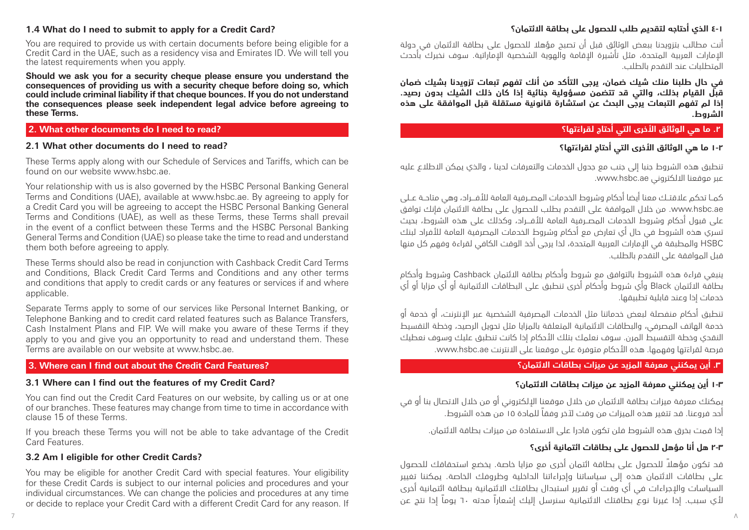### 1.4 What do I need to submit to apply for a Credit Card?

You are required to provide us with certain documents before being eligible for a Credit Card in the UAE, such as a residency visa and Emirates ID. We will tell you the latest requirements when you apply.

**Should we ask you for a security cheque please ensure you understand the consequences of providing us with a security cheque before doing so, which could include criminal liability if that cheque bounces. If you do not understand the consequences please seek independent legal advice before agreeing to these Terms.**

## 2. What other documents do I need to read?

### 2.1 What other documents do I need to read?

These Terms apply along with our Schedule of Services and Tariffs, which can be found on our website www.hsbc.ae.

Your relationship with us is also governed by the HSBC Personal Banking General Terms and Conditions (UAE), available at www.hsbc.ae. By agreeing to apply for a Credit Card you will be agreeing to accept the HSBC Personal Banking General Terms and Conditions (UAE), as well as these Terms, these Terms shall prevail in the event of a conflict between these Terms and the HSBC Personal Banking General Terms and Condition (UAE) so please take the time to read and understand them both before agreeing to apply.

These Terms should also be read in conjunction with Cashback Credit Card Terms and Conditions, Black Credit Card Terms and Conditions and any other terms and conditions that apply to credit cards or any features or services if and where applicable.

Separate Terms apply to some of our services like Personal Internet Banking, or Telephone Banking and to credit card related features such as Balance Transfers, Cash Instalment Plans and FIP. We will make you aware of these Terms if they apply to you and give you an opportunity to read and understand them. These Terms are available on our website at www.hsbc.ae.

## 3. Where can I find out about the Credit Card Features?

### 3.1 Where can I find out the features of my Credit Card?

You can find out the Credit Card Features on our website, by calling us or at one of our branches. These features may change from time to time in accordance with clause 15 of these Terms.

If you breach these Terms you will not be able to take advantage of the Credit Card Features.

### 3.2 Am I eligible for other Credit Cards?

You may be eligible for another Credit Card with special features. Your eligibility for these Credit Cards is subject to our internal policies and procedures and your individual circumstances. We can change the policies and procedures at any time or decide to replace your Credit Card with a different Credit Card for any reason. If

### ١-٤ الذي أحتاجه لتقديم طلب للحصول على بطاقة الائتمان؟

أنت مطالب بتزويدنا ببعض الوثائق قبل أن تصبح مؤهلا للحصول على بطاقة الائتمان في دولة الإمارات العربية المتحدة، مثل تأشيرة الإقامة والهوية الشخصية الإماراتية. سوف نخبرك بأحدث المتطلبات عند التقدم بالطلب.

**في حال طلبنا منك شيك ضمان، يرجى التأكد من أنك تفهم تبعات تزويدنا بشيك ضمان قبل القيام بذلك، والتي قد تتضمن مسؤولية جنائية إذا كان ذلك الشيك بدون رصيد. إذا لم تفهم التبعات يرجى البحث عن استشارة قانونية مستقلة قبل الموافقة على هذه الشروط.**

## ٢. ما هي الوثائق الأخرى التي أحتاج لقراءتها؟

### ٢-١ ما هي الوثائق الأخرى التي أحتاج لقراءتها؟

تنطبق هذه الشروط جنبا إلى جنب مع جدول الخدمات والتعرفات لدينا ، والذي يمكن الاطلاع عليه عبر موقعنا الالكتروني www.hsbc.ae.

كما تحكم علاقتك معنا أيضا أحكام وشروط الخدمات المصرفية العامة للأفراد، وهي متاحة على www.hsbc.ae. من خلال الموافقة على التقدم بطلب للحصول على بطاقة الائتمان فإنك توافق على قبول أحكام وشروط الخدمات المصرفية العامة للأفراد، وكذلك على هذه الشروط، بحيث تسري هذه الشروط في حال أي تعارض مع أحكام وشروط الخدمات المصرفية العامة للأفراد لبنك HSBC والمطبقة في الإمارات العربية المتحدة، لذا يرجى أخذ الوقت الكافي لقراءة وفهم كل منها قبل الموافقة على التقدم بالطلب.

ينبغي قراءة هذه الشروط بالتوافق مع شروط وأحكام بطاقة الائتمان Cashback وشروط وأحكام بطاقة الائتمان Black وأي شروط وأحكام أخرى تنطبق على البطاقات الائتمانية أو أي مزايا أو أي خدمات إذا وعند قابلية تطبيقها.

تنطبق أحكام منفصلة لبعض خدماتنا مثل الخدمات المصرفية الشخصية عبر الإنترنت، أو خدمة أو خدمة الهاتف المصرفي، والبطاقات الائتمانية المتعلقة بالمزايا مثل تحويل الرصيد، وخطة التقسيط النقدي وخطة التقسيط المرن. سوف نعلمك بتلك الأحكام إذا كانت تنطبق عليك وسوف نعطيك فرصة لقراءتها وفهمها. هذه الأحكام متوفرة على موقعنا على الانترنت www.hsbc.ae.

## ٣. أين يمكنني معرفة المزيد عن ميزات بطاقات الائتمان؟

### ٣-١ أين يمكنني معرفة المزيد عن ميزات بطاقات الائتمان؟

يمكنك معرفة ميزات بطاقة الائتمان من خلال موقعنا الإلكتروني أو من خلال الاتصال بنا أو في أحد فروعنا. قد تتغير هذه الميزات من وقت لآخر وفقاً للمادة ١٥ من هذه الشروط.

إذا قمت بخرق هذه الشروط فلن تكون قادرا على الاستفادة من ميزات بطاقة الائتمان.

### ٣-٢ هل أنا مؤهل للحصول على بطاقات ائتمانية أخرى؟

قد تكون مؤهلاً للحصول على بطاقة ائتمان أخرى مع مزايا خاصة. يخضع استحقاقك للحصول على بطاقات الائتمان هذه إلى سياساتنا وإجراءاتنا الداخلية وظروفك الخاصة. يمكننا تغيير السياسات والإجراءات في أي وقت أو تقرير استبدال بطاقتك الائتمانية ببطاقة ائتمانية أخرى لأي سبب. إذا غيرنا نوع بطاقتك الائتمانية سنرسل إليك إشعاراً مدته ٦٠ يوماً إذا نتج عن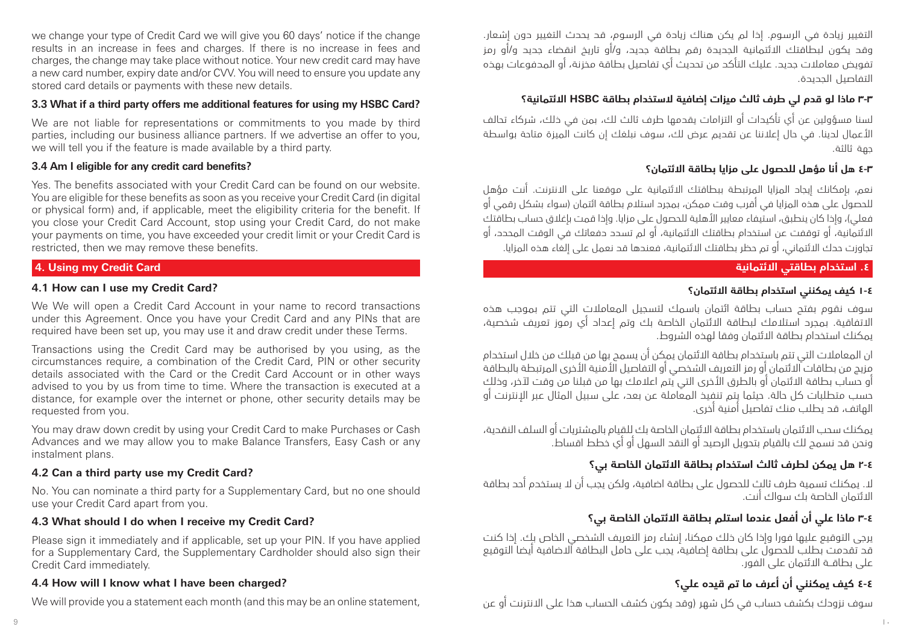we change your type of Credit Card we will give you 60 days' notice if the change results in an increase in fees and charges. If there is no increase in fees and charges, the change may take place without notice. Your new credit card may have a new card number, expiry date and/or CVV. You will need to ensure you update any stored card details or payments with these new details.

### 3.3 What if a third party offers me additional features for using my HSBC Card?

We are not liable for representations or commitments to you made by third parties, including our business alliance partners. If we advertise an offer to you, we will tell you if the feature is made available by a third party.

### 3.4 Am I eligible for any credit card benefits?

Yes. The benefits associated with your Credit Card can be found on our website. You are eligible for these benefits as soon as you receive your Credit Card (in digital or physical form) and, if applicable, meet the eligibility criteria for the benefit. If you close your Credit Card Account, stop using your Credit Card, do not make your payments on time, you have exceeded your credit limit or your Credit Card is restricted, then we may remove these benefits.

## 4. Using my Credit Card

### 4.1 How can I use my Credit Card?

We We will open a Credit Card Account in your name to record transactions under this Agreement. Once you have your Credit Card and any PINs that are required have been set up, you may use it and draw credit under these Terms.

Transactions using the Credit Card may be authorised by you using, as the circumstances require, a combination of the Credit Card, PIN or other security details associated with the Card or the Credit Card Account or in other ways advised to you by us from time to time. Where the transaction is executed at a distance, for example over the internet or phone, other security details may be requested from you.

You may draw down credit by using your Credit Card to make Purchases or Cash Advances and we may allow you to make Balance Transfers, Easy Cash or any instalment plans.

### 4.2 Can a third party use my Credit Card?

No. You can nominate a third party for a Supplementary Card, but no one should use your Credit Card apart from you.

### 4.3 What should I do when I receive my Credit Card?

Please sign it immediately and if applicable, set up your PIN. If you have applied for a Supplementary Card, the Supplementary Cardholder should also sign their Credit Card immediately.

### 4.4 How will I know what I have been charged?

We will provide you a statement each month (and this may be an online statement,

التغيير زيادة في الرسوم. إذا لم يكن هناك زيادة في الرسوم، قد يحدث التغيير دون إشعار. وقد يكون لبطاقتك الائتمانية الجديدة رقم بطاقة جديد، و/أو تاريخ انقضاء جديد و/أو رمز تفويض معاملات جديد. عليك التأكد من تحديث أي تفاصيل بطاقة مخزنة، أو المدفوعات بهذه التفاصيل الجديدة.

### ٣-٣ ماذا لو قدم لي طرف ثالث ميزات إضافية لاستخدام بطاقة HSBC الائتمانية؟

لسنا مسؤولين عن أي تأكيدات أو التزامات يقدمها طرف ثالث لك، بمن في ذلك، شركاء تحالف الأعمال لدينا. في حال إعلاننا عن تقديم عرض لك، سوف نبلغك إن كانت الميزة متاحة بواسطة جهة ثالثة.

### ٣-٤ هل أنا مؤهل للحصول على مزايا بطاقة الائتمان؟

نعم، بإمكانك إيجاد المزايا المرتبطة ببطاقتك الائتمانية على موقعنا على الانترنت. أنت مؤهل للحصول على هذه المزايا في أقرب وقت ممكن، بمجرد استلام بطاقة ائتمان (سواء بشكل رقمي أو فعلي)، وإذا كان ينطبق، استيفاء معايير الأهلية للحصول على مزايا. وإذا قمت بإغلاق حساب بطاقتك الائتمانية، أو توقفت عن استخدام بطاقتك الائتمانية، أو لم تسدد دفعاتك في الوقت المحدد، أو تجاوزت حدك الائتماني، أو تم حظر بطاقتك الائتمانية، فعندها قد نعمل على إلغاء هذه المزايا.

## ٤. استخدام بطاقتي الائتمانية

### ٤-١ كيف يمكنني استخدام بطاقة الائتمان؟

سوف نقوم بفتح حساب بطاقة ائتمان باسمك لتسجيل المعاملات التي تتم بموجب هذه الاتفاقية. بمجرد استلامك لبطاقة الائتمان الخاصة بك وتم إعداد أي رموز تعريف شخصية، يمكنك استخدام بطاقة الائتمان وفقا لهذه الشروط.

ان المعاملات التي تتم باستخدام بطاقة الائتمان يمكن أن يسمح بها من قبلك من خلال استخدام مزيج من بطاقات الائتمان أو رمز التعريف الشخصي أو التفاصيل الأمنية الأخرى المرتبطة بالبطاقة أو حساب بطاقة الائتمان أو بالطرق الأخرى التي يتم اعلامك بها من قبلنا من وقت لآخر، وذلك حسب متطلبات كل حالة. حيثما يتم تنفيذ المعاملة عن بعد، على سبيل المثال عبر الإنترنت أو الهاتف، قد يطلب منك تفاصيل أمنية أخرى.

يمكنك سحب الائتمان باستخدام بطاقة الائتمان الخاصة بك للقيام بالمشتريات أو السلف النقدية، ونحن قد نسمح لك بالقيام بتحويل الرصيد أو النقد السهل أو أي خطط اقساط.

### ٤-٢ هل يمكن لطرف ثالث استخدام بطاقة الائتمان الخاصة بي؟

لا. يمكنك تسمية طرف ثالث للحصول على بطاقة اضافية، ولكن يجب أن لا يستخدم أحد بطاقة الائتمان الخاصة بك سواك أنت.

### ٤-٣ ماذا علي أن أفعل عندما استلم بطاقة الائتمان الخاصة بي؟

يرجى التوقيع عليها فورا وإذا كان ذلك ممكنا، إنشاء رمز التعريف الشخصي الخاص بك. إذا كنت قد تقدمت بطلب للحصول على بطاقة إضافية، يجب على حامل البطاقة الاضافية أيضا التوقيع على بطاقــة الائتمان على الفور.

### ٤-٤ كيف يمكنني أن أعرف ما تم قيده علي؟

سوف نزودك بكشف حساب في كل شهر (وقد يكون كشف الحساب هذا على الانترنت أو عن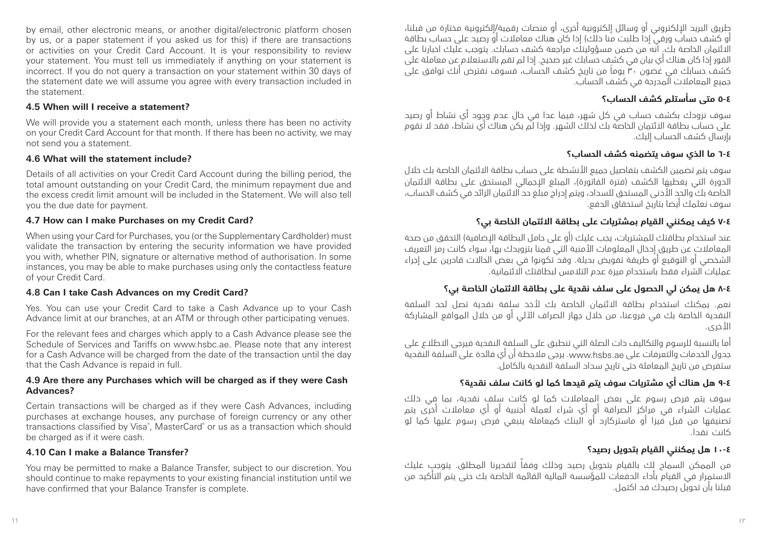by email, other electronic means, or another digital/electronic platform chosen by us, or a paper statement if you asked us for this) if there are transactions or activities on your Credit Card Account. It is your responsibility to review your statement. You must tell us immediately if anything on your statement is incorrect. If you do not query a transaction on your statement within 30 days of the statement date we will assume you agree with every transaction included in the statement.

**4.5 When will I receive a statement?**

We will provide you a statement each month, unless there has been no activity on your Credit Card Account for that month. If there has been no activity, we may not send you a statement.

**4.6 What will the statement include?**

Details of all activities on your Credit Card Account during the billing period, the total amount outstanding on your Credit Card, the minimum repayment due and the excess credit limit amount will be included in the Statement. We will also tell you the due date for payment.

**4.7 How can I make Purchases on my Credit Card?**

When using your Card for Purchases, you (or the Supplementary Cardholder) must validate the transaction by entering the security information we have provided you with, whether PIN, signature or alternative method of authorisation. In some instances, you may be able to make purchases using only the contactless feature of your Credit Card.

**4.8 Can I take Cash Advances on my Credit Card?**

Yes. You can use your Credit Card to take a Cash Advance up to your Cash Advance limit at our branches, at an ATM or through other participating venues.

For the relevant fees and charges which apply to a Cash Advance please see the Schedule of Services and Tariffs on www.hsbc.ae. Please note that any interest for a Cash Advance will be charged from the date of the transaction until the day that the Cash Advance is repaid in full.

**4.9 Are there any Purchases which will be charged as if they were Cash Advances?**

Certain transactions will be charged as if they were Cash Advances, including purchases at exchange houses, any purchase of foreign currency or any other transactions classified by Visa®, MasterCard® or us as a transaction which should be charged as if it were cash.

**4.10 Can I make a Balance Transfer?**

You may be permitted to make a Balance Transfer, subject to our discretion. You should continue to make repayments to your existing financial institution until we have confirmed that your Balance Transfer is complete.

طريق البريد الإلكتروني أو وسائل إلكترونية أخرى، أو منصات رقمية/إلكترونية مختارة من قبلنا، أو كشف حساب ورقي إذا طلبت منا ذلك) إذا كان هناك معاملات أو رصيد على حساب بطاقة الائتمان الخاصة بك. أنه من ضمن مسؤوليتك مراجعة كشف حسابك. يتوجب عليك اخبارنا على الفور إذا كان هناك أي بيان في كشف حسابك غير صحيح. إذا لم تقم بالاستعلام عن معاملة على كشف حسابك في غضون ٣٠ يوماً من تاريخ كشف الحساب، فسوف نفترض أنك توافق على جميع المعاملات المدرجة في كشف الحساب.

**٤-٥ متى سأستلم كشف الحساب؟**

سوف نزودك بكشف حساب في كل شهر، فيما عدا في حال عدم وجود أي نشاط أو رصيد على حساب بطاقة الائتمان الخاصة بك لذلك الشهر. وإذا لم يكن هناك أي نشاط، فقد لا نقوم بإرسال كشف الحساب إليك.

**٤-٦ ما الذي سوف يتضمنه كشف الحساب؟**

سوف يتم تضمين الكشف بتفاصيل جميع الأنشطة على حساب بطاقة الائتمان الخاصة بك خلال الدورة التي يغطيها الكشف (فترة الفاتورة)، المبلغ الإجمالي المستحق على بطاقة الائتمان الخاصة بك والحد الأدنى المستحق للسداد، ويتم إدراج مبلغ حد الائتمان الزائد في كشف الحساب، سوف نعلمك أيضا بتاريخ استحقاق الدفع.

**٤-٧ كيف يمكنني القيام بمشتريات على بطاقة الائتمان الخاصة بي؟**

عند استخدام بطاقتك للمشتريات، يجب عليك (أو على حامل البطاقة الإضافية) التحقق من صحة المعاملات عن طريق إدخال المعلومات الأمنية التي قمنا بتزويدك بها، سواء كانت رمز التعريف الشخصي أو التوقيع أو طريقة تفويض بديلة. وقد تكونوا في بعض الحالات قادرين على إجراء عمليات الشراء فقط باستخدام ميزة عدم التلامس لبطاقتك الائتمانية.

**٤-٨ هل يمكن لي الحصول على سلف نقدية على بطاقة الائتمان الخاصة بي؟**

نعم. يمكنك استخدام بطاقة الائتمان الخاصة بك لأخذ سلفة نقدية تصل لحد السلفة النقدية الخاصة بك في فروعنا، من خلال جهاز الصراف الآلي أو من خلال المواقع المشاركة الأخرى.

أما بالنسبة للرسوم والتكاليف ذات الصلة التي تنطبق على السلفة النقدية فيرجى الاطلاع على جدول الخدمات والتعرفات على www.hsbs.ae. يرجى ملاحظة أن أي فائدة على السلفة النقدية ستفرض من تاريخ المعاملة حتى تاريخ سداد السلفة النقدية بالكامل.

**٤-٩ هل هناك أي مشتريات سوف يتم قيدها كما لو كانت سلف نقدية؟**

سوف يتم فرض رسوم على بعض المعاملات كما لو كانت سلف نقدية، بما في ذلك عمليات الشراء في مراكز الصرافة أو أي شراء لعملة أجنبية أو أي معاملات أخرى يتم تصنيفها من قبل فيزا أو ماستركارد أو البنك كمعاملة ينبغي فرض رسوم عليها كما لو كانت نقدا.

**٤-١٠ هل يمكنني القيام بتحويل رصيد؟**

من الممكن السماح لك بالقيام بتحويل رصيد وذلك وفقاً لتقديرنا المطلق. يتوجب عليك الاستمرار في القيام بأداء الدفعات للمؤسسة المالية القائمة الخاصة بك حتى يتم التأكيد من قبلنا بأن تحويل رصيدك قد اكتمل.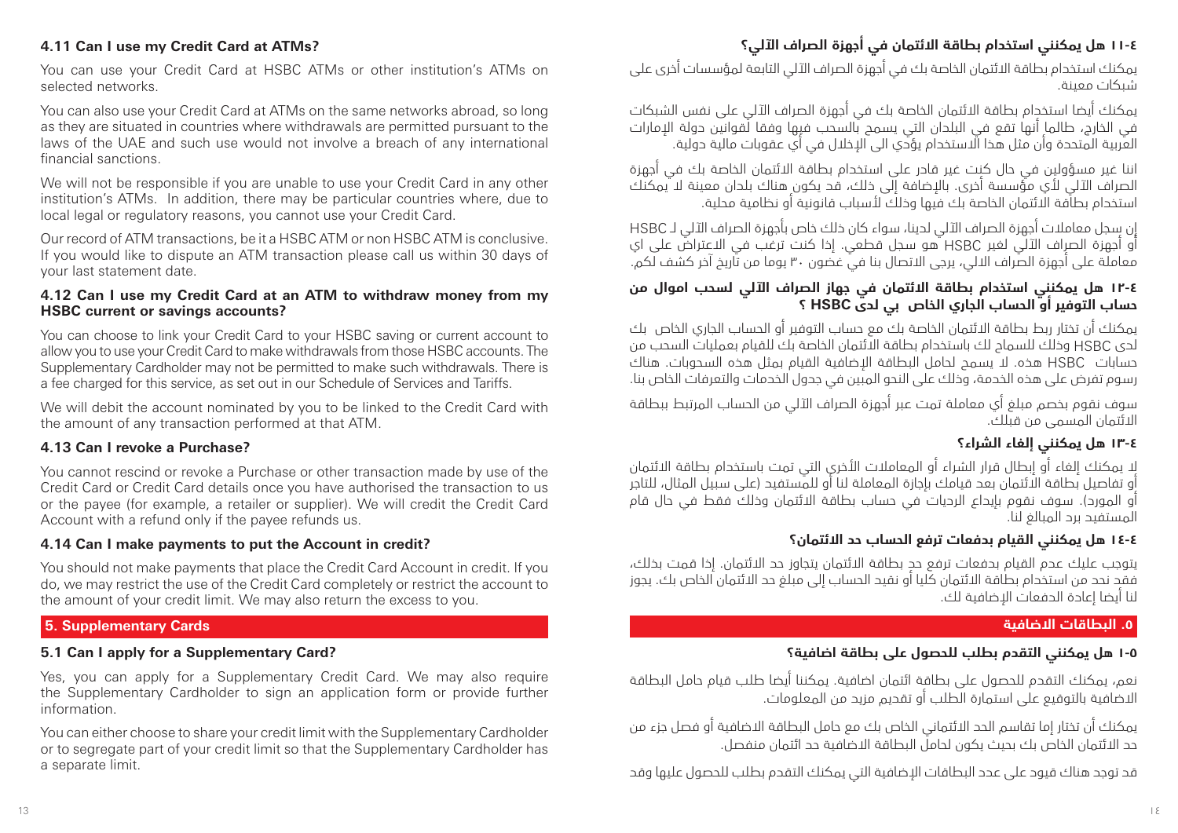#### 4.11 Can I use my Credit Card at ATMs?

You can use your Credit Card at HSBC ATMs or other institution's ATMs on selected networks.

You can also use your Credit Card at ATMs on the same networks abroad, so long as they are situated in countries where withdrawals are permitted pursuant to the laws of the UAE and such use would not involve a breach of any international financial sanctions.

We will not be responsible if you are unable to use your Credit Card in any other institution's ATMs. In addition, there may be particular countries where, due to local legal or regulatory reasons, you cannot use your Credit Card.

Our record of ATM transactions, be it a HSBC ATM or non HSBC ATM is conclusive. If you would like to dispute an ATM transaction please call us within 30 days of your last statement date.

#### 4.12 Can I use my Credit Card at an ATM to withdraw money from my HSBC current or savings accounts?

You can choose to link your Credit Card to your HSBC saving or current account to allow you to use your Credit Card to make withdrawals from those HSBC accounts. The Supplementary Cardholder may not be permitted to make such withdrawals. There is a fee charged for this service, as set out in our Schedule of Services and Tariffs.

We will debit the account nominated by you to be linked to the Credit Card with the amount of any transaction performed at that ATM.

#### 4.13 Can I revoke a Purchase?

You cannot rescind or revoke a Purchase or other transaction made by use of the Credit Card or Credit Card details once you have authorised the transaction to us or the payee (for example, a retailer or supplier). We will credit the Credit Card Account with a refund only if the payee refunds us.

#### 4.14 Can I make payments to put the Account in credit?

You should not make payments that place the Credit Card Account in credit. If you do, we may restrict the use of the Credit Card completely or restrict the account to the amount of your credit limit. We may also return the excess to you.

### 5. Supplementary Cards

#### 5.1 Can I apply for a Supplementary Card?

Yes, you can apply for a Supplementary Credit Card. We may also require the Supplementary Cardholder to sign an application form or provide further information.

You can either choose to share your credit limit with the Supplementary Cardholder or to segregate part of your credit limit so that the Supplementary Cardholder has a separate limit.

#### ٤-١١ هل يمكنني استخدام بطاقة الائتمان في أجهزة الصراف الآلي؟

يمكنك استخدام بطاقة الائتمان الخاصة بك في أجهزة الصراف الآلي التابعة لمؤسسات أخرى على شبكات معينة.

يمكنك أيضا استخدام بطاقة الائتمان الخاصة بك في أجهزة الصراف الآلي على نفس الشبكات في الخارج، طالما أنها تقع في البلدان التي يسمح بالسحب فيها وفقا لقوانين دولة الإمارات العربية المتحدة وأن مثل هذا الاستخدام يؤدي الى الإخلال في أي عقوبات مالية دولية.

اننا غير مسؤولين في حال كنت غير قادر على استخدام بطاقة الائتمان الخاصة بك في أجهزة الصراف الآلي لأي مؤسسة أخرى. بالإضافة إلى ذلك، قد يكون هناك بلدان معينة لا يمكنك استخدام بطاقة الائتمان الخاصة بك فيها وذلك لأسباب قانونية أو نظامية محلية.

إن سجل معاملات أجهزة الصراف الآلي لدينا، سواء كان ذلك خاص بأجهزة الصراف الآلي لـ HSBC أو أجهزة الصراف الآلي لغير HSBC هو سجل قطعي. إذا كنت ترغب في الاعتراض على اي معاملة على أجهزة الصراف الالي، يرجى الاتصال بنا في غضون ٣٠ يوما من تاريخ آخر كشف لكم.

#### ٤-١٢ هل يمكنني استخدام بطاقة الائتمان في جهاز الصراف الآلي لسحب اموال من حساب التوفير أو الحساب الجاري الخاص بي لدى HSBC ؟

يمكنك أن تختار ربط بطاقة الائتمان الخاصة بك مع حساب التوفير أو الحساب الجاري الخاص بك لدى HSBC وذلك للسماح لك باستخدام بطاقة الائتمان الخاصة بك للقيام بعمليات السحب من حسابات HSBC هذه. لا يسمح لحامل البطاقة الإضافية القيام بمثل هذه السحوبات. هناك رسوم تفرض على هذه الخدمة، وذلك على النحو المبين في جدول الخدمات والتعرفات الخاص بنا.

سوف نقوم بخصم مبلغ أي معاملة تمت عبر أجهزة الصراف الآلي من الحساب المرتبط ببطاقة الائتمان المسمى من قبلك.

#### ٤-١٣ هل يمكنني إلغاء الشراء؟

لا يمكنك إلغاء أو إبطال قرار الشراء أو المعاملات الأخرى التي تمت باستخدام بطاقة الائتمان أو تفاصيل بطاقة الائتمان بعد قيامك بإجازة المعاملة لنا أو للمستفيد (على سبيل المثال، للتاجر أو المورد). سوف نقوم بإيداع الرديات في حساب بطاقة الائتمان وذلك فقط في حال قام المستفيد برد المبالغ لنا.

#### ٤-١٤ هل يمكنني القيام بدفعات ترفع الحساب حد الائتمان؟

يتوجب عليك عدم القيام بدفعات ترفع حد بطاقة الائتمان يتجاوز حد الائتمان. إذا قمت بذلك، فقد نحد من استخدام بطاقة الائتمان كليا أو نقيد الحساب إلى مبلغ حد الائتمان الخاص بك. يجوز لنا أيضا إعادة الدفعات الإضافية لك.

### ٥. البطاقات الاضافية

#### ٥-١ هل يمكنني التقدم بطلب للحصول على بطاقة اضافية؟

نعم، يمكنك التقدم للحصول على بطاقة ائتمان اضافية. يمكننا أيضا طلب قيام حامل البطاقة الاضافية بالتوقيع على استمارة الطلب أو تقديم مزيد من المعلومات.

يمكنك أن تختار إما تقاسم الحد الائتماني الخاص بك مع حامل البطاقة الاضافية أو فصل جزء من حد الائتمان الخاص بك بحيث يكون لحامل البطاقة الاضافية حد ائتمان منفصل.

قد توجد هناك قيود على عدد البطاقات الإضافية التي يمكنك التقدم بطلب للحصول عليها وقد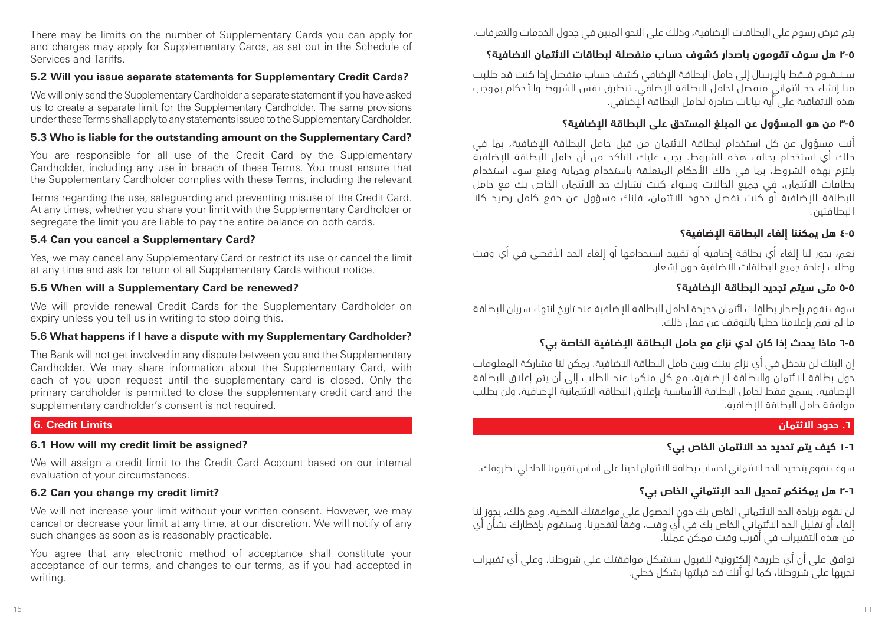There may be limits on the number of Supplementary Cards you can apply for and charges may apply for Supplementary Cards, as set out in the Schedule of Services and Tariffs.

### 5.2 Will you issue separate statements for Supplementary Credit Cards?

We will only send the Supplementary Cardholder a separate statement if you have asked us to create a separate limit for the Supplementary Cardholder. The same provisions under these Terms shall apply to any statements issued to the Supplementary Cardholder.

### 5.3 Who is liable for the outstanding amount on the Supplementary Card?

You are responsible for all use of the Credit Card by the Supplementary Cardholder, including any use in breach of these Terms. You must ensure that the Supplementary Cardholder complies with these Terms, including the relevant Terms regarding the use, safeguarding and preventing misuse of the Credit Card. At any times, whether you share your limit with the Supplementary Cardholder or segregate the limit you are liable to pay the entire balance on both cards.

### 5.4 Can you cancel a Supplementary Card?

Yes, we may cancel any Supplementary Card or restrict its use or cancel the limit at any time and ask for return of all Supplementary Cards without notice.

### 5.5 When will a Supplementary Card be renewed?

We will provide renewal Credit Cards for the Supplementary Cardholder on expiry unless you tell us in writing to stop doing this.

### 5.6 What happens if I have a dispute with my Supplementary Cardholder?

The Bank will not get involved in any dispute between you and the Supplementary Cardholder. We may share information about the Supplementary Card, with each of you upon request until the supplementary card is closed. Only the primary cardholder is permitted to close the supplementary credit card and the supplementary cardholder's consent is not required.

## 6. Credit Limits

### 6.1 How will my credit limit be assigned?

We will assign a credit limit to the Credit Card Account based on our internal evaluation of your circumstances.

### 6.2 Can you change my credit limit?

We will not increase your limit without your written consent. However, we may cancel or decrease your limit at any time, at our discretion. We will notify of any such changes as soon as is reasonably practicable.

You agree that any electronic method of acceptance shall constitute your acceptance of our terms, and changes to our terms, as if you had accepted in writing.

يتم فرض رسوم على البطاقات الإضافية، وذلك على النحو المبين في جدول الخدمات والتعرفات.

### ٥-٢ هل سوف تقومون باصدار كشوف حساب منفصلة لبطاقات الائتمان الاضافية؟

سنقوم فقط بالإرسال إلى حامل البطاقة الإضافي كشف حساب منفصل إذا كنت قد طلبت منا إنشاء حد ائتماني منفصل لحامل البطاقة الإضافي. تنطبق نفس الشروط والأحكام بموجب هذه الاتفاقية على أية بيانات صادرة لحامل البطاقة الإضافي.

### ٥-٣ من هو المسؤول عن المبلغ المستحق على البطاقة الإضافية؟

أنت مسؤول عن كل استخدام لبطاقة الائتمان من قبل حامل البطاقة الإضافية، بما في ذلك أي استخدام يخالف هذه الشروط. يجب عليك التأكد من أن حامل البطاقة الإضافية يلتزم بهذه الشروط، بما في ذلك الأحكام المتعلقة باستخدام وحماية ومنع سوء استخدام بطاقات الائتمان. في جميع الحالات وسواء كنت تشارك حد الائتمان الخاص بك مع حامل البطاقة الإضافية أو كنت تفصل حدود الائتمان، فإنك مسؤول عن دفع كامل رصيد كلا البطاقتين.

### ٥-٤ هل يمكننا إلغاء البطاقة الإضافية؟

نعم، يجوز لنا إلغاء أي بطاقة إضافية أو تقييد استخدامها أو إلغاء الحد الأقصى في أي وقت وطلب إعادة جميع البطاقات الإضافية دون إشعار.

### ٥-٥ متى سيتم تجديد البطاقة الإضافية؟

سوف نقوم بإصدار بطاقات ائتمان جديدة لحامل البطاقة الإضافية عند تاريخ انتهاء سريان البطاقة ما لم تقم بإعلامنا خطياً بالتوقف عن فعل ذلك.

### ٥-٦ ماذا يحدث إذا كان لدي نزاع مع حامل البطاقة الإضافية الخاصة بي؟

إن البنك لن يتدخل في أي نزاع بينك وبين حامل البطاقة الاضافية. يمكن لنا مشاركة المعلومات حول بطاقة الائتمان والبطاقة الإضافية، مع كل منكما عند الطلب إلى أن يتم إغلاق البطاقة الإضافية. يسمح فقط لحامل البطاقة الأساسية بإغلاق البطاقة الائتمانية الإضافية، ولن يطلب موافقة حامل البطاقة الإضافية.

## ٦. حدود الائتمان

### ٦-١ كيف يتم تحديد حد الائتمان الخاص بي؟

سوف نقوم بتحديد الحد الائتماني لحساب بطاقة الائتمان لدينا على أساس تقييمنا الداخلي لظروفك.

### ٦-٢ هل يمكنكم تعديل الحد الإئتماني الخاص بي؟

لن نقوم بزيادة الحد الائتماني الخاص بك دون الحصول على موافقتك الخطية. ومع ذلك، يجوز لنا إلغاء أو تقليل الحد الائتماني الخاص بك في أي وقت، وفقاً لتقديرنا. وسنقوم بإخطارك بشأن أي من هذه التغييرات في أقرب وقت ممكن عملياً.

توافق على أن أي طريقة إلكترونية للقبول ستشكل موافقتك على شروطنا، وعلى أي تغييرات نجريها على شروطنا، كما لو أنك قد قبلتها بشكل خطي.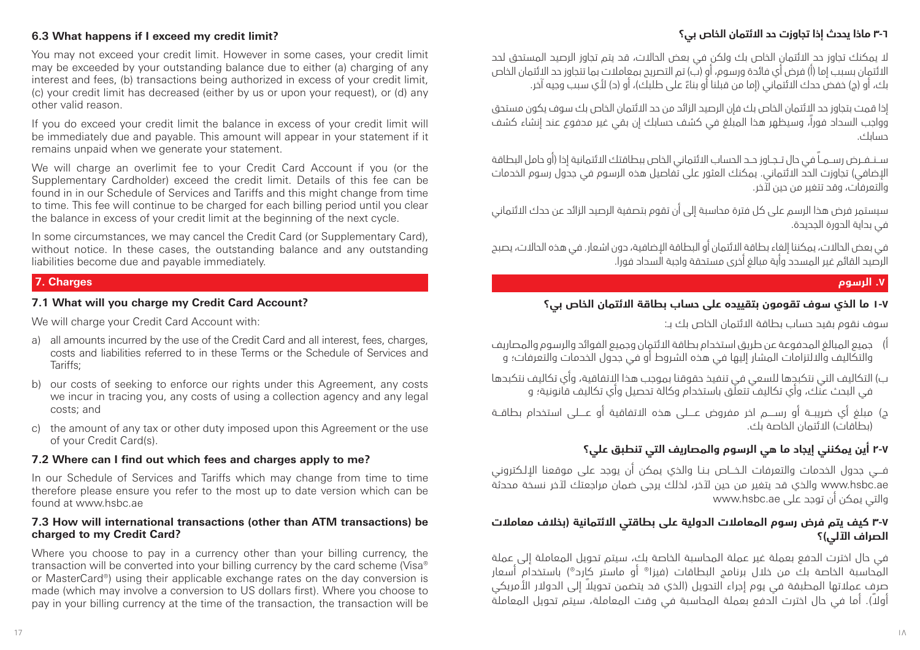### 6.3 What happens if I exceed my credit limit?

You may not exceed your credit limit. However in some cases, your credit limit may be exceeded by your outstanding balance due to either (a) charging of any interest and fees, (b) transactions being authorized in excess of your credit limit, (c) your credit limit has decreased (either by us or upon your request), or (d) any other valid reason.

If you do exceed your credit limit the balance in excess of your credit limit will be immediately due and payable. This amount will appear in your statement if it remains unpaid when we generate your statement.

We will charge an overlimit fee to your Credit Card Account if you (or the Supplementary Cardholder) exceed the credit limit. Details of this fee can be found in in our Schedule of Services and Tariffs and this might change from time to time. This fee will continue to be charged for each billing period until you clear the balance in excess of your credit limit at the beginning of the next cycle.

In some circumstances, we may cancel the Credit Card (or Supplementary Card), without notice. In these cases, the outstanding balance and any outstanding liabilities become due and payable immediately.

## 7. Charges

### 7.1 What will you charge my Credit Card Account?

We will charge your Credit Card Account with:

a) all amounts incurred by the use of the Credit Card and all interest, fees, charges, costs and liabilities referred to in these Terms or the Schedule of Services and Tariffs;

b) our costs of seeking to enforce our rights under this Agreement, any costs we incur in tracing you, any costs of using a collection agency and any legal costs; and

c) the amount of any tax or other duty imposed upon this Agreement or the use of your Credit Card(s).

### 7.2 Where can I find out which fees and charges apply to me?

In our Schedule of Services and Tariffs which may change from time to time therefore please ensure you refer to the most up to date version which can be found at www.hsbc.ae

### 7.3 How will international transactions (other than ATM transactions) be charged to my Credit Card?

Where you choose to pay in a currency other than your billing currency, the transaction will be converted into your billing currency by the card scheme (Visa® or MasterCard®) using their applicable exchange rates on the day conversion is made (which may involve a conversion to US dollars first). Where you choose to pay in your billing currency at the time of the transaction, the transaction will be

### ٣-٦ ماذا يحدث إذا تجاوزت حد الائتمان الخاص بي؟

لا يمكنك تجاوز حد الائتمان الخاص بك ولكن في بعض الحالات، قد يتم تجاوز الرصيد المستحق لحد الائتمان بسبب إما (أ) فرض أي فائدة ورسوم، أو (ب) تم التصريح بمعاملات بما تتجاوز حد الائتمان الخاص بك، أو (ج) خفض حدك الائتماني (إما من قبلنا أو بناءً على طلبك)، أو (د) لأي سبب وجيه آخر.

إذا قمت بتجاوز حد الائتمان الخاص بك فإن الرصيد الزائد من حد الائتمان الخاص بك سوف يكون مستحق وواجب السداد فوراً، وسيظهر هذا المبلغ في كشف حسابك إن بقي غير مدفوع عند إنشاء كشف حسابك.

سـنـفـرض رسـمـاً في حال تـجـاوز حـد الحساب الائتماني الخاص ببطاقتك الائتمانية إذا (أو حامل البطاقة الإضافي) تجاوزت الحد الائتماني. يمكنك العثور على تفاصيل هذه الرسوم في جدول رسوم الخدمات والتعرفات، وقد تتغير من حين لآخر.

سيستمر فرض هذا الرسم على كل فترة محاسبة إلى أن تقوم بتصفية الرصيد الزائد عن حدك الائتماني في بداية الدورة الجديدة.

في بعض الحالات، يمكننا إلغاء بطاقة الائتمان أو البطاقة الإضافية، دون اشعار. في هذه الحالات، يصبح الرصيد القائم غير المسدد وأية مبالغ أخرى مستحقة واجبة السداد فورا.

## ٧. الرسوم

### ١-٧ ما الذي سوف تقومون بتقييده على حساب بطاقة الائتمان الخاص بي؟

سوف نقوم بقيد حساب بطاقة الائتمان الخاص بك بـ:

أ) جميع المبالغ المدفوعة عن طريق استخدام بطاقة الائتمان وجميع الفوائد والرسوم والمصاريف والتكاليف والالتزامات المشار إليها في هذه الشروط أو في جدول الخدمات والتعرفات؛ و

ب) التكاليف التي نتكبدها للسعي في تنفيذ حقوقنا بموجب هذا الاتفاقية، وأي تكاليف نتكبدها في البحث عنك، وأي تكاليف تتعلق باستخدام وكالة تحصيل وأي تكاليف قانونية؛ و

ج) مبلغ أي ضريبـة أو رســم اخر مفروض عــلى هذه الاتفاقية أو عــلى استخدام بطاقـة (بطاقات) الائتمان الخاصة بك.

### ٢-٧ أين يمكنني إيجاد ما هي الرسوم والمصاريف التي تنطبق علي؟

فــي جدول الخدمات والتعرفات الخـاص بنـا والذي يمكن أن يوجد على موقعنا الإلـكتروني www.hsbc.ae والذي قد يتغير من حين لآخر، لذلك يرجى ضمان مراجعتك لآخر نسخة محدثة والتي يمكن أن توجد على www.hsbc.ae

### ٣-٧ كيف يتم فرض رسوم المعاملات الدولية على بطاقتي الائتمانية (بخلاف معاملات الصراف الآلي)؟

في حال اخترت الدفع بعملة غير عملة المحاسبة الخاصة بك، سيتم تحويل المعاملة إلى عملة المحاسبة الخاصة بك من خلال برنامج البطاقات (فيزا® أو ماستر كارد®) باستخدام أسعار صرف عملاتها المطبقة في يوم إجراء التحويل (الذي قد يتضمن تحويلاً إلى الدولار الأمريكي أولاً). أما في حال اخترت الدفع بعملة المحاسبة في وقت المعاملة، سيتم تحويل المعاملة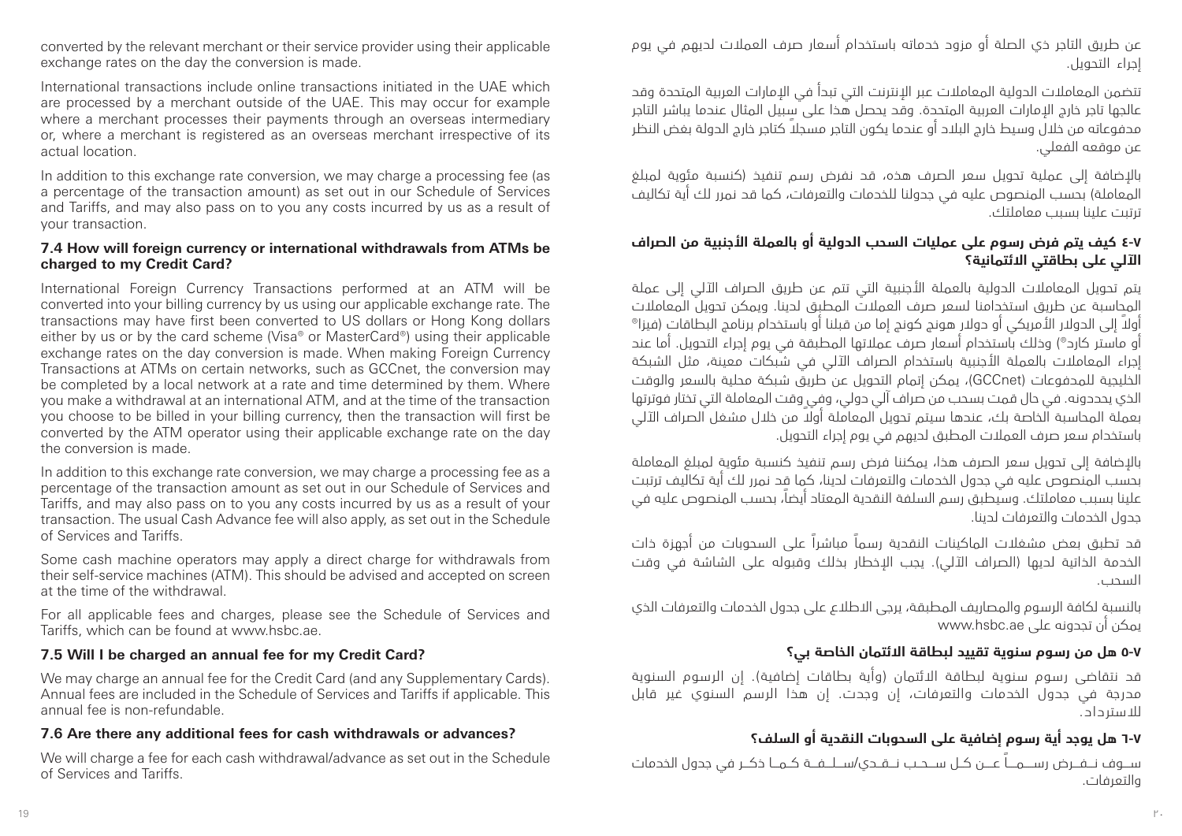converted by the relevant merchant or their service provider using their applicable exchange rates on the day the conversion is made.

International transactions include online transactions initiated in the UAE which are processed by a merchant outside of the UAE. This may occur for example where a merchant processes their payments through an overseas intermediary or, where a merchant is registered as an overseas merchant irrespective of its actual location.

In addition to this exchange rate conversion, we may charge a processing fee (as a percentage of the transaction amount) as set out in our Schedule of Services and Tariffs, and may also pass on to you any costs incurred by us as a result of your transaction.

### 7.4 How will foreign currency or international withdrawals from ATMs be charged to my Credit Card?

International Foreign Currency Transactions performed at an ATM will be converted into your billing currency by us using our applicable exchange rate. The transactions may have first been converted to US dollars or Hong Kong dollars either by us or by the card scheme (Visa® or MasterCard®) using their applicable exchange rates on the day conversion is made. When making Foreign Currency Transactions at ATMs on certain networks, such as GCCnet, the conversion may be completed by a local network at a rate and time determined by them. Where you make a withdrawal at an international ATM, and at the time of the transaction you choose to be billed in your billing currency, then the transaction will first be converted by the ATM operator using their applicable exchange rate on the day the conversion is made.

In addition to this exchange rate conversion, we may charge a processing fee as a percentage of the transaction amount as set out in our Schedule of Services and Tariffs, and may also pass on to you any costs incurred by us as a result of your transaction. The usual Cash Advance fee will also apply, as set out in the Schedule of Services and Tariffs.

Some cash machine operators may apply a direct charge for withdrawals from their self-service machines (ATM). This should be advised and accepted on screen at the time of the withdrawal.

For all applicable fees and charges, please see the Schedule of Services and Tariffs, which can be found at www.hsbc.ae.

### 7.5 Will I be charged an annual fee for my Credit Card?

We may charge an annual fee for the Credit Card (and any Supplementary Cards). Annual fees are included in the Schedule of Services and Tariffs if applicable. This annual fee is non-refundable.

### 7.6 Are there any additional fees for cash withdrawals or advances?

We will charge a fee for each cash withdrawal/advance as set out in the Schedule of Services and Tariffs.

عن طريق التاجر ذي الصلة أو مزود خدماته باستخدام أسعار صرف العملات لديهم في يوم إجراء التحويل.

تتضمن المعاملات الدولية المعاملات عبر الإنترنت التي تبدأ في الإمارات العربية المتحدة وقد عالجها تاجر خارج الإمارات العربية المتحدة. وقد يحصل هذا على سبيل المثال عندما يباشر التاجر مدفوعاته من خلال وسيط خارج البلاد أو عندما يكون التاجر مسجلاً كتاجر خارج الدولة بغض النظر عن موقعه الفعلي.

بالإضافة إلى عملية تحويل سعر الصرف هذه، قد نفرض رسم تنفيذ (كنسبة مئوية لمبلغ المعاملة) بحسب المنصوص عليه في جدولنا للخدمات والتعرفات، كما قد نمرر لك أية تكاليف ترتبت علينا بسبب معاملتك.

### ٧-٤ كيف يتم فرض رسوم على عمليات السحب الدولية أو بالعملة الأجنبية من الصراف الآلي على بطاقتي الائتمانية؟

يتم تحويل المعاملات الدولية بالعملة الأجنبية التي تتم عن طريق الصراف الآلي إلى عملة المحاسبة عن طريق استخدامنا لسعر صرف العملات المطبق لدينا. ويمكن تحويل المعاملات أولاً إلى الدولار الأمريكي أو دولار هونج كونج إما من قبلنا أو باستخدام برنامج البطاقات (فيزا® أو ماستر كارد®) وذلك باستخدام أسعار صرف عملاتها المطبقة في يوم إجراء التحويل. أما عند إجراء المعاملات بالعملة الأجنبية باستخدام الصراف الآلي في شبكات معينة، مثل الشبكة الخليجية للمدفوعات (GCCnet)، يمكن إتمام التحويل عن طريق شبكة محلية بالسعر والوقت الذي يحددونه. في حال قمت بسحب من صراف آلي دولي، وفي وقت المعاملة التي تختار فوترتها بعملة المحاسبة الخاصة بك، عندها سيتم تحويل المعاملة أولاً من خلال مشغل الصراف الآلي باستخدام سعر صرف العملات المطبق لديهم في يوم إجراء التحويل.

بالإضافة إلى تحويل سعر الصرف هذا، يمكننا فرض رسم تنفيذ كنسبة مئوية لمبلغ المعاملة بحسب المنصوص عليه في جدول الخدمات والتعرفات لدينا، كما قد نمرر لك أية تكاليف ترتبت علينا بسبب معاملتك. وسيطبق رسم السلفة النقدية المعتاد أيضاً، بحسب المنصوص عليه في جدول الخدمات والتعرفات لدينا.

قد تطبق بعض مشغلات الماكينات النقدية رسماً مباشراً على السحوبات من أجهزة ذات الخدمة الذاتية لديها (الصراف الآلي). يجب الإخطار بذلك وقبوله على الشاشة في وقت السحب.

بالنسبة لكافة الرسوم والمصاريف المطبقة، يرجى الاطلاع على جدول الخدمات والتعرفات الذي يمكن أن تجدونه على www.hsbc.ae

### ٧-٥ هل من رسوم سنوية تقيد لبطاقة الائتمان الخاصة بي؟

قد نتقاضى رسوم سنوية لبطاقة الائتمان (وأية بطاقات إضافية). إن الرسوم السنوية مدرجة في جدول الخدمات والتعرفات، إن وجدت. إن هذا الرسم السنوي غير قابل للاسترداد.

### ٧-٦ هل يوجد أية رسوم إضافية على السحوبات النقدية أو السلف؟

سوف نفرض رسماً عن كل سحب نقدي/سلفة كما ذكر في جدول الخدمات والتعرفات.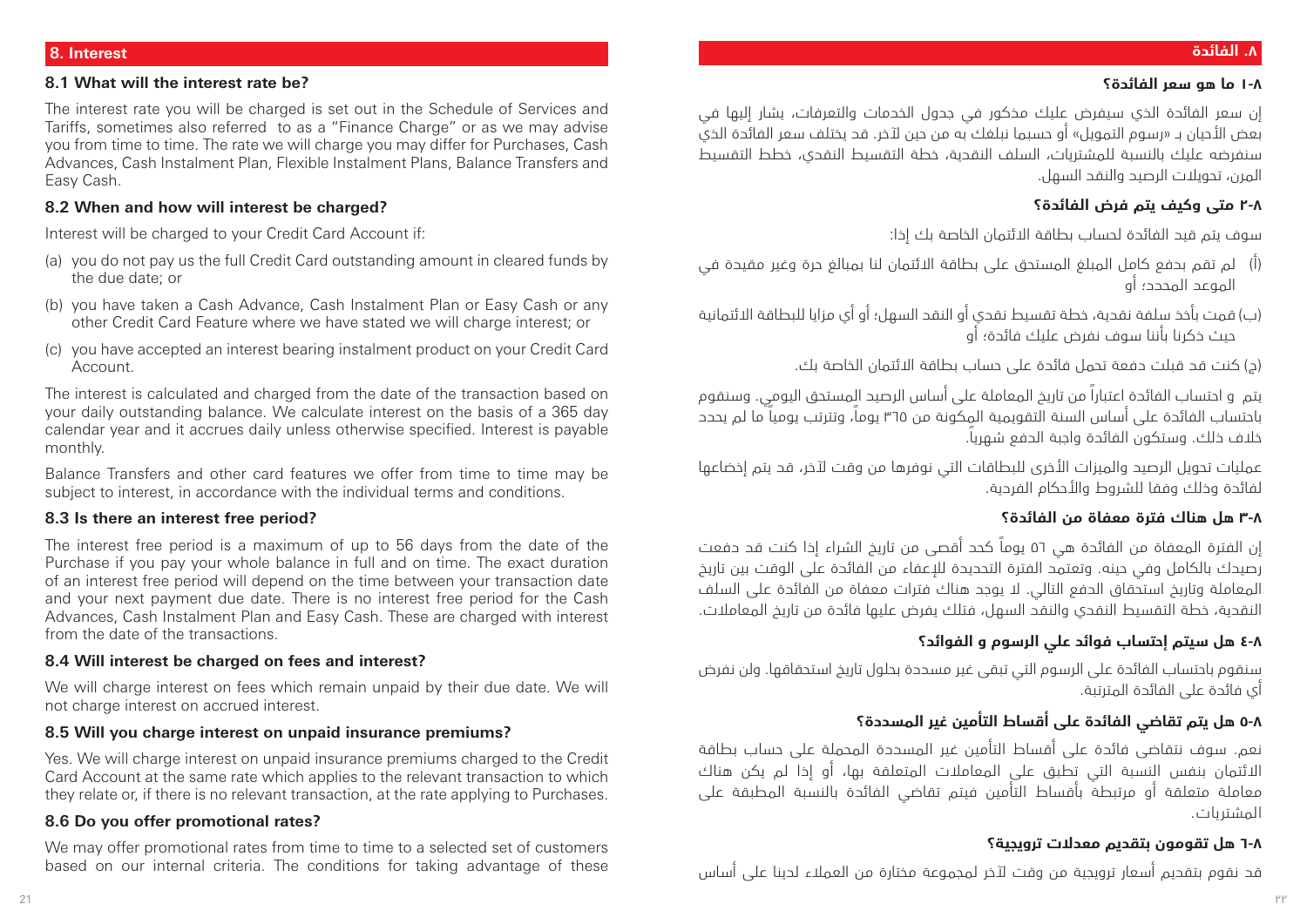## 8. Interest

### 8.1 What will the interest rate be?

The interest rate you will be charged is set out in the Schedule of Services and Tariffs, sometimes also referred to as a "Finance Charge" or as we may advise you from time to time. The rate we will charge you may differ for Purchases, Cash Advances, Cash Instalment Plan, Flexible Instalment Plans, Balance Transfers and Easy Cash.

### 8.2 When and how will interest be charged?

Interest will be charged to your Credit Card Account if:

(a) you do not pay us the full Credit Card outstanding amount in cleared funds by the due date; or

(b) you have taken a Cash Advance, Cash Instalment Plan or Easy Cash or any other Credit Card Feature where we have stated we will charge interest; or

(c) you have accepted an interest bearing instalment product on your Credit Card Account.

The interest is calculated and charged from the date of the transaction based on your daily outstanding balance. We calculate interest on the basis of a 365 day calendar year and it accrues daily unless otherwise specified. Interest is payable monthly.

Balance Transfers and other card features we offer from time to time may be subject to interest, in accordance with the individual terms and conditions.

### 8.3 Is there an interest free period?

The interest free period is a maximum of up to 56 days from the date of the Purchase if you pay your whole balance in full and on time. The exact duration of an interest free period will depend on the time between your transaction date and your next payment due date. There is no interest free period for the Cash Advances, Cash Instalment Plan and Easy Cash. These are charged with interest from the date of the transactions.

### 8.4 Will interest be charged on fees and interest?

We will charge interest on fees which remain unpaid by their due date. We will not charge interest on accrued interest.

### 8.5 Will you charge interest on unpaid insurance premiums?

Yes. We will charge interest on unpaid insurance premiums charged to the Credit Card Account at the same rate which applies to the relevant transaction to which they relate or, if there is no relevant transaction, at the rate applying to Purchases.

### 8.6 Do you offer promotional rates?

We may offer promotional rates from time to time to a selected set of customers based on our internal criteria. The conditions for taking advantage of these

## ٨. الفائدة

### ٨-١ ما هو سعر الفائدة؟

إن سعر الفائدة الذي سيفرض عليك مذكور في جدول الخدمات والتعرفات، يشار إليها في بعض الأحيان بـ «رسوم التمويل» أو حسبما نبلغك به من حين لآخر. قد يختلف سعر الفائدة الذي سنفرضه عليك بالنسبة للمشتريات، السلف النقدية، خطة التقسيط النقدي، خطط التقسيط المرن، تحويلات الرصيد والنقد السهل.

### ٨-٢ متى وكيف يتم فرض الفائدة؟

سوف يتم قيد الفائدة لحساب بطاقة الائتمان الخاصة بك إذا:

(أ) لم تقم بدفع كامل المبلغ المستحق على بطاقة الائتمان لنا بمبالغ حرة وغير مقيدة في الموعد المحدد؛ أو

(ب) قمت بأخذ سلفة نقدية، خطة تقسيط نقدي أو النقد السهل؛ أو أي مزايا للبطاقة الائتمانية حيث ذكرنا بأننا سوف نفرض عليك فائدة؛ أو

(ج) كنت قد قبلت دفعة تحمل فائدة على حساب بطاقة الائتمان الخاصة بك.

يتم و احتساب الفائدة اعتباراً من تاريخ المعاملة على أساس الرصيد المستحق اليومي. وسنقوم باحتساب الفائدة على أساس السنة التقويمية المكونة من ٣٦٥ يوماً، وتترتب يومياً ما لم يحدد خلاف ذلك. وستكون الفائدة واجبة الدفع شهرياً.

عمليات تحويل الرصيد والميزات الأخرى للبطاقات التي نوفرها من وقت لآخر، قد يتم إخضاعها لفائدة وذلك وفقا للشروط والأحكام الفردية.

### ٨-٣ هل هناك فترة معفاة من الفائدة؟

إن الفترة المعفاة من الفائدة هي ٥٦ يوماً كحد أقصى من تاريخ الشراء إذا كنت قد دفعت رصيدك بالكامل وفي حينه. وتعتمد الفترة التحديدة للإعفاء من الفائدة على الوقت بين تاريخ المعاملة وتاريخ استحقاق الدفع التالي. لا يوجد هناك فترات معفاة من الفائدة على السلف النقدية، خطة التقسيط النقدي والنقد السهل، فتلك يفرض عليها فائدة من تاريخ المعاملات.

### ٨-٤ هل سيتم إحتساب فوائد علي الرسوم و الفوائد؟

سنقوم باحتساب الفائدة على الرسوم التي تبقى غير مسددة بحلول تاريخ استحقاقها. ولن نفرض أي فائدة على الفائدة المترتبة.

### ٨-٥ هل يتم تقاضي الفائدة على أقساط التأمين غير المسددة؟

نعم. سوف نتقاضى فائدة على أقساط التأمين غير المسددة المحملة على حساب بطاقة الائتمان بنفس النسبة التي تطبق على المعاملات المتعلقة بها، أو إذا لم يكن هناك معاملة متعلقة أو مرتبطة بأقساط التأمين فيتم تقاضي الفائدة بالنسبة المطبقة على المشتريات.

### ٨-٦ هل تقومون بتقديم معدلات ترويجية؟

قد نقوم بتقديم أسعار ترويجية من وقت لآخر لمجموعة مختارة من العملاء لدينا على أساس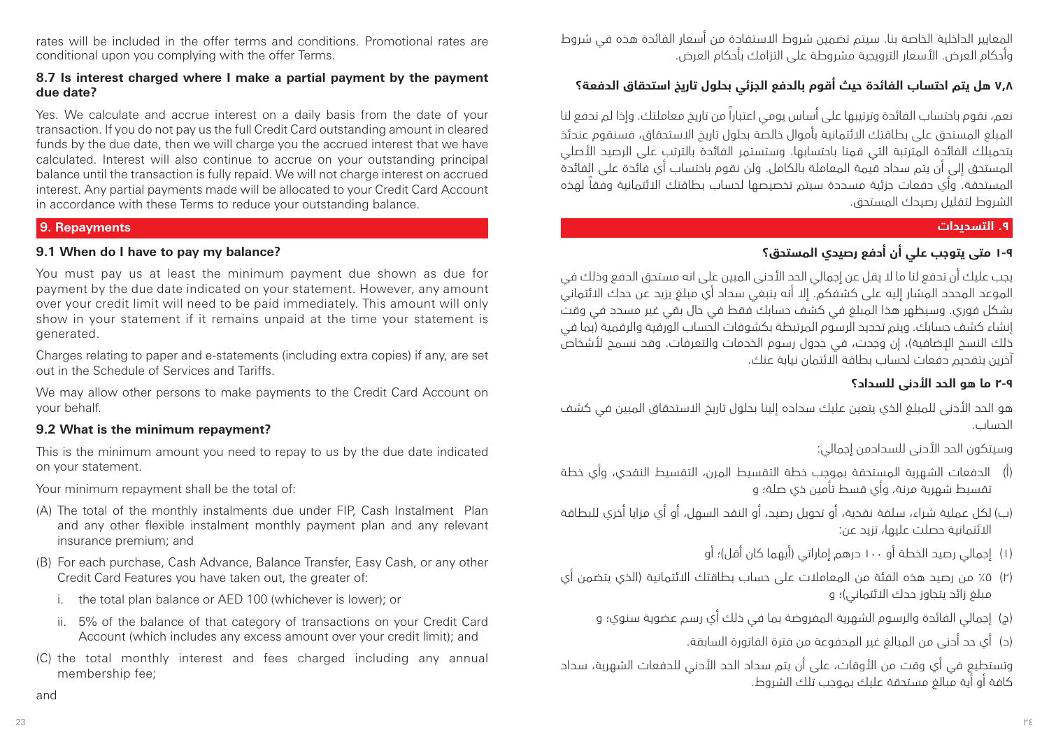rates will be included in the offer terms and conditions. Promotional rates are conditional upon you complying with the offer Terms.

**8.7 Is interest charged where I make a partial payment by the payment due date?**

Yes. We calculate and accrue interest on a daily basis from the date of your transaction. If you do not pay us the full Credit Card outstanding amount in cleared funds by the due date, then we will charge you the accrued interest that we have calculated. Interest will also continue to accrue on your outstanding principal balance until the transaction is fully repaid. We will not charge interest on accrued interest. Any partial payments made will be allocated to your Credit Card Account in accordance with these Terms to reduce your outstanding balance.

## 9. Repayments

**9.1 When do I have to pay my balance?**

You must pay us at least the minimum payment due shown as due for payment by the due date indicated on your statement. However, any amount over your credit limit will need to be paid immediately. This amount will only show in your statement if it remains unpaid at the time your statement is generated.

Charges relating to paper and e-statements (including extra copies) if any, are set out in the Schedule of Services and Tariffs.

We may allow other persons to make payments to the Credit Card Account on your behalf.

**9.2 What is the minimum repayment?**

This is the minimum amount you need to repay to us by the due date indicated on your statement.

Your minimum repayment shall be the total of:

(A) The total of the monthly instalments due under FIP, Cash Instalment Plan and any other flexible instalment monthly payment plan and any relevant insurance premium; and

(B) For each purchase, Cash Advance, Balance Transfer, Easy Cash, or any other Credit Card Features you have taken out, the greater of:

- i. the total plan balance or AED 100 (whichever is lower); or
- ii. 5% of the balance of that category of transactions on your Credit Card Account (which includes any excess amount over your credit limit); and

(C) the total monthly interest and fees charged including any annual membership fee;

and

المعايير الداخلية الخاصة بنا. سيتم تضمين شروط الاستفادة من أسعار الفائدة هذه في شروط وأحكام العرض. الأسعار الترويجية مشروطة على التزامك بأحكام العرض.

**٧,٨ هل يتم احتساب الفائدة حيث أقوم بالدفع الجزئي بحلول تاريخ استحقاق الدفعة؟**

نعم، نقوم باحتساب الفائدة وترتيبها على أساس يومي اعتباراً من تاريخ معاملتك. وإذا لم تدفع لنا المبلغ المستحق على بطاقتك الائتمانية بأموال خالصة بحلول تاريخ الاستحقاق، فسنقوم عندئذ بتحميلك الفائدة المترتبة التي قمنا باحتسابها. وستستمر الفائدة بالترتب على الرصيد الأصلي المستحق إلى أن يتم سداد قيمة المعاملة بالكامل. ولن نقوم باحتساب أي فائدة على الفائدة المستحقة. وأي دفعات جزئية مسددة سيتم تخصيصها لحساب بطاقتك الائتمانية وفقاً لهذه الشروط لتقليل رصيدك المستحق.

## ٩. التسديدات

**٩-١ متى يتوجب علي أن أدفع رصيدي المستحق؟**

يجب عليك أن تدفع لنا ما لا يقل عن إجمالي الحد الأدنى المبين على انه مستحق الدفع وذلك في الموعد المحدد المشار إليه على كشفكم. إلا أنه ينبغي سداد أي مبلغ يزيد عن حدك الائتماني بشكل فوري. وسيظهر هذا المبلغ في كشف حسابك فقط في حال بقي غير مسدد في وقت إنشاء كشف حسابك. ويتم تحديد الرسوم المرتبطة بكشوفات الحساب الورقية والرقمية (بما في ذلك النسخ الإضافية)، إن وجدت، في جدول رسوم الخدمات والتعرفات. وقد نسمح لأشخاص آخرين بتقديم دفعات لحساب بطاقة الائتمان نيابة عنك.

**٩-٢ ما هو الحد الأدنى للسداد؟**

هو الحد الأدنى للمبلغ الذي يتعين عليك سداده إلينا بحلول تاريخ الاستحقاق المبين في كشف الحساب.

وسيتكون الحد الأدنى للسدادمن إجمالي:

(أ) الدفعات الشهرية المستحقة بموجب خطة التقسيط المرن، التقسيط النقدي، وأي خطة تقسيط شهرية مرنة، وأي قسط تأمين ذي صلة؛ و

(ب) لكل عملية شراء، سلفة نقدية، أو تحويل رصيد، أو النقد السهل، أو أي مزايا أخرى للبطاقة الائتمانية حصلت عليها، تزيد عن:

(١) إجمالي رصيد الخطة أو ١٠٠ درهم إماراتي (أيهما كان أقل)؛ أو

(٢) ٥٪ من رصيد هذه الفئة من المعاملات على حساب بطاقتك الائتمانية (الذي يتضمن أي مبلغ زائد يتجاوز حدك الائتماني)؛ و

(ج) إجمالي الفائدة والرسوم الشهرية المفروضة بما في ذلك أي رسم عضوية سنوي؛ و

(د) أي حد أدنى من المبالغ غير المدفوعة من فترة الفاتورة السابقة.

وتستطيع في أي وقت من الأوقات، على أن يتم سداد الحد الأدني للدفعات الشهرية، سداد كافة أو أية مبالغ مستحقة عليك بموجب تلك الشروط.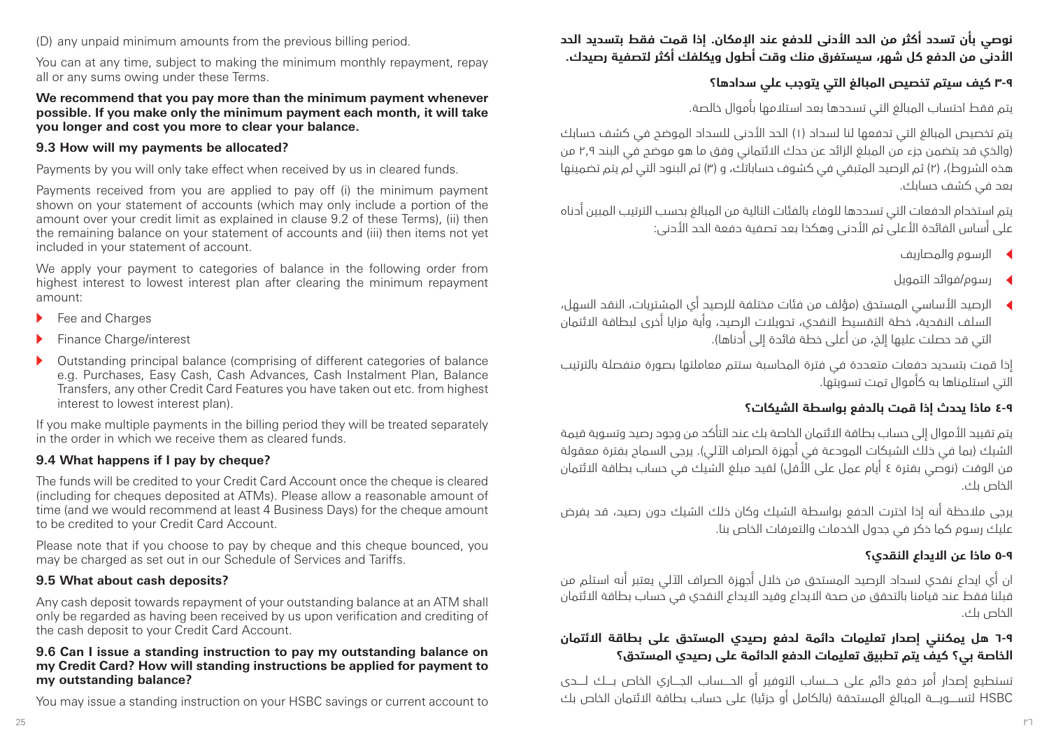(D) any unpaid minimum amounts from the previous billing period.

You can at any time, subject to making the minimum monthly repayment, repay all or any sums owing under these Terms.

**We recommend that you pay more than the minimum payment whenever possible. If you make only the minimum payment each month, it will take you longer and cost you more to clear your balance.**

### 9.3 How will my payments be allocated?

Payments by you will only take effect when received by us in cleared funds.

Payments received from you are applied to pay off (i) the minimum payment shown on your statement of accounts (which may only include a portion of the amount over your credit limit as explained in clause 9.2 of these Terms), (ii) then the remaining balance on your statement of accounts and (iii) then items not yet included in your statement of account.

We apply your payment to categories of balance in the following order from highest interest to lowest interest plan after clearing the minimum repayment amount:

- Fee and Charges
- Finance Charge/interest
- Outstanding principal balance (comprising of different categories of balance e.g. Purchases, Easy Cash, Cash Advances, Cash Instalment Plan, Balance Transfers, any other Credit Card Features you have taken out etc. from highest interest to lowest interest plan).

If you make multiple payments in the billing period they will be treated separately in the order in which we receive them as cleared funds.

### 9.4 What happens if I pay by cheque?

The funds will be credited to your Credit Card Account once the cheque is cleared (including for cheques deposited at ATMs). Please allow a reasonable amount of time (and we would recommend at least 4 Business Days) for the cheque amount to be credited to your Credit Card Account.

Please note that if you choose to pay by cheque and this cheque bounced, you may be charged as set out in our Schedule of Services and Tariffs.

### 9.5 What about cash deposits?

Any cash deposit towards repayment of your outstanding balance at an ATM shall only be regarded as having been received by us upon verification and crediting of the cash deposit to your Credit Card Account.

### 9.6 Can I issue a standing instruction to pay my outstanding balance on my Credit Card? How will standing instructions be applied for payment to my outstanding balance?

You may issue a standing instruction on your HSBC savings or current account to

**نوصي بأن تسدد أكثر من الحد الأدنى للدفع عند الإمكان. إذا قمت فقط بتسديد الحد الأدنى من الدفع كل شهر، سيستغرق منك وقت أطول ويكلفك أكثر لتصفية رصيدك.**

### ٣-٩ كيف سيتم تخصيص المبالغ التي يتوجب علي سدادها؟

يتم فقط احتساب المبالغ التي تسددها بعد استلامها بأموال خالصة.

يتم تخصيص المبالغ التي تدفعها لنا لسداد (١) الحد الأدنى للسداد الموضح في كشف حسابك (والذي قد يتضمن جزء من المبلغ الزائد عن حدك الائتماني وفق ما هو موضح في البند ٢،٩ من هذه الشروط)، (٢) ثم الرصيد المتبقي في كشوف حساباتك، و (٣) ثم البنود التي لم يتم تضمينها بعد في كشف حسابك.

يتم استخدام الدفعات التي تسددها للوفاء بالفئات التالية من المبالغ بحسب الترتيب المبين أدناه على أساس الفائدة الأعلى ثم الأدنى وهكذا بعد تصفية دفعة الحد الأدنى:

- الرسوم والمصاريف
- رسوم/فوائد التمويل
- الرصيد الأساسي المستحق (مؤلف من فئات مختلفة للرصيد أي المشتريات، النقد السهل، السلف النقدية، خطة التقسيط النقدي، تحويلات الرصيد، وأية مزايا أخرى لبطاقة الائتمان التي قد حصلت عليها إلخ، من أعلى خطة فائدة إلى أدناها).

إذا قمت بتسديد دفعات متعددة في فترة المحاسبة ستتم معاملتها بصورة منفصلة بالترتيب التي استلمناها به كأموال تمت تسويتها.

### ٤-٩ ماذا يحدث إذا قمت بالدفع بواسطة الشيكات؟

يتم تقييد الأموال إلى حساب بطاقة الائتمان الخاصة بك عند التأكد من وجود رصيد وتسوية قيمة الشيك (بما في ذلك الشيكات المودعة في أجهزة الصراف الآلي). يرجى السماح بفترة معقولة من الوقت (نوصي بفترة ٤ أيام عمل على الأقل) لقيد مبلغ الشيك في حساب بطاقة الائتمان الخاص بك.

يرجى ملاحظة أنه إذا اخترت الدفع بواسطة الشيك وكان ذلك الشيك دون رصيد، قد يفرض عليك رسوم كما ذكر في جدول الخدمات والتعرفات الخاص بنا.

### ٥-٩ ماذا عن الايداع النقدي؟

ان أي ايداع نقدي لسداد الرصيد المستحق من خلال أجهزة الصراف الآلي يعتبر أنه استلم من قبلنا فقط عند قيامنا بالتحقق من صحة الايداع وقيد الايداع النقدي في حساب بطاقة الائتمان الخاص بك.

### ٦-٩ هل يمكنني إصدار تعليمات دائمة لدفع رصيدي المستحق على بطاقة الائتمان الخاصة بي؟ كيف يتم تطبيق تعليمات الدفع الدائمة على رصيدي المستحق؟

تستطيع إصدار أمر دفع دائم على حساب التوفير أو الحساب الجاري الخاص بك لدى HSBC لتسوية المبالغ المستحقة (بالكامل أو جزئيا) على حساب بطاقة الائتمان الخاص بك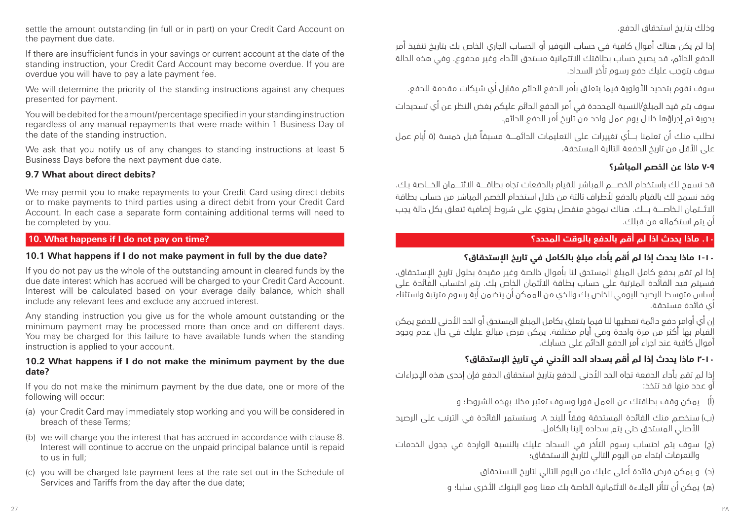settle the amount outstanding (in full or in part) on your Credit Card Account on the payment due date.

If there are insufficient funds in your savings or current account at the date of the standing instruction, your Credit Card Account may become overdue. If you are overdue you will have to pay a late payment fee.

We will determine the priority of the standing instructions against any cheques presented for payment.

You will be debited for the amount/percentage specified in your standing instruction regardless of any manual repayments that were made within 1 Business Day of the date of the standing instruction.

We ask that you notify us of any changes to standing instructions at least 5 Business Days before the next payment due date.

**9.7 What about direct debits?**

We may permit you to make repayments to your Credit Card using direct debits or to make payments to third parties using a direct debit from your Credit Card Account. In each case a separate form containing additional terms will need to be completed by you.

## 10. What happens if I do not pay on time?

**10.1 What happens if I do not make payment in full by the due date?**

If you do not pay us the whole of the outstanding amount in cleared funds by the due date interest which has accrued will be charged to your Credit Card Account. Interest will be calculated based on your average daily balance, which shall include any relevant fees and exclude any accrued interest.

Any standing instruction you give us for the whole amount outstanding or the minimum payment may be processed more than once and on different days. You may be charged for this failure to have available funds when the standing instruction is applied to your account.

**10.2 What happens if I do not make the minimum payment by the due date?**

If you do not make the minimum payment by the due date, one or more of the following will occur:

(a) your Credit Card may immediately stop working and you will be considered in breach of these Terms;

(b) we will charge you the interest that has accrued in accordance with clause 8. Interest will continue to accrue on the unpaid principal balance until is repaid to us in full;

(c) you will be charged late payment fees at the rate set out in the Schedule of Services and Tariffs from the day after the due date;

وذلك بتاريخ استحقاق الدفع.

إذا لم يكن هناك أموال كافية في حساب التوفير أو الحساب الجاري الخاص بك بتاريخ تنفيذ أمر الدفع الدائم، قد يصبح حساب بطاقتك الائتمانية مستحق الأداء وغير مدفوع. وفي هذه الحالة سوف يتوجب عليك دفع رسوم تأخر السداد.

سوف نقوم بتحديد الأولوية فيما يتعلق بأمر الدفع الدائم مقابل أي شيكات مقدمة للدفع.

سوف يتم قيد المبلغ/النسبة المحددة في أمر الدفع الدائم عليكم بغض النظر عن أي تسديدات يدوية تم إجراؤها خلال يوم عمل واحد من تاريخ أمر الدفع الدائم.

نطلب منك أن تعلمنا بـأي تغييرات على التعليمات الدائمــة مسبقاً قبل خمسة (٥) أيام عمل على الأقل من تاريخ الدفعة التالية المستحقة.

**٩-٧ ماذا عن الخصم المباشر؟**

قد نسمح لك باستخدام الخصــم المباشر للقيام بالدفعات تجاه بطاقــة الائتــمان الخــاصة بك. وقد نسمح لك بالقيام بالدفع لأطراف ثالثة من خلال استخدام الخصم المباشر من حساب بطاقة الائـتمان الخاصــة بــك. هناك نموذج منفصل يحتوي على شروط إضافية تتعلق بكل حالة يجب أن يتم استكماله من قبلك.

## ١٠. ماذا يحدث اذا لم أقم بالدفع بالوقت المحدد؟

**١٠-١ ماذا يحدث إذا لم أقم بأداء مبلغ بالكامل في تاريخ الإستحقاق؟**

إذا لم تقم بدفع كامل المبلغ المستحق لنا بأموال خالصة وغير مقيدة بحلول تاريخ الإستحقاق، فسيتم قيد الفائدة المترتبة على حساب بطاقة الائتمان الخاص بك. يتم احتساب الفائدة على أساس متوسط الرصيد اليومي الخاص بك والذي من الممكن أن يتضمن أية رسوم مترتبة واستثناء أي فائدة مستحقة.

إن أي أوامر دفع دائمة تعطيها لنا فيما يتعلق بكامل المبلغ المستحق أو الحد الأدنى للدفع يمكن القيام بها أكثر من مرة واحدة وفي أيام مختلفة. يمكن فرض مبالغ عليك في حال عدم وجود أموال كافية عند اجراء أمر الدفع الدائم على حسابك.

**١٠-٢ ماذا يحدث إذا لم أقم بسداد الحد الأدني في تاريخ الإستحقاق؟**

إذا لم تقم بأداء الدفعة تجاه الحد الأدنى للدفع بتاريخ استحقاق الدفع فإن إحدى هذه الإجراءات أو عدد منها قد تتخذ:

(أ) يمكن وقف بطاقتك عن العمل فورا وسوف تعتبر مخلا بهذه الشروط؛ و

(ب) سنخصم منك الفائدة المستحقة وفقاً للبند ٨. وستستمر الفائدة في الترتب على الرصيد الأصلي المستحق حتى يتم سداده إلينا بالكامل.

(ج) سوف يتم احتساب رسوم التأخر في السداد عليك بالنسبة الواردة في جدول الخدمات والتعرفات ابتداء من اليوم التالي لتاريخ الاستحقاق؛

(د) و يمكن فرض فائدة أعلى عليك من اليوم التالي لتاريخ الاستحقاق

(هـ) يمكن أن تتأثر الملاءة الائتمانية الخاصة بك معنا ومع البنوك الأخرى سلبا؛ و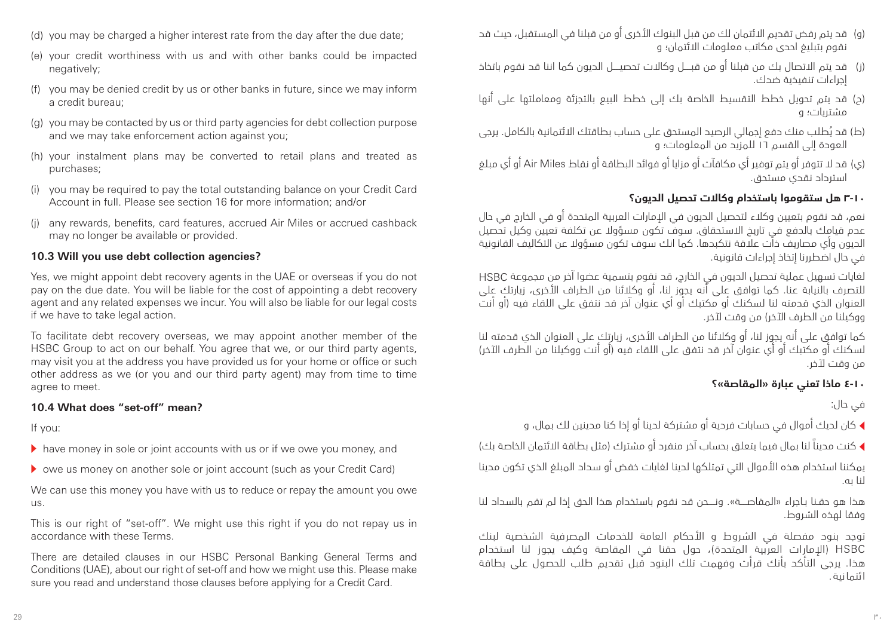(d) you may be charged a higher interest rate from the day after the due date;

(e) your credit worthiness with us and with other banks could be impacted negatively;

(f) you may be denied credit by us or other banks in future, since we may inform a credit bureau;

(g) you may be contacted by us or third party agencies for debt collection purpose and we may take enforcement action against you;

(h) your instalment plans may be converted to retail plans and treated as purchases;

(i) you may be required to pay the total outstanding balance on your Credit Card Account in full. Please see section 16 for more information; and/or

(j) any rewards, benefits, card features, accrued Air Miles or accrued cashback may no longer be available or provided.

### 10.3 Will you use debt collection agencies?

Yes, we might appoint debt recovery agents in the UAE or overseas if you do not pay on the due date. You will be liable for the cost of appointing a debt recovery agent and any related expenses we incur. You will also be liable for our legal costs if we have to take legal action.

To facilitate debt recovery overseas, we may appoint another member of the HSBC Group to act on our behalf. You agree that we, or our third party agents, may visit you at the address you have provided us for your home or office or such other address as we (or you and our third party agent) may from time to time agree to meet.

### 10.4 What does "set-off" mean?

If you:

- have money in sole or joint accounts with us or if we owe you money, and
- owe us money on another sole or joint account (such as your Credit Card)

We can use this money you have with us to reduce or repay the amount you owe us.

This is our right of "set-off". We might use this right if you do not repay us in accordance with these Terms.

There are detailed clauses in our HSBC Personal Banking General Terms and Conditions (UAE), about our right of set-off and how we might use this. Please make sure you read and understand those clauses before applying for a Credit Card.

(و) قد يتم رفض تقديم الائتمان لك من قبل البنوك الأخرى أو من قبلنا في المستقبل، حيث قد نقوم بتبليغ احدى مكاتب معلومات الائتمان؛ و

(ز) قد يتم الاتصال بك من قبلنا أو من قبـــل وكالات تحصيـــل الديون كما اننا قد نقوم باتخاذ إجراءات تنفيذية ضدك.

(ح) قد يتم تحويل خطط التقسيط الخاصة بك إلى خطط البيع بالتجزئة ومعاملتها على أنها مشتريات؛ و

(ط) قد يُطلب منك دفع إجمالي الرصيد المستحق على حساب بطاقتك الائتمانية بالكامل. يرجى العودة إلى القسم ١٦ للمزيد من المعلومات؛ و

(ي) قد لا تتوفر أو يتم توفير أي مكافآت أو مزايا أو فوائد البطاقة أو نقاط Air Miles أو أي مبلغ استرداد نقدي مستحق.

### ١٠-٣ هل ستقوموا باستخدام وكالات تحصيل الديون؟

نعم، قد نقوم بتعيين وكلاء لتحصيل الديون في الإمارات العربية المتحدة أو في الخارج في حال عدم قيامك بالدفع في تاريخ الاستحقاق. سوف تكون مسؤولا عن تكلفة تعيين وكيل تحصيل الديون وأي مصاريف ذات علاقة نتكبدها. كما انك سوف تكون مسؤولا عن التكاليف القانونية في حال اضطررنا إتخاذ إجراءات قانونية.

لغايات تسهيل عملية تحصيل الديون في الخارج، قد نقوم بتسمية عضوا آخر من مجموعة HSBC للتصرف بالنيابة عنا. كما توافق على أنه يجوز لنا، أو وكلائنا من الطراف الأخرى، زيارتك على العنوان الذي قدمته لنا لسكنك أو مكتبك أو أي عنوان آخر قد نتفق على اللقاء فيه (أو أنت ووكيلنا من الطرف الآخر) من وقت لآخر.

كما توافق على أنه يجوز لنا، أو وكلائنا من الطراف الأخرى، زيارتك على العنوان الذي قدمته لنا لسكنك أو مكتبك أو أي عنوان آخر قد نتفق على اللقاء فيه (أو أنت ووكيلنا من الطرف الآخر) من وقت لآخر.

### ١٠-٤ ماذا تعني عبارة «المقاصة»؟

في حال:

- كان لديك أموال في حسابات فردية أو مشتركة لدينا أو إذا كنا مدينين لك بمال، و
- كنت مديناً لنا بمال فيما يتعلق بحساب آخر منفرد أو مشترك (مثل بطاقة الائتمان الخاصة بك)

يمكننا استخدام هذه الأموال التي تمتلكها لدينا لغايات خفض أو سداد المبلغ الذي تكون مدينا لنا به.

هذا هو حقنا باجراء «المقاصـــة». ونـــحن قد نقوم باستخدام هذا الحق إذا لم تقم بالسداد لنا وفقا لهذه الشروط.

توجد بنود مفصلة في الشروط و الأحكام العامة للخدمات المصرفية الشخصية لبنك HSBC (الإمارات العربية المتحدة)، حول حقنا في المقاصة وكيف يجوز لنا استخدام هذا. يرجى التأكد بأنك قرأت وفهمت تلك البنود قبل تقديم طلب للحصول على بطاقة ائتمانية.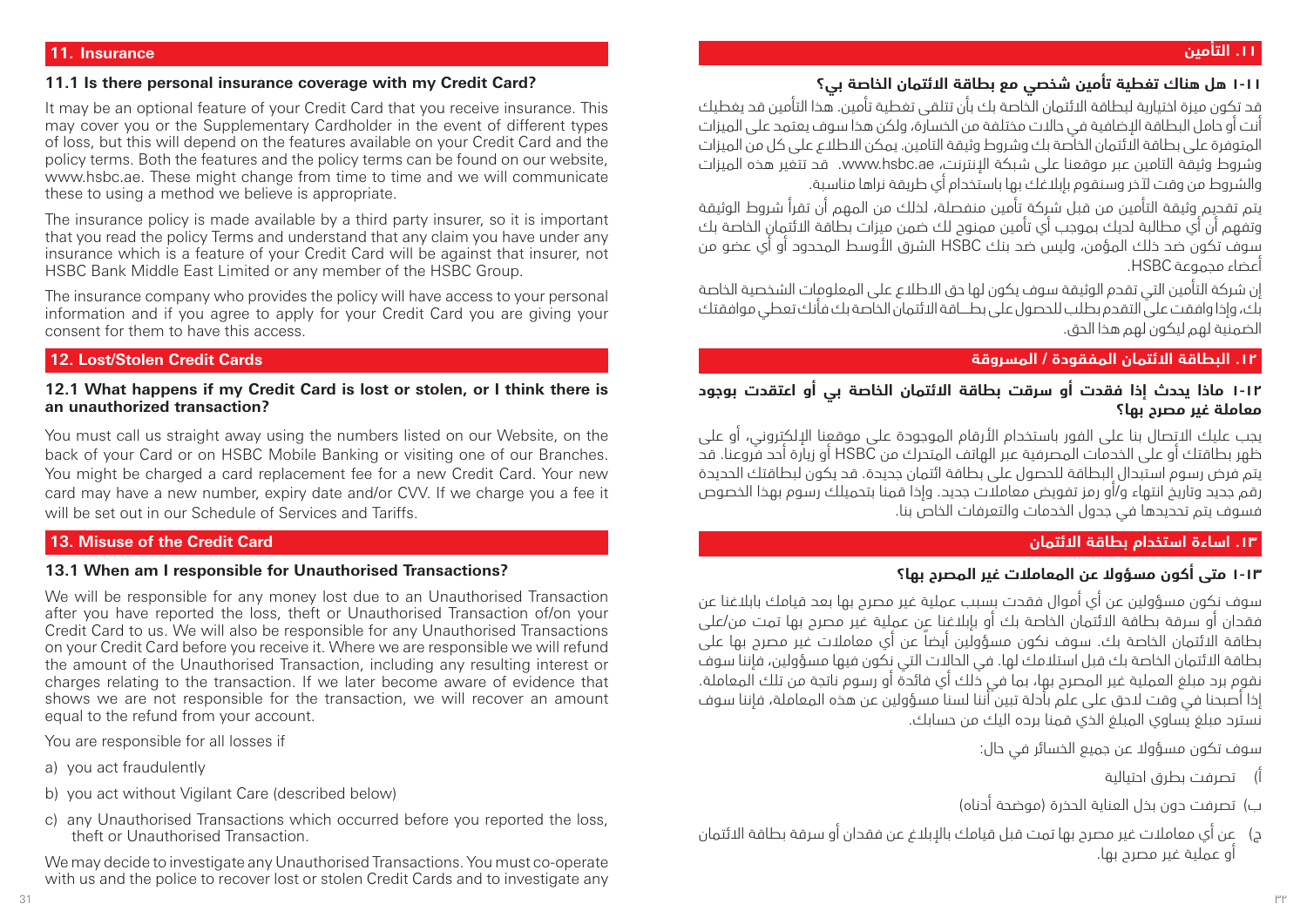## 11. Insurance

### 11.1 Is there personal insurance coverage with my Credit Card?

It may be an optional feature of your Credit Card that you receive insurance. This may cover you or the Supplementary Cardholder in the event of different types of loss, but this will depend on the features available on your Credit Card and the policy terms. Both the features and the policy terms can be found on our website, www.hsbc.ae. These might change from time to time and we will communicate these to using a method we believe is appropriate.

The insurance policy is made available by a third party insurer, so it is important that you read the policy Terms and understand that any claim you have under any insurance which is a feature of your Credit Card will be against that insurer, not HSBC Bank Middle East Limited or any member of the HSBC Group.

The insurance company who provides the policy will have access to your personal information and if you agree to apply for your Credit Card you are giving your consent for them to have this access.

## 12. Lost/Stolen Credit Cards

### 12.1 What happens if my Credit Card is lost or stolen, or I think there is an unauthorized transaction?

You must call us straight away using the numbers listed on our Website, on the back of your Card or on HSBC Mobile Banking or visiting one of our Branches. You might be charged a card replacement fee for a new Credit Card. Your new card may have a new number, expiry date and/or CVV. If we charge you a fee it will be set out in our Schedule of Services and Tariffs.

## 13. Misuse of the Credit Card

### 13.1 When am I responsible for Unauthorised Transactions?

We will be responsible for any money lost due to an Unauthorised Transaction after you have reported the loss, theft or Unauthorised Transaction of/on your Credit Card to us. We will also be responsible for any Unauthorised Transactions on your Credit Card before you receive it. Where we are responsible we will refund the amount of the Unauthorised Transaction, including any resulting interest or charges relating to the transaction. If we later become aware of evidence that shows we are not responsible for the transaction, we will recover an amount equal to the refund from your account.

You are responsible for all losses if

a) you act fraudulently

b) you act without Vigilant Care (described below)

c) any Unauthorised Transactions which occurred before you reported the loss, theft or Unauthorised Transaction.

We may decide to investigate any Unauthorised Transactions. You must co-operate with us and the police to recover lost or stolen Credit Cards and to investigate any

## ١١. التأمين

### ١-١١ هل هناك تغطية تأمين شخصي مع بطاقة الائتمان الخاصة بي؟

قد تكون ميزة اختيارية لبطاقة الائتمان الخاصة بك بأن تتلقى تغطية تأمين. هذا التأمين قد يغطيك أنت أو حامل البطاقة الإضافية في حالات مختلفة من الخسارة، ولكن هذا سوف يعتمد على الميزات المتوفرة على بطاقة الائتمان الخاصة بك وشروط وثيقة التامين. يمكن الاطلاع على كل من الميزات وشروط وثيقة التامين عبر موقعنا على شبكة الإنترنت، www.hsbc.ae. قد تتغير هذه الميزات والشروط من وقت لآخر وسنقوم بإبلاغك بها باستخدام أي طريقة نراها مناسبة.

يتم تقديم وثيقة التأمين من قبل شركة تأمين منفصلة، لذلك من المهم أن تقرأ شروط الوثيقة وتفهم أن أي مطالبة لديك بموجب أي تأمين ممنوح لك ضمن ميزات بطاقة الائتمان الخاصة بك سوف تكون ضد ذلك المؤمن، وليس ضد بنك HSBC الشرق الأوسط المحدود أو أي عضو من أعضاء مجموعة HSBC.

إن شركة التأمين التي تقدم الوثيقة سوف يكون لها حق الاطلاع على المعلومات الشخصية الخاصة بك، وإذا وافقت على التقدم بطلب للحصول على بطاقة الائتمان الخاصة بك فأنك تعطي موافقتك الضمنية لهم ليكون لهم هذا الحق.

## ١٢. البطاقة الائتمان المفقودة / المسروقة

### ١-١٢ ماذا يحدث إذا فقدت أو سرقت بطاقة الائتمان الخاصة بي أو اعتقدت بوجود معاملة غير مصرح بها؟

يجب عليك الاتصال بنا على الفور باستخدام الأرقام الموجودة على موقعنا الإلكتروني، أو على ظهر بطاقتك أو على الخدمات المصرفية عبر الهاتف المتحرك من HSBC أو زيارة أحد فروعنا. قد يتم فرض رسوم استبدال البطاقة للحصول على بطاقة ائتمان جديدة. قد يكون لبطاقتك الجديدة رقم جديد وتاريخ انتهاء و/أو رمز تفويض معاملات جديد. وإذا قمنا بتحميلك رسوم بهذا الخصوص فسوف يتم تحديدها في جدول الخدمات والتعرفات الخاص بنا.

## ١٣. اساءة استخدام بطاقة الائتمان

### ١-١٣ متى أكون مسؤولا عن المعاملات غير المصرح بها؟

سوف نكون مسؤولين عن أي أموال فقدت بسبب عملية غير مصرح بها بعد قيامك بابلاغنا عن فقدان أو سرقة بطاقة الائتمان الخاصة بك أو بإبلاغنا عن عملية غير مصرح بها تمت من/على بطاقة الائتمان الخاصة بك. سوف نكون مسؤولين أيضاً عن أي معاملات غير مصرح بها على بطاقة الائتمان الخاصة بك قبل استلامك لها. في الحالات التي نكون فيها مسؤولين، فإننا سوف نقوم برد مبلغ العملية غير المصرح بها، بما في ذلك أي فائدة أو رسوم ناتجة من تلك المعاملة. إذا أصبحنا في وقت لاحق على علم بأدلة تبين أننا لسنا مسؤولين عن هذه المعاملة، فإننا سوف نسترد مبلغ يساوي المبلغ الذي قمنا برده اليك من حسابك.

سوف تكون مسؤولا عن جميع الخسائر في حال:

أ) تصرفت بطرق احتيالية

ب) تصرفت دون بذل العناية الحذرة (موضحة أدناه)

ج) عن أي معاملات غير مصرح بها تمت قبل قيامك بالإبلاغ عن فقدان أو سرقة بطاقة الائتمان أو عملية غير مصرح بها.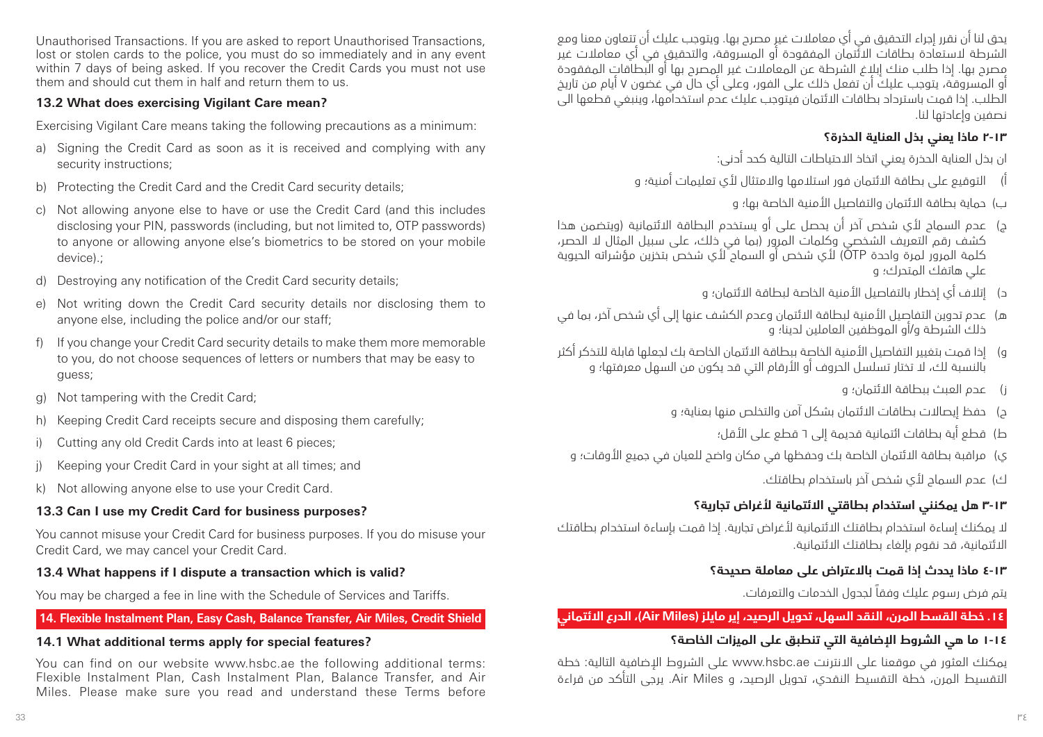Unauthorised Transactions. If you are asked to report Unauthorised Transactions, lost or stolen cards to the police, you must do so immediately and in any event within 7 days of being asked. If you recover the Credit Cards you must not use them and should cut them in half and return them to us.

### 13.2 What does exercising Vigilant Care mean?

Exercising Vigilant Care means taking the following precautions as a minimum:

a) Signing the Credit Card as soon as it is received and complying with any security instructions;

b) Protecting the Credit Card and the Credit Card security details;

c) Not allowing anyone else to have or use the Credit Card (and this includes disclosing your PIN, passwords (including, but not limited to, OTP passwords) to anyone or allowing anyone else's biometrics to be stored on your mobile device).;

d) Destroying any notification of the Credit Card security details;

e) Not writing down the Credit Card security details nor disclosing them to anyone else, including the police and/or our staff;

f) If you change your Credit Card security details to make them more memorable to you, do not choose sequences of letters or numbers that may be easy to guess;

g) Not tampering with the Credit Card;

h) Keeping Credit Card receipts secure and disposing them carefully;

i) Cutting any old Credit Cards into at least 6 pieces;

j) Keeping your Credit Card in your sight at all times; and

k) Not allowing anyone else to use your Credit Card.

### 13.3 Can I use my Credit Card for business purposes?

You cannot misuse your Credit Card for business purposes. If you do misuse your Credit Card, we may cancel your Credit Card.

### 13.4 What happens if I dispute a transaction which is valid?

You may be charged a fee in line with the Schedule of Services and Tariffs.

## 14. Flexible Instalment Plan, Easy Cash, Balance Transfer, Air Miles, Credit Shield

### 14.1 What additional terms apply for special features?

You can find on our website www.hsbc.ae the following additional terms: Flexible Instalment Plan, Cash Instalment Plan, Balance Transfer, and Air Miles. Please make sure you read and understand these Terms before

يحق لنا أن نقرر إجراء التحقيق في أي معاملات غير مصرح بها. ويتوجب عليك أن تتعاون معنا ومع الشرطة لاستعادة بطاقات الائتمان المفقودة أو المسروقة، والتحقيق في أي معاملات غير مصرح بها. إذا طلب منك إبلاغ الشرطة عن المعاملات غير المصرح بها أو البطاقات المفقودة أو المسروقة، يتوجب عليك أن تفعل ذلك على الفور، وعلى أي حال في غضون ٧ أيام من تاريخ الطلب. إذا قمت باسترداد بطاقات الائتمان فيتوجب عليك عدم استخدامها، وينبغي قطعها الى نصفين وإعادتها لنا.

### ١٣-٢ ماذا يعني بذل العناية الحذرة؟

ان بذل العناية الحذرة يعني اتخاذ الاحتياطات التالية كحد أدنى:

أ) التوقيع على بطاقة الائتمان فور استلامها والامتثال لأي تعليمات أمنية؛ و

ب) حماية بطاقة الائتمان والتفاصيل الأمنية الخاصة بها؛ و

ج) عدم السماح لأي شخص آخر أن يحصل على أو يستخدم البطاقة الائتمانية (ويتضمن هذا كشف رقم التعريف الشخصي وكلمات المرور (بما في ذلك، على سبيل المثال لا الحصر، كلمة المرور لمرة واحدة OTP) لأي شخص أو السماح لأي شخص بتخزين مؤشراته الحيوية على هاتفك المتحرك؛ و

د) إتلاف أي إخطار بالتفاصيل الأمنية الخاصة لبطاقة الائتمان؛ و

هـ) عدم تدوين التفاصيل الأمنية لبطاقة الائتمان وعدم الكشف عنها إلى أي شخص آخر، بما في ذلك الشرطة و/أو الموظفين العاملين لدينا؛ و

و) إذا قمت بتغيير التفاصيل الأمنية الخاصة ببطاقة الائتمان الخاصة بك لجعلها قابلة للتذكر أكثر بالنسبة لك، لا تختار تسلسل الحروف أو الأرقام التي قد يكون من السهل معرفتها؛ و

ز) عدم العبث ببطاقة الائتمان؛ و

ح) حفظ إيصالات بطاقات الائتمان بشكل آمن والتخلص منها بعناية؛ و

ط) قطع أية بطاقات ائتمانية قديمة إلى ٦ قطع على الأقل؛

ي) مراقبة بطاقة الائتمان الخاصة بك وحفظها في مكان واضح للعيان في جميع الأوقات؛ و

ك) عدم السماح لأي شخص آخر باستخدام بطاقتك.

### ١٣-٣ هل يمكنني استخدام بطاقتي الائتمانية لأغراض تجارية؟

لا يمكنك إساءة استخدام بطاقتك الائتمانية لأغراض تجارية. إذا قمت بإساءة استخدام بطاقتك الائتمانية، قد نقوم بإلغاء بطاقتك الائتمانية.

### ١٣-٤ ماذا يحدث إذا قمت بالاعتراض على معاملة صحيحة؟

يتم فرض رسوم عليك وفقاً لجدول الخدمات والتعرفات.

## ١٤. خطة القسط المرن، النقد السهل، تحويل الرصيد، إير مايلز (Air Miles)، الدرع الائتماني

### ١٤-١ ما هي الشروط الإضافية التي تنطبق على الميزات الخاصة؟

يمكنك العثور في موقعنا على الانترنت www.hsbc.ae على الشروط الإضافية التالية: خطة التقسيط المرن، خطة التقسيط النقدي، تحويل الرصيد، و Air Miles. يرجى التأكد من قراءة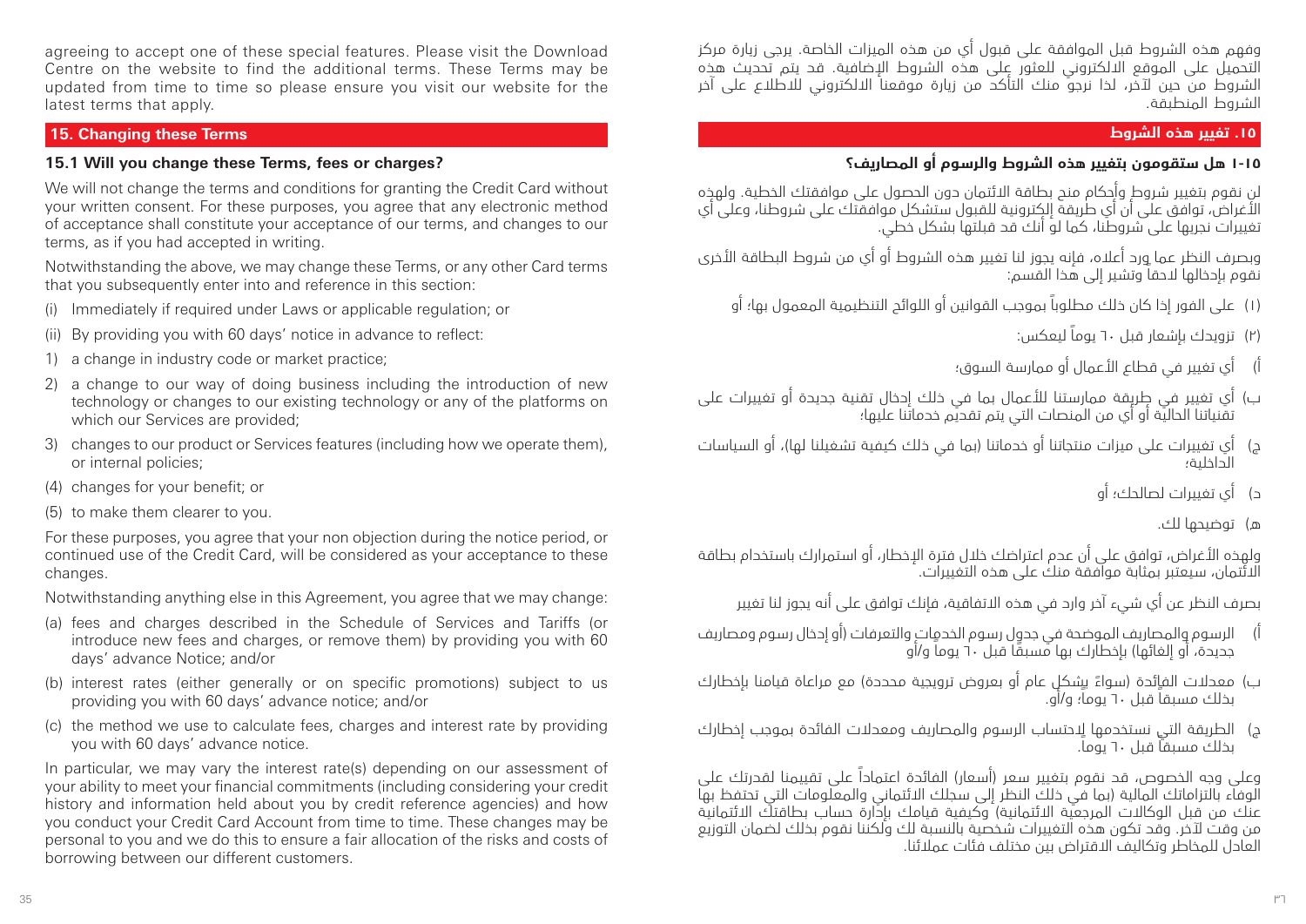agreeing to accept one of these special features. Please visit the Download Centre on the website to find the additional terms. These Terms may be updated from time to time so please ensure you visit our website for the latest terms that apply.

## 15. Changing these Terms

### 15.1 Will you change these Terms, fees or charges?

We will not change the terms and conditions for granting the Credit Card without your written consent. For these purposes, you agree that any electronic method of acceptance shall constitute your acceptance of our terms, and changes to our terms, as if you had accepted in writing.

Notwithstanding the above, we may change these Terms, or any other Card terms that you subsequently enter into and reference in this section:

(i) Immediately if required under Laws or applicable regulation; or

(ii) By providing you with 60 days' notice in advance to reflect:

1) a change in industry code or market practice;

2) a change to our way of doing business including the introduction of new technology or changes to our existing technology or any of the platforms on which our Services are provided;

3) changes to our product or Services features (including how we operate them), or internal policies;

(4) changes for your benefit; or

(5) to make them clearer to you.

For these purposes, you agree that your non objection during the notice period, or continued use of the Credit Card, will be considered as your acceptance to these changes.

Notwithstanding anything else in this Agreement, you agree that we may change:

(a) fees and charges described in the Schedule of Services and Tariffs (or introduce new fees and charges, or remove them) by providing you with 60 days' advance Notice; and/or

(b) interest rates (either generally or on specific promotions) subject to us providing you with 60 days' advance notice; and/or

(c) the method we use to calculate fees, charges and interest rate by providing you with 60 days' advance notice.

In particular, we may vary the interest rate(s) depending on our assessment of your ability to meet your financial commitments (including considering your credit history and information held about you by credit reference agencies) and how you conduct your Credit Card Account from time to time. These changes may be personal to you and we do this to ensure a fair allocation of the risks and costs of borrowing between our different customers.

وفهم هذه الشروط قبل الموافقة على قبول أي من هذه الميزات الخاصة. يرجى زيارة مركز التحميل على الموقع الالكتروني للعثور على هذه الشروط الإضافية. قد يتم تحديث هذه الشروط من حين لآخر، لذا نرجو منك التأكد من زيارة موقعنا الالكتروني للاطلاع على آخر الشروط المنطبقة.

## ١٥. تغيير هذه الشروط

### ١-١٥ هل ستقومون بتغيير هذه الشروط والرسوم أو المصاريف؟

لن نقوم بتغيير شروط وأحكام منح بطاقة الائتمان دون الحصول على موافقتك الخطية. ولهذه الأغراض، توافق على أن أي طريقة إلكترونية للقبول ستشكل موافقتك على شروطنا، وعلى أي تغييرات نجريها على شروطنا، كما لو أنك قد قبلتها بشكل خطي.

وبصرف النظر عما ورد أعلاه، فإنه يجوز لنا تغيير هذه الشروط أو أي من شروط البطاقة الأخرى نقوم بإدخالها لاحقاً وتشير إلى هذا القسم:

(١) على الفور إذا كان ذلك مطلوباً بموجب القوانين أو اللوائح التنظيمية المعمول بها؛ أو

(٢) تزويدك بإشعار قبل ٦٠ يوماً ليعكس:

أ) أي تغيير في قطاع الأعمال أو ممارسة السوق؛

ب) أي تغيير في طريقة ممارستنا للأعمال بما في ذلك إدخال تقنية جديدة أو تغييرات على تقنياتنا الحالية أو أي من المنصات التي يتم تقديم خدماتنا عليها؛

ج) أي تغييرات على ميزات منتجاتنا أو خدماتنا (بما في ذلك كيفية تشغيلنا لها)، أو السياسات الداخلية؛

د) أي تغييرات لصالحك؛ أو

هـ) توضيحها لك.

ولهذه الأغراض، توافق على أن عدم اعتراضك خلال فترة الإخطار، أو استمرارك باستخدام بطاقة الائتمان، سيعتبر بمثابة موافقة منك على هذه التغييرات.

بصرف النظر عن أي شيء آخر وارد في هذه الاتفاقية، فإنك توافق على أنه يجوز لنا تغيير

أ) الرسوم والمصاريف الموضحة في جدول رسوم الخدمات والتعرفات (أو إدخال رسوم ومصاريف جديدة، أو إلغائها) بإخطارك بها مسبقاً قبل ٦٠ يوماً و/أو

ب) معدلات الفائدة (سواءً بشكل عام أو بعروض ترويجية محددة) مع مراعاة قيامنا بإخطارك بذلك مسبقاً قبل ٦٠ يوماً؛ و/أو.

ج) الطريقة التي نستخدمها لاحتساب الرسوم والمصاريف ومعدلات الفائدة بموجب إخطارك بذلك مسبقاً قبل ٦٠ يوماً.

وعلى وجه الخصوص، قد نقوم بتغيير سعر (أسعار) الفائدة اعتماداً على تقييمنا لقدرتك على الوفاء بالتزاماتك المالية (بما في ذلك النظر إلى سجلك الائتماني والمعلومات التي تحتفظ بها عنك من قبل الوكالات المرجعية الائتمانية) وكيفية قيامك بإدارة حساب بطاقتك الائتمانية من وقت لآخر. وقد تكون هذه التغييرات شخصية بالنسبة لك ولكننا نقوم بذلك لضمان التوزيع العادل للمخاطر وتكاليف الاقتراض بين مختلف فئات عملائنا.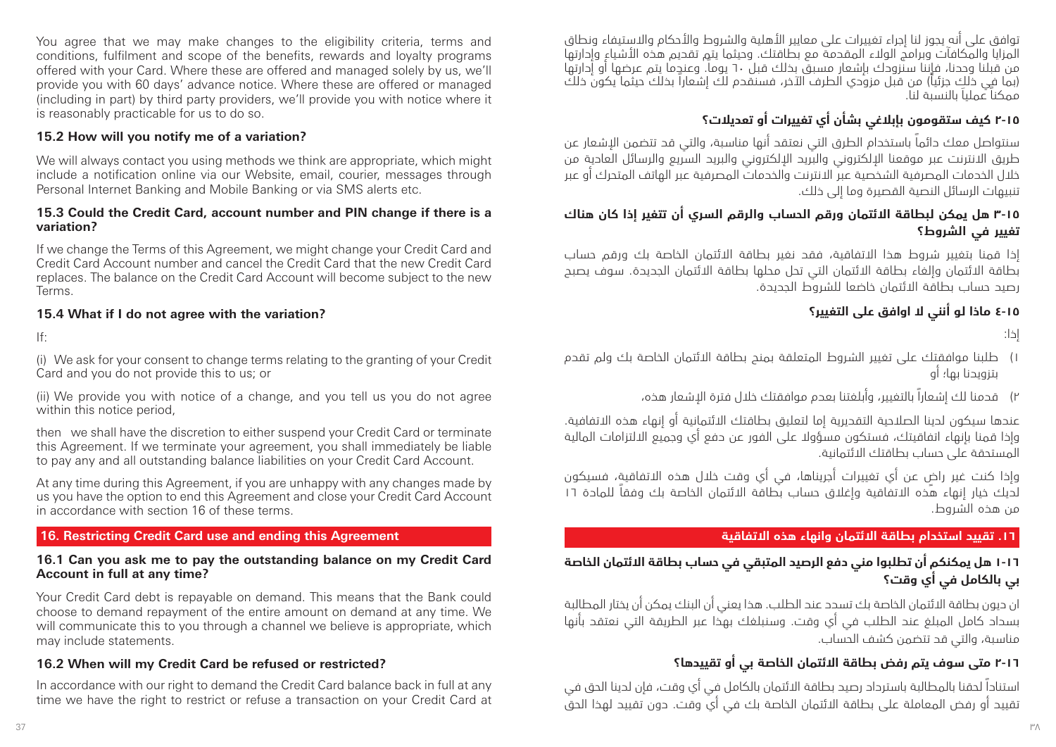You agree that we may make changes to the eligibility criteria, terms and conditions, fulfilment and scope of the benefits, rewards and loyalty programs offered with your Card. Where these are offered and managed solely by us, we'll provide you with 60 days' advance notice. Where these are offered or managed (including in part) by third party providers, we'll provide you with notice where it is reasonably practicable for us to do so.

### 15.2 How will you notify me of a variation?

We will always contact you using methods we think are appropriate, which might include a notification online via our Website, email, courier, messages through Personal Internet Banking and Mobile Banking or via SMS alerts etc.

### 15.3 Could the Credit Card, account number and PIN change if there is a variation?

If we change the Terms of this Agreement, we might change your Credit Card and Credit Card Account number and cancel the Credit Card that the new Credit Card replaces. The balance on the Credit Card Account will become subject to the new Terms.

### 15.4 What if I do not agree with the variation?

If:

(i) We ask for your consent to change terms relating to the granting of your Credit Card and you do not provide this to us; or

(ii) We provide you with notice of a change, and you tell us you do not agree within this notice period,

then we shall have the discretion to either suspend your Credit Card or terminate this Agreement. If we terminate your agreement, you shall immediately be liable to pay any and all outstanding balance liabilities on your Credit Card Account.

At any time during this Agreement, if you are unhappy with any changes made by us you have the option to end this Agreement and close your Credit Card Account in accordance with section 16 of these terms.

## 16. Restricting Credit Card use and ending this Agreement

### 16.1 Can you ask me to pay the outstanding balance on my Credit Card Account in full at any time?

Your Credit Card debt is repayable on demand. This means that the Bank could choose to demand repayment of the entire amount on demand at any time. We will communicate this to you through a channel we believe is appropriate, which may include statements.

### 16.2 When will my Credit Card be refused or restricted?

In accordance with our right to demand the Credit Card balance back in full at any time we have the right to restrict or refuse a transaction on your Credit Card at

توافق على أنه يجوز لنا إجراء تغييرات على معايير الأهلية والشروط والأحكام والاستيفاء ونطاق المزايا والمكافآت وبرامج الولاء المقدمة مع بطاقتك. وحيثما يتم تقديم هذه الأشياء وإدارتها من قبلنا وحدنا، فإننا سنزودك بإشعار مسبق بذلك قبل ٦٠ يوماً. وعندما يتم عرضها أو إدارتها (بما في ذلك جزئياً) من قبل مزودي الطرف الآخر، فسنقدم لك إشعاراً بذلك حيثما يكون ذلك ممكناً عملياً بالنسبة لنا.

### ١٥-٢ كيف ستقومون بإبلاغي بشأن أي تغييرات أو تعديلات؟

سنتواصل معك دائماً باستخدام الطرق التي نعتقد أنها مناسبة، والتي قد تتضمن الإشعار عن طريق الانترنت عبر موقعنا الإلكتروني والبريد الإلكتروني والبريد السريع والرسائل العادية من خلال الخدمات المصرفية الشخصية عبر الانترنت والخدمات المصرفية عبر الهاتف المتحرك أو عبر تنبيهات الرسائل النصية القصيرة وما إلى ذلك.

### ١٥-٣ هل يمكن لبطاقة الائتمان ورقم الحساب والرقم السري أن تتغير إذا كان هناك تغيير في الشروط؟

إذا قمنا بتغيير شروط هذا الاتفاقية، فقد نغير بطاقة الائتمان الخاصة بك ورقم حساب بطاقة الائتمان وإلغاء بطاقة الائتمان التي تحل محلها بطاقة الائتمان الجديدة. سوف يصبح رصيد حساب بطاقة الائتمان خاضعا للشروط الجديدة.

### ١٥-٤ ماذا لو أنني لا اوافق على التغيير؟

إذا:

١) طلبنا موافقتك على تغيير الشروط المتعلقة بمنح بطاقة الائتمان الخاصة بك ولم تقدم بتزويدنا بها؛ أو

٢) قدمنا لك إشعاراً بالتغيير، وأبلغتنا بعدم موافقتك خلال فترة الإشعار هذه،

عندها سيكون لدينا الصلاحية التقديرية إما لتعليق بطاقتك الائتمانية أو إنهاء هذه الاتفاقية. وإذا قمنا بإنهاء اتفاقيتك، فستكون مسؤولا على الفور عن دفع أي وجميع الالتزامات المالية المستحقة على حساب بطاقتك الائتمانية.

وإذا كنت غير راضٍ عن أي تغييرات أجريناها، في أي وقت خلال هذه الاتفاقية، فسيكون لديك خيار إنهاء هذه الاتفاقية وإغلاق حساب بطاقة الائتمان الخاصة بك وفقاً للمادة ١٦ من هذه الشروط.

## ١٦. تقييد استخدام بطاقة الائتمان وانهاء هذه الاتفاقية

### ١٦-١ هل يمكنكم أن تطلبوا مني دفع الرصيد المتبقي في حساب بطاقة الائتمان الخاصة بي بالكامل في أي وقت؟

ان ديون بطاقة الائتمان الخاصة بك تسدد عند الطلب. هذا يعني أن البنك يمكن أن يختار المطالبة بسداد كامل المبلغ عند الطلب في أي وقت. وسنبلغك بهذا عبر الطريقة التي نعتقد بأنها مناسبة، والتي قد تتضمن كشف الحساب.

### ١٦-٢ متى سوف يتم رفض بطاقة الائتمان الخاصة بي أو تقييدها؟

استناداً لحقنا بالمطالبة باسترداد رصيد بطاقة الائتمان بالكامل في أي وقت، فإن لدينا الحق في تقييد أو رفض المعاملة على بطاقة الائتمان الخاصة بك في أي وقت. دون تقييد لهذا الحق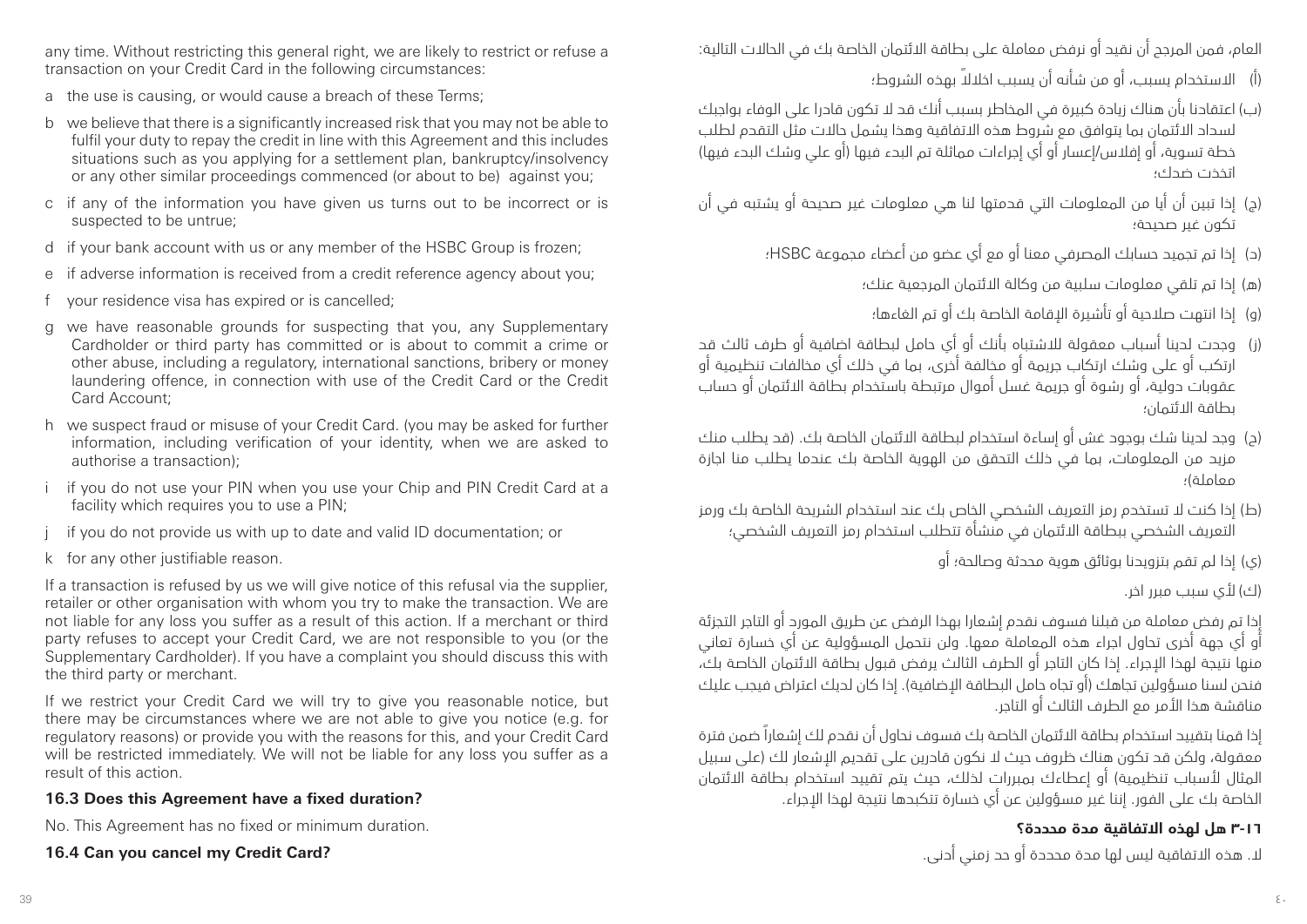any time. Without restricting this general right, we are likely to restrict or refuse a transaction on your Credit Card in the following circumstances:

a the use is causing, or would cause a breach of these Terms;

b we believe that there is a significantly increased risk that you may not be able to fulfil your duty to repay the credit in line with this Agreement and this includes situations such as you applying for a settlement plan, bankruptcy/insolvency or any other similar proceedings commenced (or about to be) against you;

c if any of the information you have given us turns out to be incorrect or is suspected to be untrue;

d if your bank account with us or any member of the HSBC Group is frozen;

e if adverse information is received from a credit reference agency about you;

f your residence visa has expired or is cancelled;

g we have reasonable grounds for suspecting that you, any Supplementary Cardholder or third party has committed or is about to commit a crime or other abuse, including a regulatory, international sanctions, bribery or money laundering offence, in connection with use of the Credit Card or the Credit Card Account;

h we suspect fraud or misuse of your Credit Card. (you may be asked for further information, including verification of your identity, when we are asked to authorise a transaction);

i if you do not use your PIN when you use your Chip and PIN Credit Card at a facility which requires you to use a PIN;

j if you do not provide us with up to date and valid ID documentation; or

k for any other justifiable reason.

If a transaction is refused by us we will give notice of this refusal via the supplier, retailer or other organisation with whom you try to make the transaction. We are not liable for any loss you suffer as a result of this action. If a merchant or third party refuses to accept your Credit Card, we are not responsible to you (or the Supplementary Cardholder). If you have a complaint you should discuss this with the third party or merchant.

If we restrict your Credit Card we will try to give you reasonable notice, but there may be circumstances where we are not able to give you notice (e.g. for regulatory reasons) or provide you with the reasons for this, and your Credit Card will be restricted immediately. We will not be liable for any loss you suffer as a result of this action.

**16.3 Does this Agreement have a fixed duration?**

No. This Agreement has no fixed or minimum duration.

**16.4 Can you cancel my Credit Card?**

العام، فمن المرجح أن نقيد أو نرفض معاملة على بطاقة الائتمان الخاصة بك في الحالات التالية:

(أ) الاستخدام يسبب، أو من شأنه أن يسبب اخلالاً بهذه الشروط؛

(ب) اعتقادنا بأن هناك زيادة كبيرة في المخاطر بسبب أنك قد لا تكون قادرا على الوفاء بواجبك لسداد الائتمان بما يتوافق مع شروط هذه الاتفاقية وهذا يشمل حالات مثل التقدم لطلب خطة تسوية، أو إفلاس/إعسار أو أي إجراءات مماثلة تم البدء فيها (أو على وشك البدء فيها) اتخذت ضدك؛

(ج) إذا تبين أن أيا من المعلومات التي قدمتها لنا هي معلومات غير صحيحة أو يشتبه في أن تكون غير صحيحة؛

(د) إذا تم تجميد حسابك المصرفي معنا أو مع أي عضو من أعضاء مجموعة HSBC؛

(هـ) إذا تم تلقي معلومات سلبية من وكالة الائتمان المرجعية عنك؛

(و) إذا انتهت صلاحية أو تأشيرة الإقامة الخاصة بك أو تم الغاءها؛

(ز) وجدت لدينا أسباب معقولة للاشتباه بأنك أو أي حامل لبطاقة اضافية أو طرف ثالث قد ارتكب أو على وشك ارتكاب جريمة أو مخالفة أخرى، بما في ذلك أي مخالفات تنظيمية أو عقوبات دولية، أو رشوة أو جريمة غسل أموال مرتبطة باستخدام بطاقة الائتمان أو حساب بطاقة الائتمان؛

(ح) وجد لدينا شك بوجود غش أو إساءة استخدام لبطاقة الائتمان الخاصة بك. (قد يطلب منك مزيد من المعلومات، بما في ذلك التحقق من الهوية الخاصة بك عندما يطلب منا اجازة معاملة)؛

(ط) إذا كنت لا تستخدم رمز التعريف الشخصي الخاص بك عند استخدام الشريحة الخاصة بك ورمز التعريف الشخصي ببطاقة الائتمان في منشأة تتطلب استخدام رمز التعريف الشخصي؛

(ي) إذا لم تقم بتزويدنا بوثائق هوية محدثة وصالحة؛ أو

(ك) لأي سبب مبرر اخر.

إذا تم رفض معاملة من قبلنا فسوف نقدم إشعارا بهذا الرفض عن طريق المورد أو التاجر التجزئة أو أي جهة أخرى تحاول اجراء هذه المعاملة معها. ولن نتحمل المسؤولية عن أي خسارة تعاني منها نتيجة لهذا الإجراء. إذا كان التاجر أو الطرف الثالث يرفض قبول بطاقة الائتمان الخاصة بك، فنحن لسنا مسؤولين تجاهك (أو تجاه حامل البطاقة الإضافية). إذا كان لديك اعتراض فيجب عليك مناقشة هذا الأمر مع الطرف الثالث أو التاجر.

إذا قمنا بتقييد استخدام بطاقة الائتمان الخاصة بك فسوف نحاول أن نقدم لك إشعاراً ضمن فترة معقولة، ولكن قد تكون هناك ظروف حيث لا نكون قادرين على تقديم الإشعار لك (على سبيل المثال لأسباب تنظيمية) أو إعطاءك بمبررات لذلك، حيث يتم تقييد استخدام بطاقة الائتمان الخاصة بك على الفور. إننا غير مسؤولين عن أي خسارة تتكبدها نتيجة لهذا الإجراء.

**١٦-٣ هل لهذه الاتفاقية مدة محددة؟**

لا. هذه الاتفاقية ليس لها مدة محددة أو حد زمني أدنى.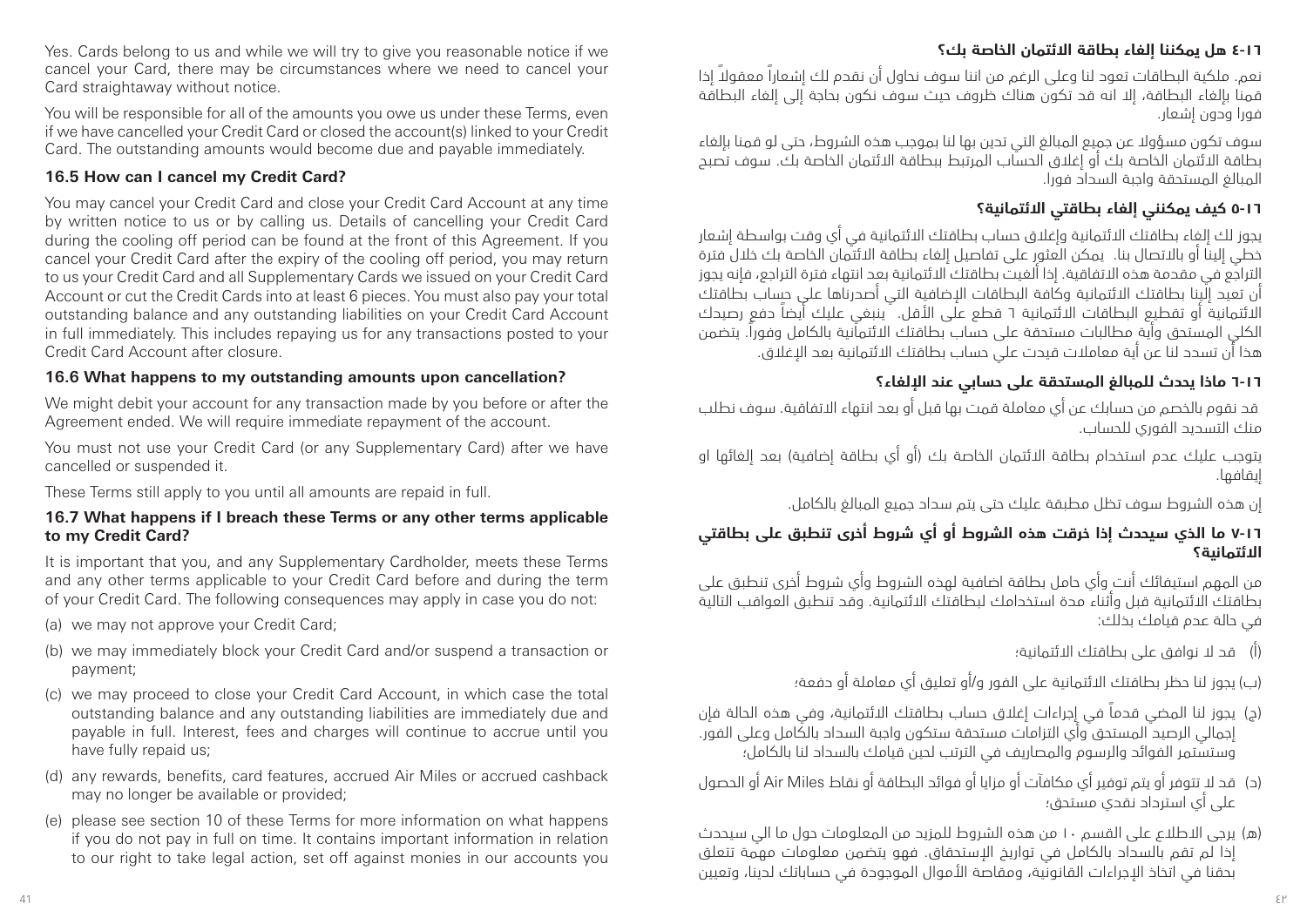Yes. Cards belong to us and while we will try to give you reasonable notice if we cancel your Card, there may be circumstances where we need to cancel your Card straightaway without notice.

You will be responsible for all of the amounts you owe us under these Terms, even if we have cancelled your Credit Card or closed the account(s) linked to your Credit Card. The outstanding amounts would become due and payable immediately.

### 16.5 How can I cancel my Credit Card?

You may cancel your Credit Card and close your Credit Card Account at any time by written notice to us or by calling us. Details of cancelling your Credit Card during the cooling off period can be found at the front of this Agreement. If you cancel your Credit Card after the expiry of the cooling off period, you may return to us your Credit Card and all Supplementary Cards we issued on your Credit Card Account or cut the Credit Cards into at least 6 pieces. You must also pay your total outstanding balance and any outstanding liabilities on your Credit Card Account in full immediately. This includes repaying us for any transactions posted to your Credit Card Account after closure.

### 16.6 What happens to my outstanding amounts upon cancellation?

We might debit your account for any transaction made by you before or after the Agreement ended. We will require immediate repayment of the account.

You must not use your Credit Card (or any Supplementary Card) after we have cancelled or suspended it.

These Terms still apply to you until all amounts are repaid in full.

### 16.7 What happens if I breach these Terms or any other terms applicable to my Credit Card?

It is important that you, and any Supplementary Cardholder, meets these Terms and any other terms applicable to your Credit Card before and during the term of your Credit Card. The following consequences may apply in case you do not:

(a) we may not approve your Credit Card;

(b) we may immediately block your Credit Card and/or suspend a transaction or payment;

(c) we may proceed to close your Credit Card Account, in which case the total outstanding balance and any outstanding liabilities are immediately due and payable in full. Interest, fees and charges will continue to accrue until you have fully repaid us;

(d) any rewards, benefits, card features, accrued Air Miles or accrued cashback may no longer be available or provided;

(e) please see section 10 of these Terms for more information on what happens if you do not pay in full on time. It contains important information in relation to our right to take legal action, set off against monies in our accounts you

### ١٦-٤ هل يمكننا إلغاء بطاقة الائتمان الخاصة بك؟

نعم. ملكية البطاقات تعود لنا وعلى الرغم من اننا سوف نحاول أن نقدم لك إشعاراً معقولاً إذا قمنا بإلغاء البطاقة، إلا انه قد تكون هناك ظروف حيث سوف نكون بحاجة إلى إلغاء البطاقة فورا ودون إشعار.

سوف تكون مسؤولا عن جميع المبالغ التي تدين بها لنا بموجب هذه الشروط، حتى لو قمنا بإلغاء بطاقة الائتمان الخاصة بك أو إغلاق الحساب المرتبط ببطاقة الائتمان الخاصة بك. سوف تصبح المبالغ المستحقة واجبة السداد فورا.

### ١٦-٥ كيف يمكنني إلغاء بطاقتي الائتمانية؟

يجوز لك إلغاء بطاقتك الائتمانية وإغلاق حساب بطاقتك الائتمانية في أي وقت بواسطة إشعار خطي إلينا أو بالاتصال بنا. يمكن العثور على تفاصيل إلغاء بطاقة الائتمان الخاصة بك خلال فترة التراجع في مقدمة هذه الاتفاقية. إذا ألغيت بطاقتك الائتمانية بعد انتهاء فترة التراجع، فإنه يجوز أن تعيد إلينا بطاقتك الائتمانية وكافة البطاقات الإضافية التي أصدرناها على حساب بطاقتك الائتمانية أو تقطيع البطاقات الائتمانية ٦ قطع على الأقل. ينبغي عليك أيضاً دفع رصيدك الكلي المستحق وأية مطالبات مستحقة على حساب بطاقتك الائتمانية بالكامل وفوراً. يتضمن هذا أن تسدد لنا عن أية معاملات قيدت على حساب بطاقتك الائتمانية بعد الإغلاق.

### ١٦-٦ ماذا يحدث للمبالغ المستحقة على حسابي عند الإلغاء؟

قد نقوم بالخصم من حسابك عن أي معاملة قمت بها قبل أو بعد انتهاء الاتفاقية. سوف نطلب منك التسديد الفوري للحساب.

يتوجب عليك عدم استخدام بطاقة الائتمان الخاصة بك (أو أي بطاقة إضافية) بعد إلغائها او إيقافها.

إن هذه الشروط سوف تظل مطبقة عليك حتى يتم سداد جميع المبالغ بالكامل.

### ١٦-٧ ما الذي سيحدث إذا خرقت هذه الشروط أو أي شروط أخرى تنطبق على بطاقتي الائتمانية؟

من المهم استيفائك أنت وأي حامل بطاقة اضافية لهذه الشروط وأي شروط أخرى تنطبق على بطاقتك الائتمانية قبل وأثناء مدة استخدامك لبطاقتك الائتمانية. وقد تنطبق العواقب التالية في حالة عدم قيامك بذلك:

(أ) قد لا نوافق على بطاقتك الائتمانية؛

(ب) يجوز لنا حظر بطاقتك الائتمانية على الفور و/أو تعليق أي معاملة أو دفعة؛

(ج) يجوز لنا المضي قدماً في إجراءات إغلاق حساب بطاقتك الائتمانية، وفي هذه الحالة فإن إجمالي الرصيد المستحق وأي التزامات مستحقة ستكون واجبة السداد بالكامل وعلى الفور. وستستمر الفوائد والرسوم والمصاريف في الترتب لحين قيامك بالسداد لنا بالكامل؛

(د) قد لا تتوفر أو يتم توفير أي مكافآت أو مزايا أو فوائد البطاقة أو نقاط Air Miles أو الحصول على أي استرداد نقدي مستحق؛

(هـ) يرجى الاطلاع على القسم ١٠ من هذه الشروط للمزيد من المعلومات حول ما الي سيحدث إذا لم تقم بالسداد بالكامل في تواريخ الإستحقاق. فهو يتضمن معلومات مهمة تتعلق بحقنا في اتخاذ الإجراءات القانونية، ومقاصة الأموال الموجودة في حساباتك لدينا، وتعيين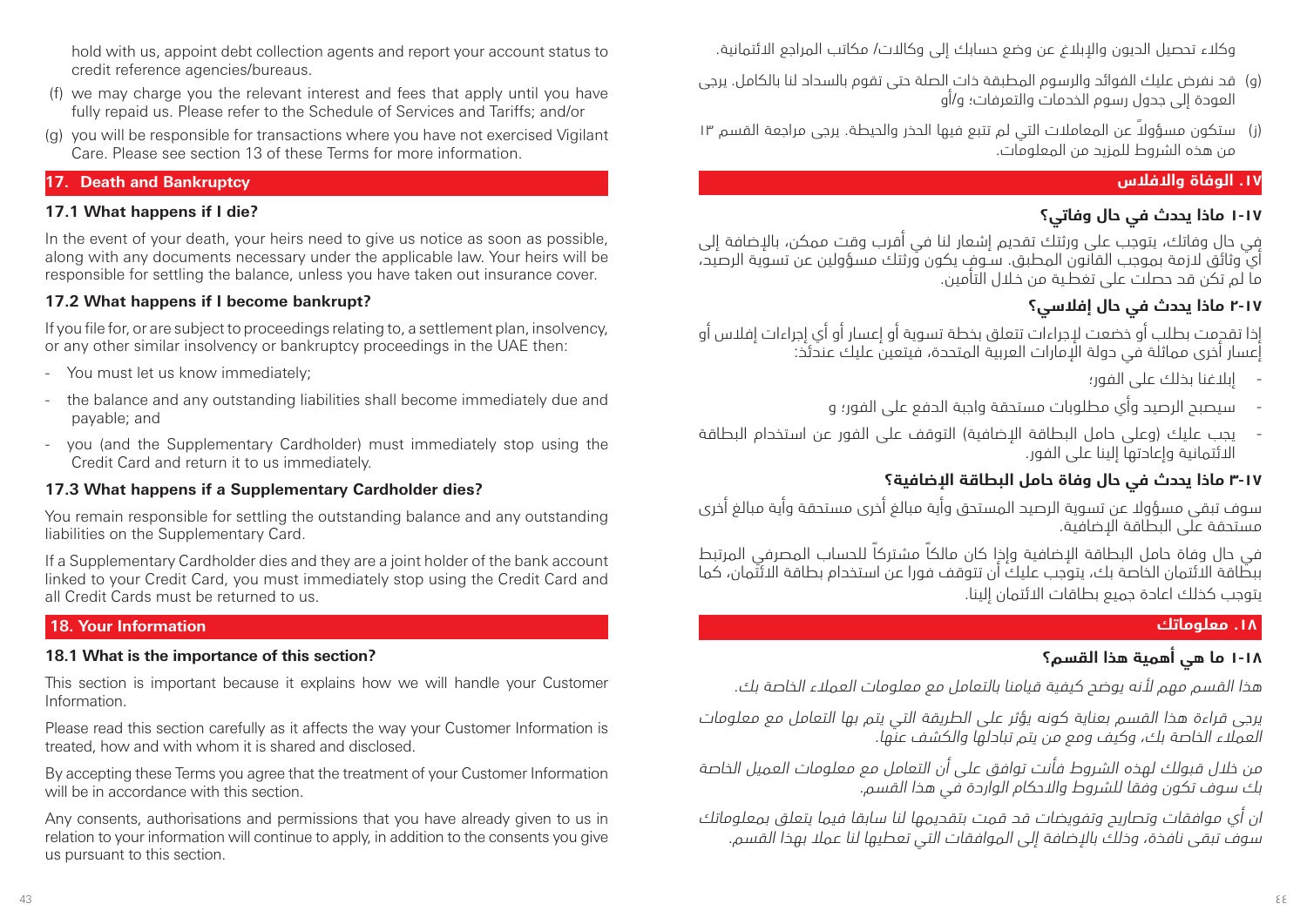hold with us, appoint debt collection agents and report your account status to credit reference agencies/bureaus.

(f) we may charge you the relevant interest and fees that apply until you have fully repaid us. Please refer to the Schedule of Services and Tariffs; and/or

(g) you will be responsible for transactions where you have not exercised Vigilant Care. Please see section 13 of these Terms for more information.

## 17. Death and Bankruptcy

### 17.1 What happens if I die?

In the event of your death, your heirs need to give us notice as soon as possible, along with any documents necessary under the applicable law. Your heirs will be responsible for settling the balance, unless you have taken out insurance cover.

### 17.2 What happens if I become bankrupt?

If you file for, or are subject to proceedings relating to, a settlement plan, insolvency, or any other similar insolvency or bankruptcy proceedings in the UAE then:

- You must let us know immediately;
- the balance and any outstanding liabilities shall become immediately due and payable; and
- you (and the Supplementary Cardholder) must immediately stop using the Credit Card and return it to us immediately.

### 17.3 What happens if a Supplementary Cardholder dies?

You remain responsible for settling the outstanding balance and any outstanding liabilities on the Supplementary Card.

If a Supplementary Cardholder dies and they are a joint holder of the bank account linked to your Credit Card, you must immediately stop using the Credit Card and all Credit Cards must be returned to us.

## 18. Your Information

### 18.1 What is the importance of this section?

This section is important because it explains how we will handle your Customer Information.

Please read this section carefully as it affects the way your Customer Information is treated, how and with whom it is shared and disclosed.

By accepting these Terms you agree that the treatment of your Customer Information will be in accordance with this section.

Any consents, authorisations and permissions that you have already given to us in relation to your information will continue to apply, in addition to the consents you give us pursuant to this section.

وكلاء تحصيل الديون والإبلاغ عن وضع حسابك إلى وكالات/ مكاتب المراجع الائتمانية.

(و) قد نفرض عليك الفوائد والرسوم المطبقة ذات الصلة حتى تقوم بالسداد لنا بالكامل. يرجى العودة إلى جدول رسوم الخدمات والتعرفات؛ و/أو

(ز) ستكون مسؤولاً عن المعاملات التي لم تتبع فيها الحذر والحيطة. يرجى مراجعة القسم ١٣ من هذه الشروط للمزيد من المعلومات.

## ١٧. الوفاة والافلاس

### ١-١٧ ماذا يحدث في حال وفاتي؟

في حال وفاتك، يتوجب على ورثتك تقديم إشعار لنا في أقرب وقت ممكن، بالإضافة إلى أي وثائق لازمة بموجب القانون المطبق. سوف يكون ورثتك مسؤولين عن تسوية الرصيد، ما لم تكن قد حصلت على تغطية من خلال التأمين.

### ٢-١٧ ماذا يحدث في حال إفلاسي؟

إذا تقدمت بطلب أو خضعت لإجراءات تتعلق بخطة تسوية أو إعسار أو أي إجراءات إفلاس أو إعسار أخرى مماثلة في دولة الإمارات العربية المتحدة، فيتعين عليك عندئذ:

- إبلاغنا بذلك على الفور؛
- سيصبح الرصيد وأي مطلوبات مستحقة واجبة الدفع على الفور؛ و
- يجب عليك (وعلى حامل البطاقة الإضافية) التوقف على الفور عن استخدام البطاقة الائتمانية وإعادتها إلينا على الفور.

### ٣-١٧ ماذا يحدث في حال وفاة حامل البطاقة الإضافية؟

سوف تبقى مسؤولا عن تسوية الرصيد المستحق وأية مبالغ أخرى مستحقة وأية مبالغ أخرى مستحقة على البطاقة الإضافية.

في حال وفاة حامل البطاقة الإضافية وإذا كان مالكاً مشتركاً للحساب المصرفي المرتبط ببطاقة الائتمان الخاصة بك، يتوجب عليك أن تتوقف فورا عن استخدام بطاقة الائتمان، كما يتوجب كذلك اعادة جميع بطاقات الائتمان إلينا.

## ١٨. معلوماتك

### ١-١٨ ما هي أهمية هذا القسم؟

*هذا القسم مهم لأنه يوضح كيفية قيامنا بالتعامل مع معلومات العملاء الخاصة بك.*

*يرجى قراءة هذا القسم بعناية كونه يؤثر على الطريقة التي يتم بها التعامل مع معلومات العملاء الخاصة بك، وكيف ومع من يتم تبادلها والكشف عنها.*

*من خلال قبولك لهذه الشروط فأنت توافق على أن التعامل مع معلومات العميل الخاصة بك سوف تكون وفقا للشروط والاحكام الواردة في هذا القسم.*

*ان أي موافقات وتصاريح وتفويضات قد قمت بتقديمها لنا سابقا فيما يتعلق بمعلوماتك سوف تبقى نافذة، وذلك بالإضافة إلى الموافقات التي تعطيها لنا عملا بهذا القسم.*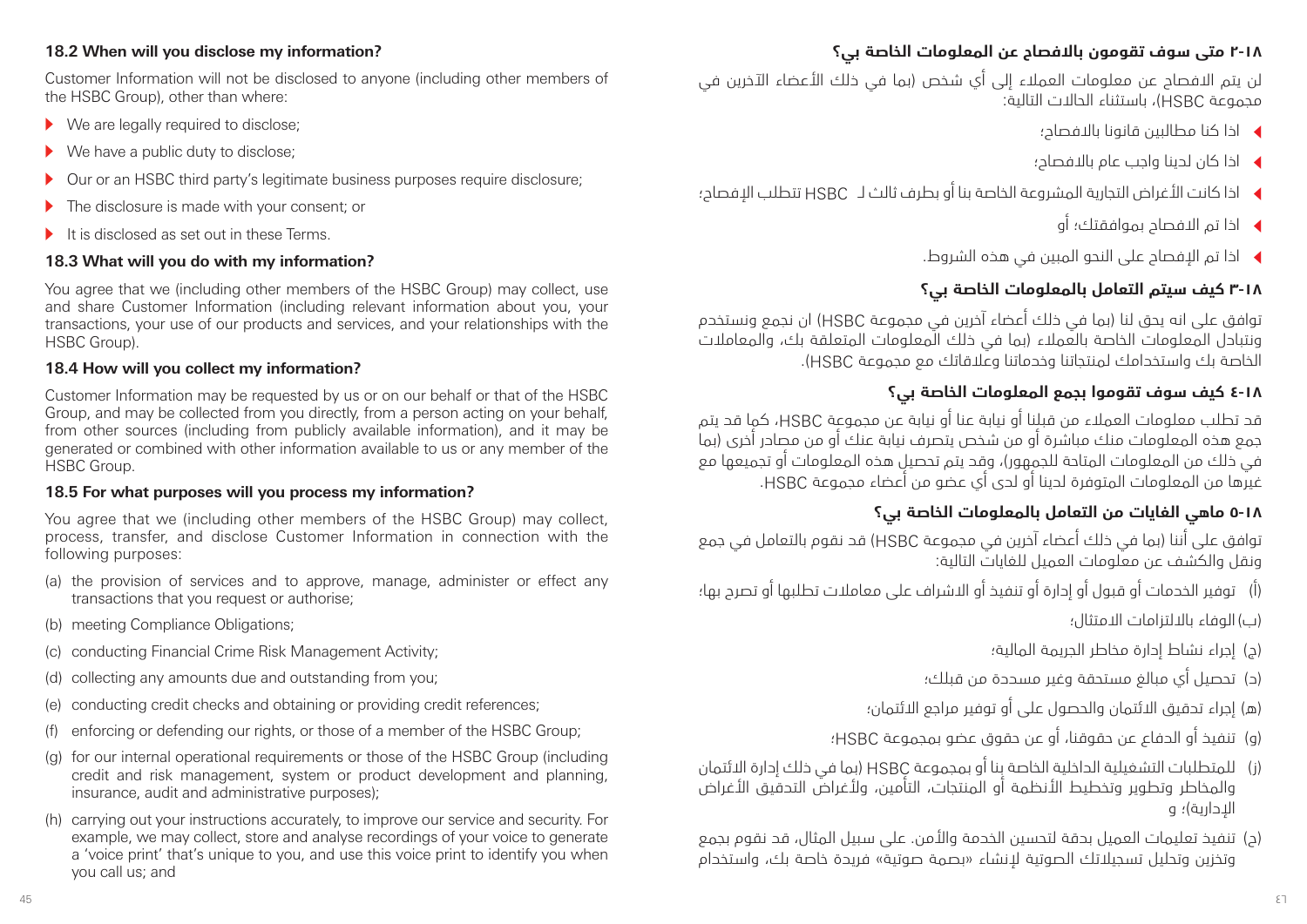### 18.2 When will you disclose my information?

Customer Information will not be disclosed to anyone (including other members of the HSBC Group), other than where:

- We are legally required to disclose;
- We have a public duty to disclose;
- Our or an HSBC third party's legitimate business purposes require disclosure;
- The disclosure is made with your consent; or
- It is disclosed as set out in these Terms.

### 18.3 What will you do with my information?

You agree that we (including other members of the HSBC Group) may collect, use and share Customer Information (including relevant information about you, your transactions, your use of our products and services, and your relationships with the HSBC Group).

### 18.4 How will you collect my information?

Customer Information may be requested by us or on our behalf or that of the HSBC Group, and may be collected from you directly, from a person acting on your behalf, from other sources (including from publicly available information), and it may be generated or combined with other information available to us or any member of the HSBC Group.

### 18.5 For what purposes will you process my information?

You agree that we (including other members of the HSBC Group) may collect, process, transfer, and disclose Customer Information in connection with the following purposes:

(a) the provision of services and to approve, manage, administer or effect any transactions that you request or authorise;

(b) meeting Compliance Obligations;

(c) conducting Financial Crime Risk Management Activity;

(d) collecting any amounts due and outstanding from you;

(e) conducting credit checks and obtaining or providing credit references;

(f) enforcing or defending our rights, or those of a member of the HSBC Group;

(g) for our internal operational requirements or those of the HSBC Group (including credit and risk management, system or product development and planning, insurance, audit and administrative purposes);

(h) carrying out your instructions accurately, to improve our service and security. For example, we may collect, store and analyse recordings of your voice to generate a 'voice print' that's unique to you, and use this voice print to identify you when you call us; and

### ١٨-٢ متى سوف تقومون بالافصاح عن المعلومات الخاصة بي؟

لن يتم الافصاح عن معلومات العملاء إلى أي شخص (بما في ذلك الأعضاء الآخرين في مجموعة HSBC)، باستثناء الحالات التالية:

- اذا كنا مطالبين قانونا بالافصاح؛
- اذا كان لدينا واجب عام بالافصاح؛
- اذا كانت الأغراض التجارية المشروعة الخاصة بنا أو بطرف ثالث لـ HSBC تتطلب الإفصاح؛
- اذا تم الافصاح بموافقتك؛ أو
- اذا تم الإفصاح على النحو المبين في هذه الشروط.

### ١٨-٣ كيف سيتم التعامل بالمعلومات الخاصة بي؟

توافق على انه يحق لنا (بما في ذلك أعضاء آخرين في مجموعة HSBC) ان نجمع ونستخدم ونتبادل المعلومات الخاصة بالعملاء (بما في ذلك المعلومات المتعلقة بك، والمعاملات الخاصة بك واستخدامك لمنتجاتنا وخدماتنا وعلاقاتك مع مجموعة HSBC).

### ١٨-٤ كيف سوف تقوموا بجمع المعلومات الخاصة بي؟

قد تطلب معلومات العملاء من قبلنا أو نيابة عنا أو نيابة عن مجموعة HSBC، كما قد يتم جمع هذه المعلومات منك مباشرة أو من شخص يتصرف نيابة عنك أو من مصادر أخرى (بما في ذلك من المعلومات المتاحة للجمهور)، وقد يتم تحصيل هذه المعلومات أو تجميعها مع غيرها من المعلومات المتوفرة لدينا أو لدى أي عضو من أعضاء مجموعة HSBC.

### ١٨-٥ ماهي الغايات من التعامل بالمعلومات الخاصة بي؟

توافق على أننا (بما في ذلك أعضاء آخرين في مجموعة HSBC) قد نقوم بالتعامل في جمع ونقل والكشف عن معلومات العميل للغايات التالية:

(أ) توفير الخدمات أو قبول أو إدارة أو تنفيذ أو الاشراف على معاملات تطلبها أو تصرح بها؛

(ب) الوفاء بالالتزامات الامتثال؛

(ج) إجراء نشاط إدارة مخاطر الجريمة المالية؛

(د) تحصيل أي مبالغ مستحقة وغير مسددة من قبلك؛

(هـ) إجراء تدقيق الائتمان والحصول على أو توفير مراجع الائتمان؛

(و) تنفيذ أو الدفاع عن حقوقنا، أو عن حقوق عضو بمجموعة HSBC؛

(ز) للمتطلبات التشغيلية الداخلية الخاصة بنا أو بمجموعة HSBC (بما في ذلك إدارة الائتمان والمخاطر وتطوير وتخطيط الأنظمة أو المنتجات، التأمين، ولأغراض التدقيق الأغراض الإدارية)؛ و

(ح) تنفيذ تعليمات العميل بدقة لتحسين الخدمة والأمن. على سبيل المثال، قد نقوم بجمع وتخزين وتحليل تسجيلاتك الصوتية لإنشاء «بصمة صوتية» فريدة خاصة بك، واستخدام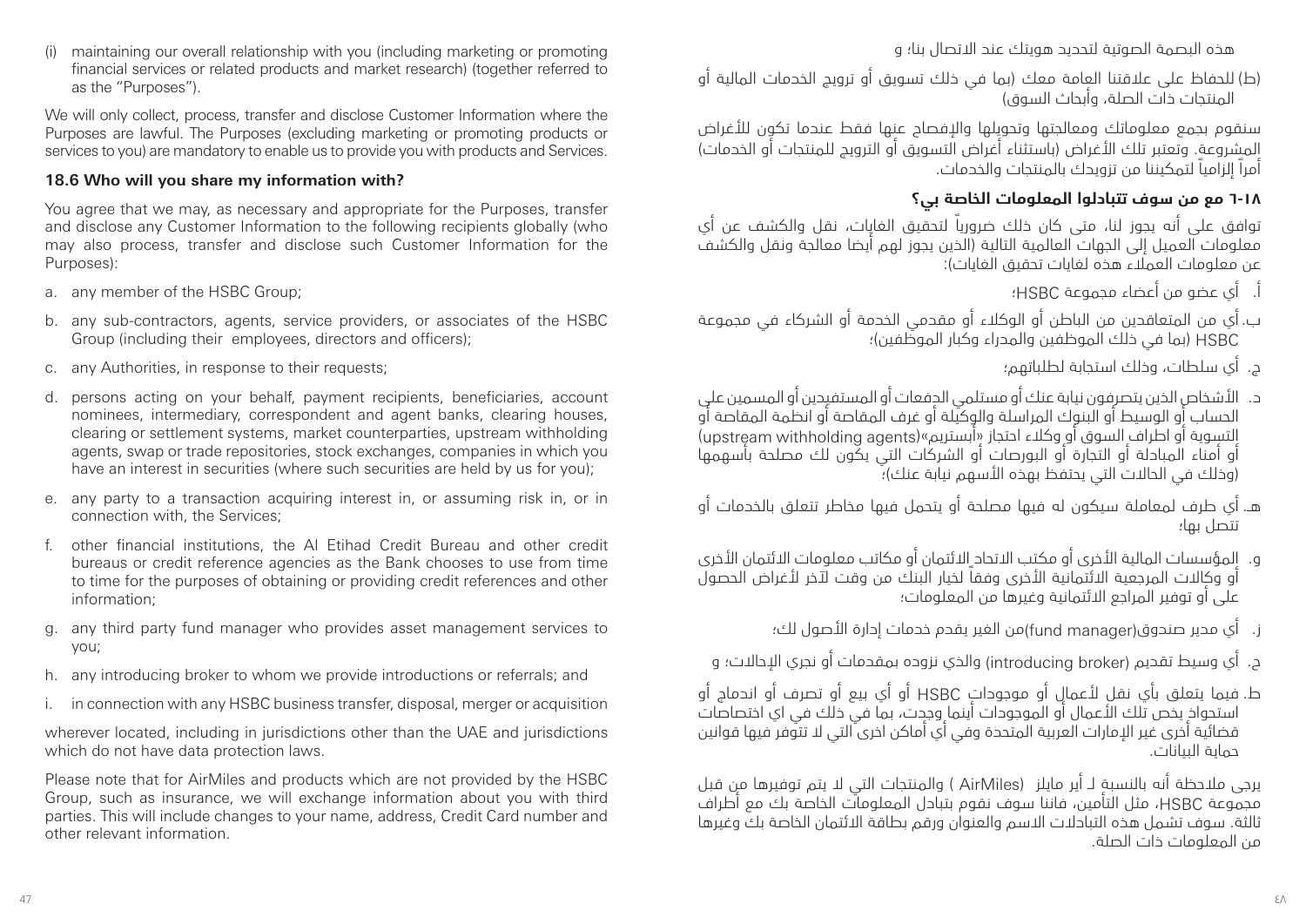(i) maintaining our overall relationship with you (including marketing or promoting financial services or related products and market research) (together referred to as the "Purposes").

We will only collect, process, transfer and disclose Customer Information where the Purposes are lawful. The Purposes (excluding marketing or promoting products or services to you) are mandatory to enable us to provide you with products and Services.

### 18.6 Who will you share my information with?

You agree that we may, as necessary and appropriate for the Purposes, transfer and disclose any Customer Information to the following recipients globally (who may also process, transfer and disclose such Customer Information for the Purposes):

a. any member of the HSBC Group;

b. any sub-contractors, agents, service providers, or associates of the HSBC Group (including their employees, directors and officers);

c. any Authorities, in response to their requests;

d. persons acting on your behalf, payment recipients, beneficiaries, account nominees, intermediary, correspondent and agent banks, clearing houses, clearing or settlement systems, market counterparties, upstream withholding agents, swap or trade repositories, stock exchanges, companies in which you have an interest in securities (where such securities are held by us for you);

e. any party to a transaction acquiring interest in, or assuming risk in, or in connection with, the Services;

f. other financial institutions, the Al Etihad Credit Bureau and other credit bureaus or credit reference agencies as the Bank chooses to use from time to time for the purposes of obtaining or providing credit references and other information;

g. any third party fund manager who provides asset management services to you;

h. any introducing broker to whom we provide introductions or referrals; and

i. in connection with any HSBC business transfer, disposal, merger or acquisition

wherever located, including in jurisdictions other than the UAE and jurisdictions which do not have data protection laws.

Please note that for AirMiles and products which are not provided by the HSBC Group, such as insurance, we will exchange information about you with third parties. This will include changes to your name, address, Credit Card number and other relevant information.

هذه البصمة الصوتية لتحديد هويتك عند الاتصال بنا؛ و

(ط) للحفاظ على علاقتنا العامة معك (بما في ذلك تسويق أو ترويج الخدمات المالية أو المنتجات ذات الصلة، وأبحاث السوق)

سنقوم بجمع معلوماتك ومعالجتها وتحويلها والإفصاح عنها فقط عندما تكون للأغراض المشروعة. وتعتبر تلك الأغراض (باستثناء أغراض التسويق أو الترويج للمنتجات أو الخدمات) أمراً إلزامياً لتمكيننا من تزويدك بالمنتجات والخدمات.

### ١٨-٦ مع من سوف تتبادلوا المعلومات الخاصة بي؟

توافق على أنه يجوز لنا، متى كان ذلك ضرورياً لتحقيق الغايات، نقل والكشف عن أي معلومات العميل إلى الجهات العالمية التالية (الذين يجوز لهم أيضا معالجة ونقل والكشف عن معلومات العملاء هذه لغايات تحقيق الغايات):

أ. أي عضو من أعضاء مجموعة HSBC؛

ب. أي من المتعاقدين من الباطن أو الوكلاء أو مقدمي الخدمة أو الشركاء في مجموعة HSBC (بما في ذلك الموظفين والمدراء وكبار الموظفين)؛

ج. أي سلطات، وذلك استجابة لطلباتهم؛

د. الأشخاص الذين يتصرفون نيابة عنك أو مستلمي الدفعات أو المستفيدين أو المسمين على الحساب أو الوسيط أو البنوك المراسلة والوكيلة أو غرف المقاصة أو انظمة المقاصة أو التسوية أو اطراف السوق أو وكلاء احتجاز «أبستريم»(upstream withholding agents) أو أمناء المبادلة أو التجارة أو البورصات أو الشركات التي يكون لك مصلحة بأسهمها (وذلك في الحالات التي يحتفظ بهذه الأسهم نيابة عنك)؛

هـ. أي طرف لمعاملة سيكون له فيها مصلحة أو يتحمل فيها مخاطر تتعلق بالخدمات أو تتصل بها؛

و. المؤسسات المالية الأخرى أو مكتب الاتحاد الائتمان أو مكاتب معلومات الائتمان الأخرى أو وكالات المرجعية الائتمانية الأخرى وفقاً لخيار البنك من وقت لآخر لأغراض الحصول على أو توفير المراجع الائتمانية وغيرها من المعلومات؛

ز. أي مدير صندوق(fund manager)من الغير يقدم خدمات إدارة الأصول لك؛

ح. أي وسيط تقديم (introducing broker) والذي نزوده بمقدمات أو نجري الإحالات؛ و

ط. فيما يتعلق بأي نقل لأعمال أو موجودات HSBC أو أي بيع أو تصرف أو اندماج أو استحواذ يخص تلك الأعمال أو الموجودات أينما وجدت، بما في ذلك في اي اختصاصات قضائية أخرى غير الإمارات العربية المتحدة وفي أي أماكن اخرى التي لا تتوفر فيها قوانين حماية البيانات.

يرجى ملاحظة أنه بالنسبة لـ أير مايلز ( AirMiles) والمنتجات التي لا يتم توفيرها من قبل مجموعة HSBC، مثل التأمين، فاننا سوف نقوم بتبادل المعلومات الخاصة بك مع أطراف ثالثة. سوف تشمل هذه التبادلات الاسم والعنوان ورقم بطاقة الائتمان الخاصة بك وغيرها من المعلومات ذات الصلة.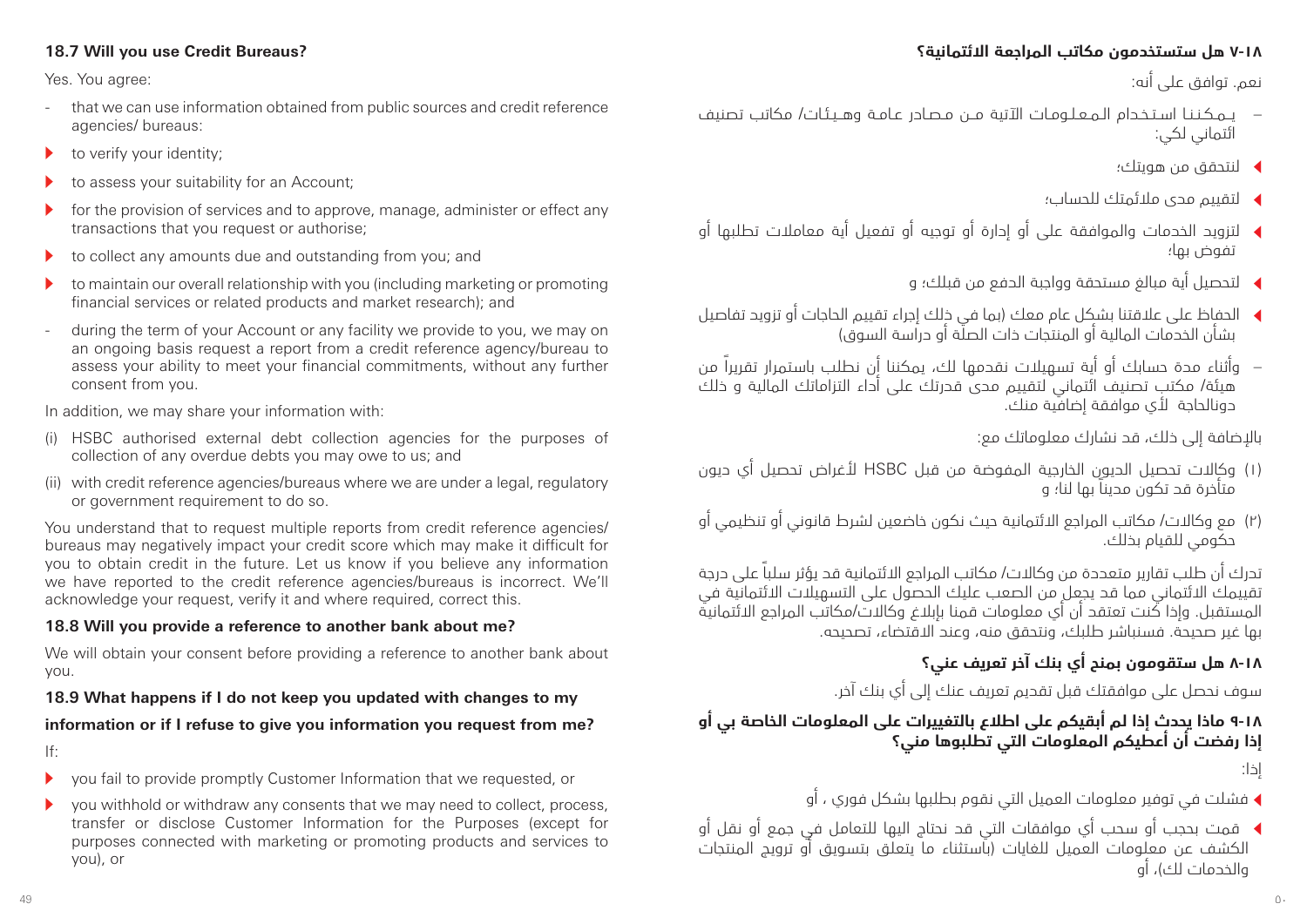### 18.7 Will you use Credit Bureaus?

Yes. You agree:

- that we can use information obtained from public sources and credit reference agencies/ bureaus:
  - to verify your identity;
  - to assess your suitability for an Account;
  - for the provision of services and to approve, manage, administer or effect any transactions that you request or authorise;
  - to collect any amounts due and outstanding from you; and
  - to maintain our overall relationship with you (including marketing or promoting financial services or related products and market research); and
- during the term of your Account or any facility we provide to you, we may on an ongoing basis request a report from a credit reference agency/bureau to assess your ability to meet your financial commitments, without any further consent from you.

In addition, we may share your information with:

(i) HSBC authorised external debt collection agencies for the purposes of collection of any overdue debts you may owe to us; and

(ii) with credit reference agencies/bureaus where we are under a legal, regulatory or government requirement to do so.

You understand that to request multiple reports from credit reference agencies/ bureaus may negatively impact your credit score which may make it difficult for you to obtain credit in the future. Let us know if you believe any information we have reported to the credit reference agencies/bureaus is incorrect. We'll acknowledge your request, verify it and where required, correct this.

### 18.8 Will you provide a reference to another bank about me?

We will obtain your consent before providing a reference to another bank about you.

### 18.9 What happens if I do not keep you updated with changes to my information or if I refuse to give you information you request from me?

If:

- you fail to provide promptly Customer Information that we requested, or
- you withhold or withdraw any consents that we may need to collect, process, transfer or disclose Customer Information for the Purposes (except for purposes connected with marketing or promoting products and services to you), or

### ١٨-٧ هل ستستخدمون مكاتب المراجعة الائتمانية؟

نعم. توافق على أنه:

- يمكننا استخدام المعلومات الآتية من مصادر عامة وهيئات/ مكاتب تصنيف ائتماني لكي:
  - لنتحقق من هويتك؛
  - لتقييم مدى ملائمتك للحساب؛
  - لتزويد الخدمات والموافقة على أو إدارة أو توجيه أو تفعيل أية معاملات تطلبها أو تفوض بها؛
  - لتحصيل أية مبالغ مستحقة وواجبة الدفع من قبلك؛ و
  - الحفاظ على علاقتنا بشكل عام معك (بما في ذلك إجراء تقييم الحاجات أو تزويد تفاصيل بشأن الخدمات المالية أو المنتجات ذات الصلة أو دراسة السوق)
- وأثناء مدة حسابك أو أية تسهيلات نقدمها لك، يمكننا أن نطلب باستمرار تقريراً من هيئة/ مكتب تصنيف ائتماني لتقييم مدى قدرتك على أداء التزاماتك المالية و ذلك دونالحاجة لأي موافقة إضافية منك.

بالإضافة إلى ذلك، قد نشارك معلوماتك مع:

(١) وكالات تحصيل الديون الخارجية المفوضة من قبل HSBC لأغراض تحصيل أي ديون متأخرة قد تكون مديناً بها لنا؛ و

(٢) مع وكالات/ مكاتب المراجع الائتمانية حيث نكون خاضعين لشرط قانوني أو تنظيمي أو حكومي للقيام بذلك.

تدرك أن طلب تقارير متعددة من وكالات/ مكاتب المراجع الائتمانية قد يؤثر سلباً على درجة تقييمك الائتماني مما قد يجعل من الصعب عليك الحصول على التسهيلات الائتمانية في المستقبل. وإذا كنت تعتقد أن أي معلومات قمنا بإبلاغ وكالات/مكاتب المراجع الائتمانية بها غير صحيحة. فسنباشر طلبك، ونتحقق منه، وعند الاقتضاء، تصحيحه.

### ١٨-٨ هل ستقومون بمنح أي بنك آخر تعريف عني؟

سوف نحصل على موافقتك قبل تقديم تعريف عنك إلى أي بنك آخر.

### ١٨-٩ ماذا يحدث إذا لم أبقيكم على اطلاع بالتغييرات على المعلومات الخاصة بي أو إذا رفضت أن أعطيكم المعلومات التي تطلبوها مني؟

إذا:

- فشلت في توفير معلومات العميل التي نقوم بطلبها بشكل فوري ، أو
- قمت بحجب أو سحب أي موافقات التي قد نحتاج اليها للتعامل في جمع أو نقل أو الكشف عن معلومات العميل للغايات (باستثناء ما يتعلق بتسويق أو ترويج المنتجات والخدمات لك)، أو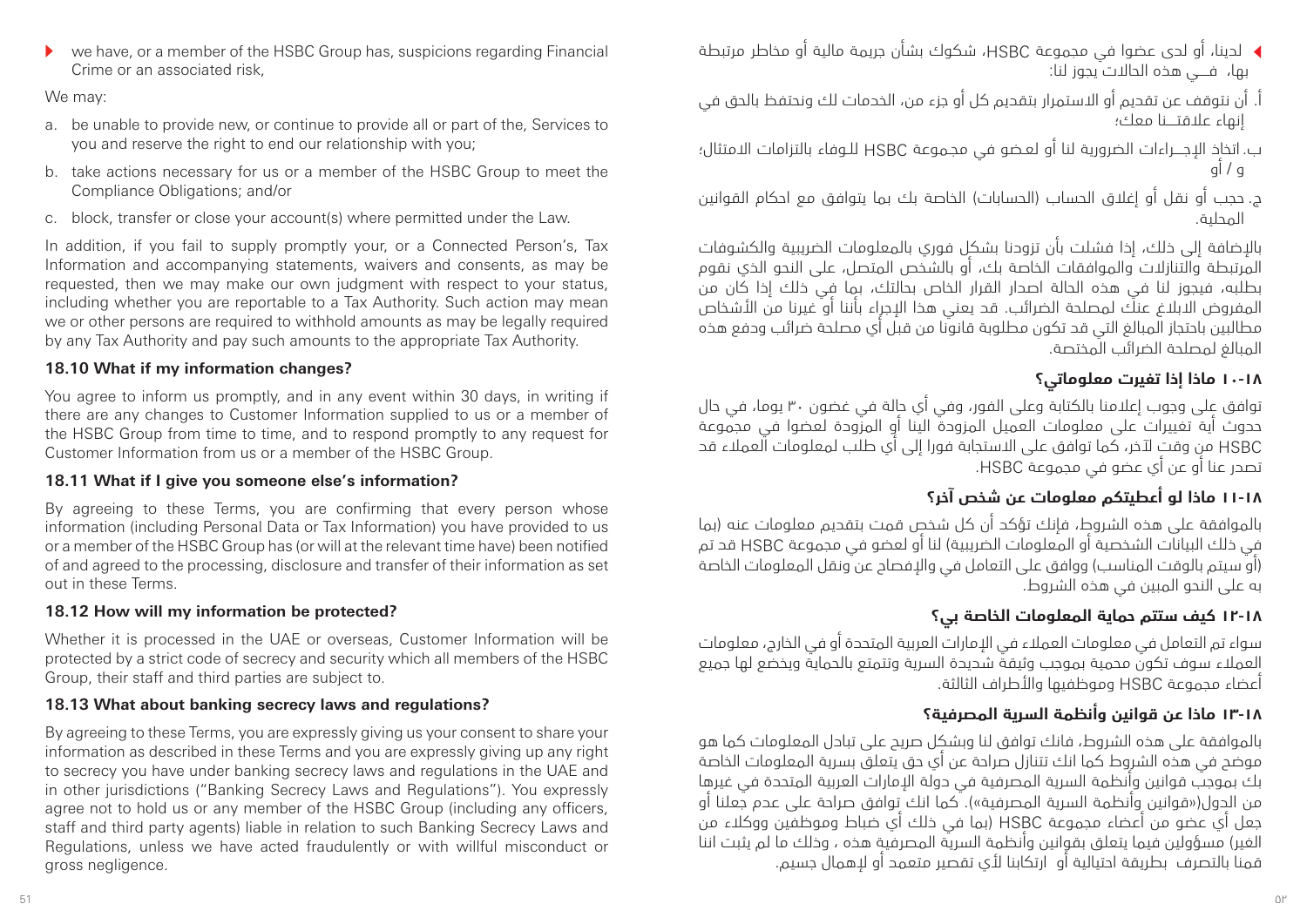- we have, or a member of the HSBC Group has, suspicions regarding Financial Crime or an associated risk,

We may:

a. be unable to provide new, or continue to provide all or part of the, Services to you and reserve the right to end our relationship with you;

b. take actions necessary for us or a member of the HSBC Group to meet the Compliance Obligations; and/or

c. block, transfer or close your account(s) where permitted under the Law.

In addition, if you fail to supply promptly your, or a Connected Person's, Tax Information and accompanying statements, waivers and consents, as may be requested, then we may make our own judgment with respect to your status, including whether you are reportable to a Tax Authority. Such action may mean we or other persons are required to withhold amounts as may be legally required by any Tax Authority and pay such amounts to the appropriate Tax Authority.

### 18.10 What if my information changes?

You agree to inform us promptly, and in any event within 30 days, in writing if there are any changes to Customer Information supplied to us or a member of the HSBC Group from time to time, and to respond promptly to any request for Customer Information from us or a member of the HSBC Group.

### 18.11 What if I give you someone else's information?

By agreeing to these Terms, you are confirming that every person whose information (including Personal Data or Tax Information) you have provided to us or a member of the HSBC Group has (or will at the relevant time have) been notified of and agreed to the processing, disclosure and transfer of their information as set out in these Terms.

### 18.12 How will my information be protected?

Whether it is processed in the UAE or overseas, Customer Information will be protected by a strict code of secrecy and security which all members of the HSBC Group, their staff and third parties are subject to.

### 18.13 What about banking secrecy laws and regulations?

By agreeing to these Terms, you are expressly giving us your consent to share your information as described in these Terms and you are expressly giving up any right to secrecy you have under banking secrecy laws and regulations in the UAE and in other jurisdictions ("Banking Secrecy Laws and Regulations"). You expressly agree not to hold us or any member of the HSBC Group (including any officers, staff and third party agents) liable in relation to such Banking Secrecy Laws and Regulations, unless we have acted fraudulently or with willful misconduct or gross negligence.

- لدينا، أو لدى عضوا في مجموعة HSBC، شكوك بشأن جريمة مالية أو مخاطر مرتبطة بها، فــي هذه الحالات يجوز لنا:

أ. أن نتوقف عن تقديم أو الاستمرار بتقديم كل أو جزء من، الخدمات لك ونحتفظ بالحق في إنهاء علاقتــنا معك؛

ب. اتخاذ الإجــراءات الضرورية لنا أو لعـضو في مجموعة HSBC للوفاء بالتزامات الامتثال؛ و / أو

ج. حجب أو نقل أو إغلاق الحساب (الحسابات) الخاصة بك بما يتوافق مع احكام القوانين المحلية.

بالإضافة إلى ذلك، إذا فشلت بأن تزودنا بشكل فوري بالمعلومات الضريبية والكشوفات المرتبطة والتنازلات والموافقات الخاصة بك، أو بالشخص المتصل، على النحو الذي نقوم بطلبه، فيجوز لنا في هذه الحالة اصدار القرار الخاص بحالتك، بما في ذلك إذا كان من المفروض الابلاغ عنك لمصلحة الضرائب. قد يعني هذا الإجراء بأننا أو غيرنا من الأشخاص مطالبين باحتجاز المبالغ التي قد تكون مطلوبة قانونا من قبل أي مصلحة ضرائب ودفع هذه المبالغ لمصلحة الضرائب المختصة.

### ١٨-١٠ ماذا إذا تغيرت معلوماتي؟

توافق على وجوب إعلامنا بالكتابة وعلى الفور، وفي أي حالة في غضون ٣٠ يوما، في حال حدوث أية تغييرات على معلومات العميل المزودة الينا أو المزودة لعضوا في مجموعة HSBC من وقت لآخر، كما توافق على الاستجابة فورا إلى أي طلب لمعلومات العملاء قد تصدر عنا أو عن أي عضو في مجموعة HSBC.

### ١٨-١١ ماذا لو أعطيتكم معلومات عن شخص آخر؟

بالموافقة على هذه الشروط، فإنك تؤكد أن كل شخص قمت بتقديم معلومات عنه (بما في ذلك البيانات الشخصية أو المعلومات الضريبية) لنا أو لعضو في مجموعة HSBC قد تم (أو سيتم بالوقت المناسب) ووافق على التعامل في والإفصاح عن ونقل المعلومات الخاصة به على النحو المبين في هذه الشروط.

### ١٨-١٢ كيف ستتم حماية المعلومات الخاصة بي؟

سواء تم التعامل في معلومات العملاء في الإمارات العربية المتحدة أو في الخارج، معلومات العملاء سوف تكون محمية بموجب وثيقة شديدة السرية وتتمتع بالحماية ويخضع لها جميع أعضاء مجموعة HSBC وموظفيها والأطراف الثالثة.

### ١٨-١٣ ماذا عن قوانين وأنظمة السرية المصرفية؟

بالموافقة على هذه الشروط، فانك توافق لنا وبشكل صريح على تبادل المعلومات كما هو موضح في هذه الشروط كما انك تتنازل صراحة عن أي حق يتعلق بسرية المعلومات الخاصة بك بموجب قوانين وأنظمة السرية المصرفية في دولة الإمارات العربية المتحدة في غيرها من الدول(«قوانين وأنظمة السرية المصرفية»). كما انك توافق صراحة على عدم جعلنا أو جعل أي عضو من أعضاء مجموعة HSBC (بما في ذلك أي ضباط وموظفين ووكلاء من الغير) مسؤولين فيما يتعلق بقوانين وأنظمة السرية المصرفية هذه ، وذلك ما لم يثبت اننا قمنا بالتصرف بطريقة احتيالية أو ارتكابنا لأي تقصير متعمد أو لإهمال جسيم.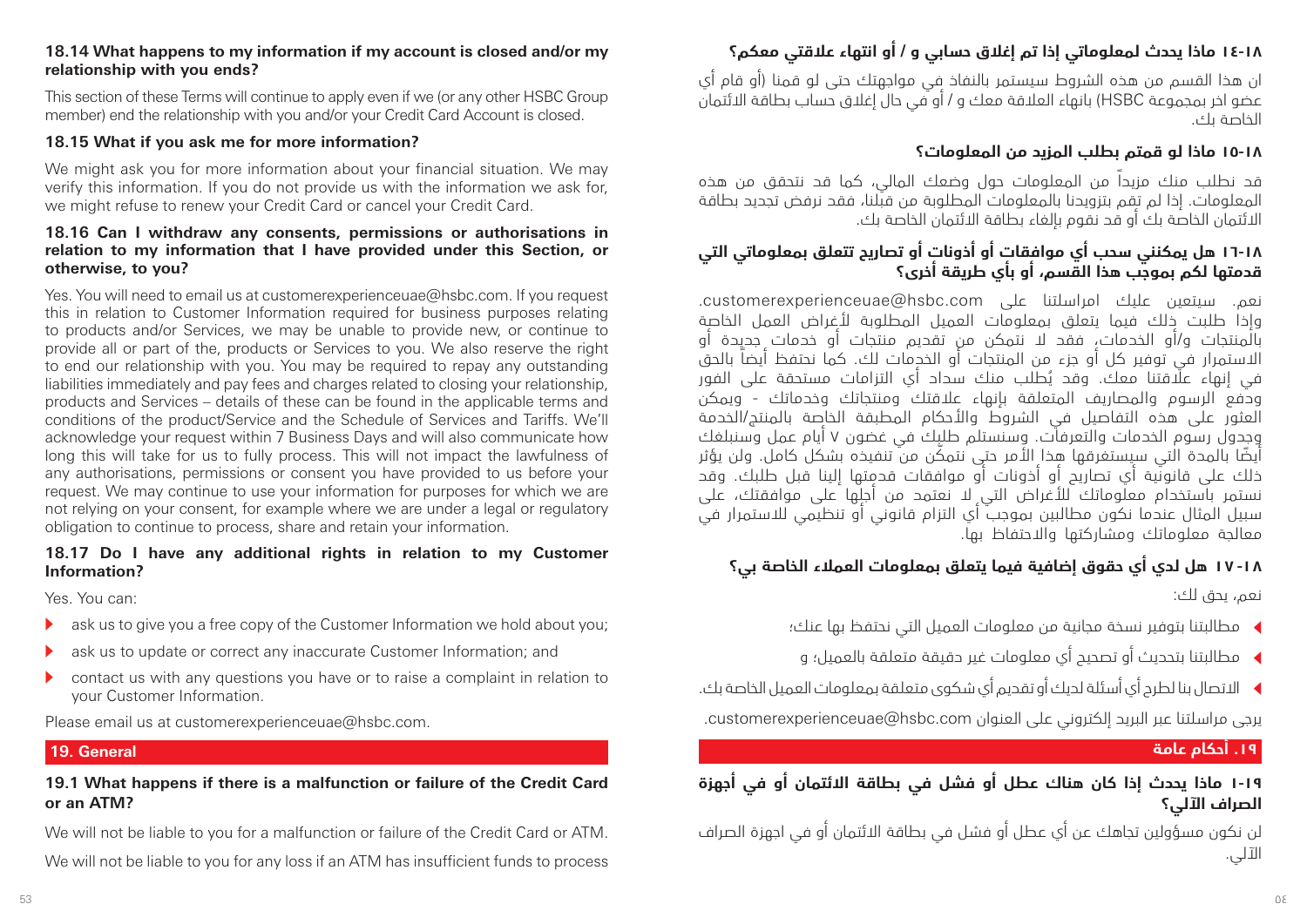### 18.14 What happens to my information if my account is closed and/or my relationship with you ends?

This section of these Terms will continue to apply even if we (or any other HSBC Group member) end the relationship with you and/or your Credit Card Account is closed.

### 18.15 What if you ask me for more information?

We might ask you for more information about your financial situation. We may verify this information. If you do not provide us with the information we ask for, we might refuse to renew your Credit Card or cancel your Credit Card.

### 18.16 Can I withdraw any consents, permissions or authorisations in relation to my information that I have provided under this Section, or otherwise, to you?

Yes. You will need to email us at customerexperienceuae@hsbc.com. If you request this in relation to Customer Information required for business purposes relating to products and/or Services, we may be unable to provide new, or continue to provide all or part of the, products or Services to you. We also reserve the right to end our relationship with you. You may be required to repay any outstanding liabilities immediately and pay fees and charges related to closing your relationship, products and Services – details of these can be found in the applicable terms and conditions of the product/Service and the Schedule of Services and Tariffs. We'll acknowledge your request within 7 Business Days and will also communicate how long this will take for us to fully process. This will not impact the lawfulness of any authorisations, permissions or consent you have provided to us before your request. We may continue to use your information for purposes for which we are not relying on your consent, for example where we are under a legal or regulatory obligation to continue to process, share and retain your information.

### 18.17 Do I have any additional rights in relation to my Customer Information?

Yes. You can:

- ask us to give you a free copy of the Customer Information we hold about you;
- ask us to update or correct any inaccurate Customer Information; and
- contact us with any questions you have or to raise a complaint in relation to your Customer Information.

Please email us at customerexperienceuae@hsbc.com.

## 19. General

### 19.1 What happens if there is a malfunction or failure of the Credit Card or an ATM?

We will not be liable to you for a malfunction or failure of the Credit Card or ATM.

We will not be liable to you for any loss if an ATM has insufficient funds to process

### ١٨-١٤ ماذا يحدث لمعلوماتي إذا تم إغلاق حسابي و / أو انتهاء علاقتي معكم؟

ان هذا القسم من هذه الشروط سيستمر بالنفاذ في مواجهتك حتى لو قمنا (أو قام أي عضو اخر بمجموعة HSBC) بانهاء العلاقة معك و / أو في حال إغلاق حساب بطاقة الائتمان الخاصة بك.

### ١٨-١٥ ماذا لو قمتم بطلب المزيد من المعلومات؟

قد نطلب منك مزيداً من المعلومات حول وضعك المالي، كما قد نتحقق من هذه المعلومات. إذا لم تقم بتزويدنا بالمعلومات المطلوبة من قبلنا، فقد نرفض تجديد بطاقة الائتمان الخاصة بك أو قد نقوم بإلغاء بطاقة الائتمان الخاصة بك.

### ١٨-١٦ هل يمكنني سحب أي موافقات أو أذونات أو تصاريح تتعلق بمعلوماتي التي قدمتها لكم بموجب هذا القسم، أو بأي طريقة أخرى؟

نعم. سيتعين عليك امراسلتنا على customerexperienceuae@hsbc.com. وإذا طلبت ذلك فيما يتعلق بمعلومات العميل المطلوبة لأغراض العمل الخاصة بالمنتجات و/أو الخدمات، فقد لا نتمكن من تقديم منتجات أو خدمات جديدة أو الاستمرار في توفير كل أو جزء من المنتجات أو الخدمات لك. كما نحتفظ أيضاً بالحق في إنهاء علاقتنا معك. وقد يُطلب منك سداد أي التزامات مستحقة على الفور ودفع الرسوم والمصاريف المتعلقة بإنهاء علاقتك ومنتجاتك وخدماتك - ويمكن العثور على هذه التفاصيل في الشروط والأحكام المطبقة الخاصة بالمنتج/الخدمة وجدول رسوم الخدمات والتعرفات. وسنستلم طلبك في غضون ٧ أيام عمل وسنبلغك أيضًا بالمدة التي سيستغرقها هذا الأمر حتى نتمكّن من تنفيذه بشكل كامل. ولن يؤثر ذلك على قانونية أي تصاريح أو أذونات أو موافقات قدمتها إلينا قبل طلبك. وقد نستمر باستخدام معلوماتك للأغراض التي لا نعتمد من أجلها على موافقتك، على سبيل المثال عندما نكون مطالبين بموجب أي التزام قانوني أو تنظيمي للاستمرار في معالجة معلوماتك ومشاركتها والاحتفاظ بها.

### ١٨-١٧ هل لدي أي حقوق إضافية فيما يتعلق بمعلومات العملاء الخاصة بي؟

نعم، يحق لك:

- مطالبتنا بتوفير نسخة مجانية من معلومات العميل التي نحتفظ بها عنك؛
- مطالبتنا بتحديث أو تصحيح أي معلومات غير دقيقة متعلقة بالعميل؛ و
- الاتصال بنا لطرح أي أسئلة لديك أو تقديم أي شكوى متعلقة بمعلومات العميل الخاصة بك.

يرجى مراسلتنا عبر البريد إلكتروني على العنوان customerexperienceuae@hsbc.com.

## ١٩. أحكام عامة

### ١٩-١ ماذا يحدث إذا كان هناك عطل أو فشل في بطاقة الائتمان أو في أجهزة الصراف الآلي؟

لن نكون مسؤولين تجاهك عن أي عطل أو فشل في بطاقة الائتمان أو في اجهزة الصراف الآلي.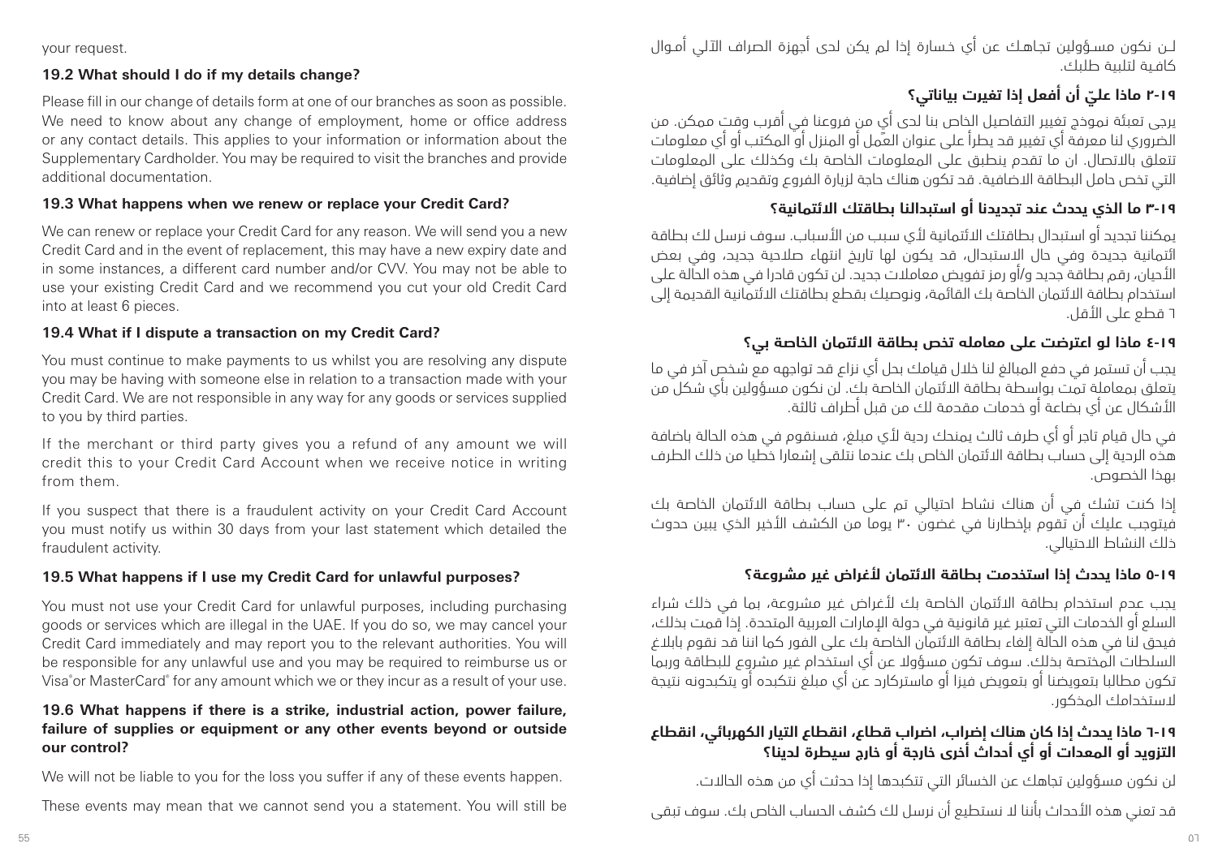your request.

### 19.2 What should I do if my details change?

Please fill in our change of details form at one of our branches as soon as possible. We need to know about any change of employment, home or office address or any contact details. This applies to your information or information about the Supplementary Cardholder. You may be required to visit the branches and provide additional documentation.

### 19.3 What happens when we renew or replace your Credit Card?

We can renew or replace your Credit Card for any reason. We will send you a new Credit Card and in the event of replacement, this may have a new expiry date and in some instances, a different card number and/or CVV. You may not be able to use your existing Credit Card and we recommend you cut your old Credit Card into at least 6 pieces.

### 19.4 What if I dispute a transaction on my Credit Card?

You must continue to make payments to us whilst you are resolving any dispute you may be having with someone else in relation to a transaction made with your Credit Card. We are not responsible in any way for any goods or services supplied to you by third parties.

If the merchant or third party gives you a refund of any amount we will credit this to your Credit Card Account when we receive notice in writing from them.

If you suspect that there is a fraudulent activity on your Credit Card Account you must notify us within 30 days from your last statement which detailed the fraudulent activity.

### 19.5 What happens if I use my Credit Card for unlawful purposes?

You must not use your Credit Card for unlawful purposes, including purchasing goods or services which are illegal in the UAE. If you do so, we may cancel your Credit Card immediately and may report you to the relevant authorities. You will be responsible for any unlawful use and you may be required to reimburse us or Visa® or MasterCard® for any amount which we or they incur as a result of your use.

### 19.6 What happens if there is a strike, industrial action, power failure, failure of supplies or equipment or any other events beyond or outside our control?

We will not be liable to you for the loss you suffer if any of these events happen.

These events may mean that we cannot send you a statement. You will still be

لـن نكون مسـؤولين تجاهـك عن أي خسارة إذا لم يكن لدى أجهزة الصراف الآلي أمـوال كافيـة لتلبية طلبك.

### ١٩-٢ ماذا عليّ أن أفعل إذا تغيرت بياناتي؟

يرجى تعبئة نموذج تغيير التفاصيل الخاص بنا لدى أيٍ من فروعنا في أقرب وقت ممكن. من الضروري لنا معرفة أي تغيير قد يطرأ على عنوان العمل أو المنزل أو المكتب أو أي معلومات تتعلق بالاتصال. ان ما تقدم ينطبق على المعلومات الخاصة بك وكذلك على المعلومات التي تخص حامل البطاقة الاضافية. قد تكون هناك حاجة لزيارة الفروع وتقديم وثائق إضافية.

### ١٩-٣ ما الذي يحدث عند تجديدنا أو استبدالنا بطاقتك الائتمانية؟

يمكننا تجديد أو استبدال بطاقتك الائتمانية لأي سبب من الأسباب. سوف نرسل لك بطاقة ائتمانية جديدة وفي حال الاستبدال، قد يكون لها تاريخ انتهاء صلاحية جديد، وفي بعض الأحيان، رقم بطاقة جديد و/أو رمز تفويض معاملات جديد. لن تكون قادرا في هذه الحالة على استخدام بطاقة الائتمان الخاصة بك القائمة، ونوصيك بقطع بطاقتك الائتمانية القديمة إلى ٦ قطع على الأقل.

### ١٩-٤ ماذا لو اعترضت على معامله تخص بطاقة الائتمان الخاصة بي؟

يجب أن تستمر في دفع المبالغ لنا خلال قيامك بحل أي نزاع قد تواجهه مع شخص آخر في ما يتعلق بمعاملة تمت بواسطة بطاقة الائتمان الخاصة بك. لن نكون مسؤولين بأي شكل من الأشكال عن أي بضاعة أو خدمات مقدمة لك من قبل أطراف ثالثة.

في حال قيام تاجر أو أي طرف ثالث يمنحك ردية لأي مبلغ، فسنقوم في هذه الحالة باضافة هذه الردية إلى حساب بطاقة الائتمان الخاص بك عندما نتلقى إشعارا خطيا من ذلك الطرف بهذا الخصوص.

إذا كنت تشك في أن هناك نشاط احتيالي تم على حساب بطاقة الائتمان الخاصة بك فيتوجب عليك أن تقوم بإخطارنا في غضون ٣٠ يوما من الكشف الأخير الذي يبين حدوث ذلك النشاط الاحتيالي.

### ١٩-٥ ماذا يحدث إذا استخدمت بطاقة الائتمان لأغراض غير مشروعة؟

يجب عدم استخدام بطاقة الائتمان الخاصة بك لأغراض غير مشروعة، بما في ذلك شراء السلع أو الخدمات التي تعتبر غير قانونية في دولة الإمارات العربية المتحدة. إذا قمت بذلك، فيحق لنا في هذه الحالة إلغاء بطاقة الائتمان الخاصة بك على الفور كما اننا قد نقوم بابلاغ السلطات المختصة بذلك. سوف تكون مسؤولا عن أي استخدام غير مشروع للبطاقة وربما تكون مطالبا بتعويضنا أو بتعويض فيزا أو ماستركارد عن أي مبلغ نتكبده أو يتكبدونه نتيجة لاستخدامك المذكور.

### ١٩-٦ ماذا يحدث إذا كان هناك إضراب، اضراب قطاع، انقطاع التيار الكهربائي، انقطاع التزويد أو المعدات أو أي أحداث أخرى خارجة أو خارج سيطرة لدينا؟

لن نكون مسؤولين تجاهك عن الخسائر التي تتكبدها إذا حدثت أي من هذه الحالات.

قد تعني هذه الأحداث بأننا لا نستطيع أن نرسل لك كشف الحساب الخاص بك. سوف تبقى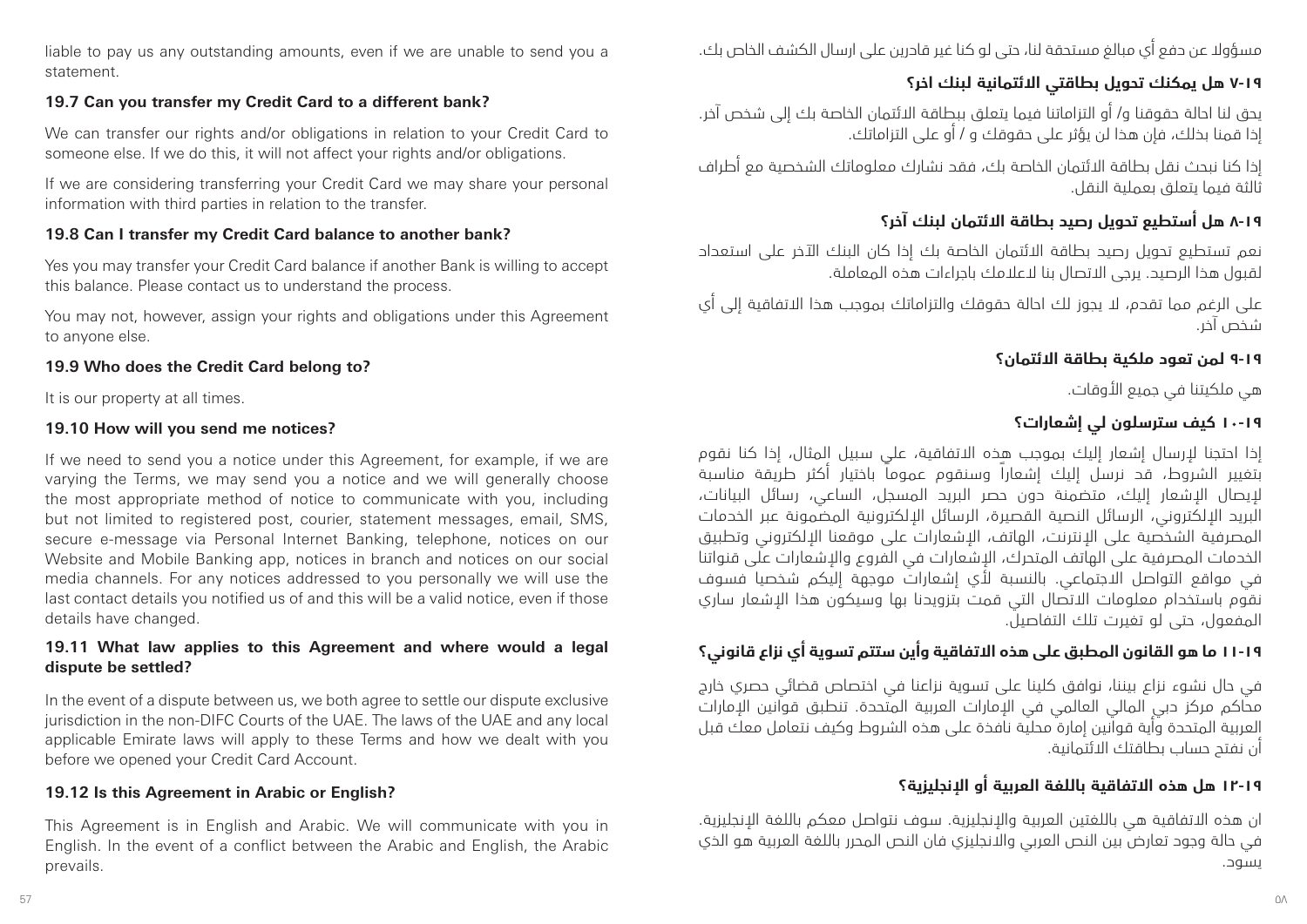liable to pay us any outstanding amounts, even if we are unable to send you a statement.

### 19.7 Can you transfer my Credit Card to a different bank?

We can transfer our rights and/or obligations in relation to your Credit Card to someone else. If we do this, it will not affect your rights and/or obligations.

If we are considering transferring your Credit Card we may share your personal information with third parties in relation to the transfer.

### 19.8 Can I transfer my Credit Card balance to another bank?

Yes you may transfer your Credit Card balance if another Bank is willing to accept this balance. Please contact us to understand the process.

You may not, however, assign your rights and obligations under this Agreement to anyone else.

### 19.9 Who does the Credit Card belong to?

It is our property at all times.

### 19.10 How will you send me notices?

If we need to send you a notice under this Agreement, for example, if we are varying the Terms, we may send you a notice and we will generally choose the most appropriate method of notice to communicate with you, including but not limited to registered post, courier, statement messages, email, SMS, secure e-message via Personal Internet Banking, telephone, notices on our Website and Mobile Banking app, notices in branch and notices on our social media channels. For any notices addressed to you personally we will use the last contact details you notified us of and this will be a valid notice, even if those details have changed.

### 19.11 What law applies to this Agreement and where would a legal dispute be settled?

In the event of a dispute between us, we both agree to settle our dispute exclusive jurisdiction in the non-DIFC Courts of the UAE. The laws of the UAE and any local applicable Emirate laws will apply to these Terms and how we dealt with you before we opened your Credit Card Account.

### 19.12 Is this Agreement in Arabic or English?

This Agreement is in English and Arabic. We will communicate with you in English. In the event of a conflict between the Arabic and English, the Arabic prevails.

مسؤولا عن دفع أي مبالغ مستحقة لنا، حتى لو كنا غير قادرين على ارسال الكشف الخاص بك.

### ١٩-٧ هل يمكنك تحويل بطاقتي الائتمانية لبنك اخر؟

يحق لنا احالة حقوقنا و/ أو التزاماتنا فيما يتعلق ببطاقة الائتمان الخاصة بك إلى شخص آخر. إذا قمنا بذلك، فإن هذا لن يؤثر على حقوقك و / أو على التزاماتك.

إذا كنا نبحث نقل بطاقة الائتمان الخاصة بك، فقد نشارك معلوماتك الشخصية مع أطراف ثالثة فيما يتعلق بعملية النقل.

### ١٩-٨ هل أستطيع تحويل رصيد بطاقة الائتمان لبنك آخر؟

نعم تستطيع تحويل رصيد بطاقة الائتمان الخاصة بك إذا كان البنك الآخر على استعداد لقبول هذا الرصيد. يرجى الاتصال بنا لاعلامك باجراءات هذه المعاملة.

على الرغم مما تقدم، لا يجوز لك احالة حقوقك والتزاماتك بموجب هذا الاتفاقية إلى أي شخص آخر.

### ١٩-٩ لمن تعود ملكية بطاقة الائتمان؟

هي ملكيتنا في جميع الأوقات.

### ١٩-١٠ كيف سترسلون لي إشعارات؟

إذا احتجنا لإرسال إشعار إليك بموجب هذه الاتفاقية، على سبيل المثال، إذا كنا نقوم بتغيير الشروط، قد نرسل إليك إشعاراً وسنقوم عموماً باختيار أكثر طريقة مناسبة لإيصال الإشعار إليك، متضمنة دون حصر البريد المسجل، الساعي، رسائل البيانات، البريد الإلكتروني، الرسائل النصية القصيرة، الرسائل الإلكترونية المضمونة عبر الخدمات المصرفية الشخصية على الإنترنت، الهاتف، الإشعارات على موقعنا الإلكتروني وتطبيق الخدمات المصرفية على الهاتف المتحرك، الإشعارات في الفروع والإشعارات على قنواتنا في مواقع التواصل الاجتماعي. بالنسبة لأي إشعارات موجهة إليكم شخصيا فسوف نقوم باستخدام معلومات الاتصال التي قمت بتزويدنا بها وسيكون هذا الإشعار ساري المفعول، حتى لو تغيرت تلك التفاصيل.

### ١٩-١١ ما هو القانون المطبق على هذه الاتفاقية وأين ستتم تسوية أي نزاع قانوني؟

في حال نشوء نزاع بيننا، نوافق كلينا على تسوية نزاعنا في اختصاص قضائي حصري خارج محاكم مركز دبي المالي العالمي في الإمارات العربية المتحدة. تنطبق قوانين الإمارات العربية المتحدة وأية قوانين إمارة محلية نافذة على هذه الشروط وكيف نتعامل معك قبل أن نفتح حساب بطاقتك الائتمانية.

### ١٩-١٢ هل هذه الاتفاقية باللغة العربية أو الإنجليزية؟

ان هذه الاتفاقية هي باللغتين العربية والإنجليزية. سوف نتواصل معكم باللغة الإنجليزية. في حالة وجود تعارض بين النص العربي والانجليزي فان النص المحرر باللغة العربية هو الذي يسود.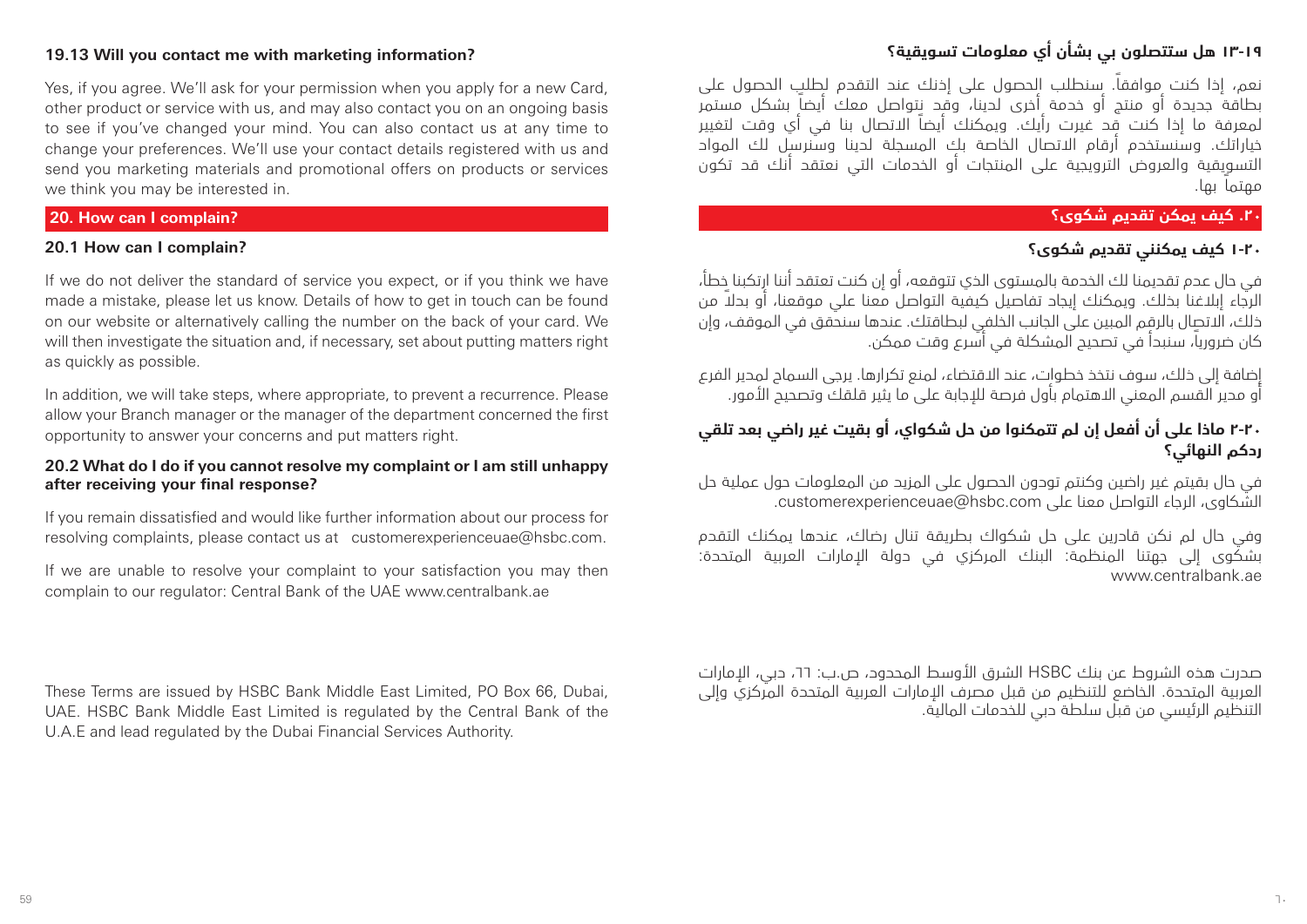### 19.13 Will you contact me with marketing information?

Yes, if you agree. We'll ask for your permission when you apply for a new Card, other product or service with us, and may also contact you on an ongoing basis to see if you've changed your mind. You can also contact us at any time to change your preferences. We'll use your contact details registered with us and send you marketing materials and promotional offers on products or services we think you may be interested in.

## 20. How can I complain?

### 20.1 How can I complain?

If we do not deliver the standard of service you expect, or if you think we have made a mistake, please let us know. Details of how to get in touch can be found on our website or alternatively calling the number on the back of your card. We will then investigate the situation and, if necessary, set about putting matters right as quickly as possible.

In addition, we will take steps, where appropriate, to prevent a recurrence. Please allow your Branch manager or the manager of the department concerned the first opportunity to answer your concerns and put matters right.

### 20.2 What do I do if you cannot resolve my complaint or I am still unhappy after receiving your final response?

If you remain dissatisfied and would like further information about our process for resolving complaints, please contact us at customerexperienceuae@hsbc.com.

If we are unable to resolve your complaint to your satisfaction you may then complain to our regulator: Central Bank of the UAE www.centralbank.ae

These Terms are issued by HSBC Bank Middle East Limited, PO Box 66, Dubai, UAE. HSBC Bank Middle East Limited is regulated by the Central Bank of the U.A.E and lead regulated by the Dubai Financial Services Authority.

### ١٣-١٩ هل ستتصلون بي بشأن أي معلومات تسويقية؟

نعم، إذا كنت موافقاً. سنطلب الحصول على إذنك عند التقدم لطلب الحصول على بطاقة جديدة أو منتج أو خدمة أخرى لدينا، وقد نتواصل معك أيضاً بشكل مستمر لمعرفة ما إذا كنت قد غيرت رأيك. ويمكنك أيضاً الاتصال بنا في أي وقت لتغيير خياراتك. وسنستخدم أرقام الاتصال الخاصة بك المسجلة لدينا وسنرسل لك المواد التسويقية والعروض الترويجية على المنتجات أو الخدمات التي نعتقد أنك قد تكون مهتماً بها.

## ٢٠. كيف يمكن تقديم شكوى؟

### ٢٠-١ كيف يمكنني تقديم شكوى؟

في حال عدم تقديمنا لك الخدمة بالمستوى الذي تتوقعه، أو إن كنت تعتقد أننا ارتكبنا خطأً، الرجاء إبلاغنا بذلك. ويمكنك إيجاد تفاصيل كيفية التواصل معنا على موقعنا، أو بدلاً من ذلك، الاتصال بالرقم المبين على الجانب الخلفي لبطاقتك. عندها سنحقق في الموقف، وإن كان ضرورياً، سنبدأ في تصحيح المشكلة في أسرع وقت ممكن.

إضافة إلى ذلك، سوف نتخذ خطوات، عند الاقتضاء، لمنع تكرارها. يرجى السماح لمدير الفرع أو مدير القسم المعني الاهتمام بأول فرصة للإجابة على ما يثير قلقك وتصحيح الأمور.

### ٢٠-٢ ماذا علي أن أفعل إن لم تتمكنوا من حل شكواي، أو بقيت غير راضي بعد تلقي ردكم النهائي؟

في حال بقيتم غير راضين وكنتم تودون الحصول على المزيد من المعلومات حول عملية حل الشكاوى، الرجاء التواصل معنا على customerexperienceuae@hsbc.com.

وفي حال لم نكن قادرين على حل شكواك بطريقة تنال رضاك، عندها يمكنك التقدم بشكوى إلى جهتنا المنظمة: البنك المركزي في دولة الإمارات العربية المتحدة: www.centralbank.ae

صدرت هذه الشروط عن بنك HSBC الشرق الأوسط المحدود، ص.ب: ٦٦، دبي، الإمارات العربية المتحدة. الخاضع للتنظيم من قبل مصرف الإمارات العربية المتحدة المركزي وإلى التنظيم الرئيسي من قبل سلطة دبي للخدمات المالية.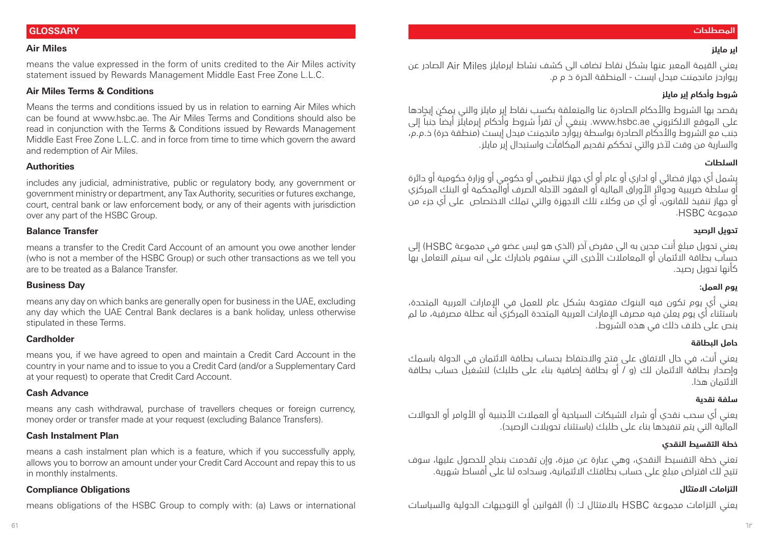## GLOSSARY

### Air Miles

means the value expressed in the form of units credited to the Air Miles activity statement issued by Rewards Management Middle East Free Zone L.L.C.

### Air Miles Terms & Conditions

Means the terms and conditions issued by us in relation to earning Air Miles which can be found at www.hsbc.ae. The Air Miles Terms and Conditions should also be read in conjunction with the Terms & Conditions issued by Rewards Management Middle East Free Zone L.L.C. and in force from time to time which govern the award and redemption of Air Miles.

### Authorities

includes any judicial, administrative, public or regulatory body, any government or government ministry or department, any Tax Authority, securities or futures exchange, court, central bank or law enforcement body, or any of their agents with jurisdiction over any part of the HSBC Group.

### Balance Transfer

means a transfer to the Credit Card Account of an amount you owe another lender (who is not a member of the HSBC Group) or such other transactions as we tell you are to be treated as a Balance Transfer.

### Business Day

means any day on which banks are generally open for business in the UAE, excluding any day which the UAE Central Bank declares is a bank holiday, unless otherwise stipulated in these Terms.

### Cardholder

means you, if we have agreed to open and maintain a Credit Card Account in the country in your name and to issue to you a Credit Card (and/or a Supplementary Card at your request) to operate that Credit Card Account.

### Cash Advance

means any cash withdrawal, purchase of travellers cheques or foreign currency, money order or transfer made at your request (excluding Balance Transfers).

### Cash Instalment Plan

means a cash instalment plan which is a feature, which if you successfully apply, allows you to borrow an amount under your Credit Card Account and repay this to us in monthly instalments.

### Compliance Obligations

means obligations of the HSBC Group to comply with: (a) Laws or international

## المصطلحات

### اير مايلز

يعني القيمة المعبر عنها بشكل نقاط تضاف الى كشف نشاط ايرمايلز Air Miles الصادر عن ريواردز مانجمنت ميدل ايست - المنطقة الحرة ذ م م.

### شروط وأحكام إير مايلز

يقصد بها الشروط والأحكام الصادرة عنا والمتعلقة بكسب نقاط إير مايلز والتي يمكن إيجادها على الموقع الالكتروني www.hsbc.ae. ينبغي أن تقرأ شروط وأحكام إيرمايلز أيضاً جنباً إلى جنب مع الشروط والأحكام الصادرة بواسطة ريوارد مانجمنت ميدل إيست (منطقة حرة) ذ.م.م، والسارية من وقت لآخر والتي تحككم تقديم المكافآت واستبدال إير مايلز.

### السلطات

يشمل أي جهاز قضائي أو اداري أو عام أو أي جهاز تنظيمي أو حكومي أو وزارة حكومية أو دائرة أو سلطة ضريبية ودوائر الأوراق المالية أو العقود الآجلة الصرف أوالمحكمة أو البنك المركزي أو جهاز تنفيذ للقانون، أو أي من وكلاء تلك الاجهزة والتي تملك الاختصاص على أي جزء من مجموعة HSBC.

### تحويل الرصيد

يعني تحويل مبلغ أنت مدين به الى مقرض آخر (الذي هو ليس عضو في مجموعة HSBC) إلى حساب بطاقة الائتمان أو المعاملات الأخرى التي سنقوم باخبارك على انه سيتم التعامل بها كأنها تحويل رصيد.

### يوم العمل:

يعني أي يوم تكون فيه البنوك مفتوحة بشكل عام للعمل في الإمارات العربية المتحدة، باستثناء أي يوم يعلن فيه مصرف الإمارات العربية المتحدة المركزي أنه عطلة مصرفية، ما لم ينص على خلاف ذلك في هذه الشروط.

### حامل البطاقة

يعني أنت، في حال الاتفاق على فتح والاحتفاظ بحساب بطاقة الائتمان في الدولة باسمك وإصدار بطاقة الائتمان لك (و / أو بطاقة إضافية بناء على طلبك) لتشغيل حساب بطاقة الائتمان هذا.

### سلفة نقدية

يعني أي سحب نقدي أو شراء الشيكات السياحية أو العملات الأجنبية أو الأوامر أو الحوالات المالية التي يتم تنفيذها بناء على طلبك (باستثناء تحويلات الرصيد).

### خطة التقسيط النقدي

تعني خطة التقسيط النقدي، وهي عبارة عن ميزة، وإن تقدمت بنجاح للحصول عليها، سوف تتيح لك اقتراض مبلغ على حساب بطاقتك الائتمانية، وسداده لنا على أقساط شهرية.

### التزامات الامتثال

يعني التزامات مجموعة HSBC بالامتثال لـ: (أ) القوانين أو التوجيهات الدولية والسياسات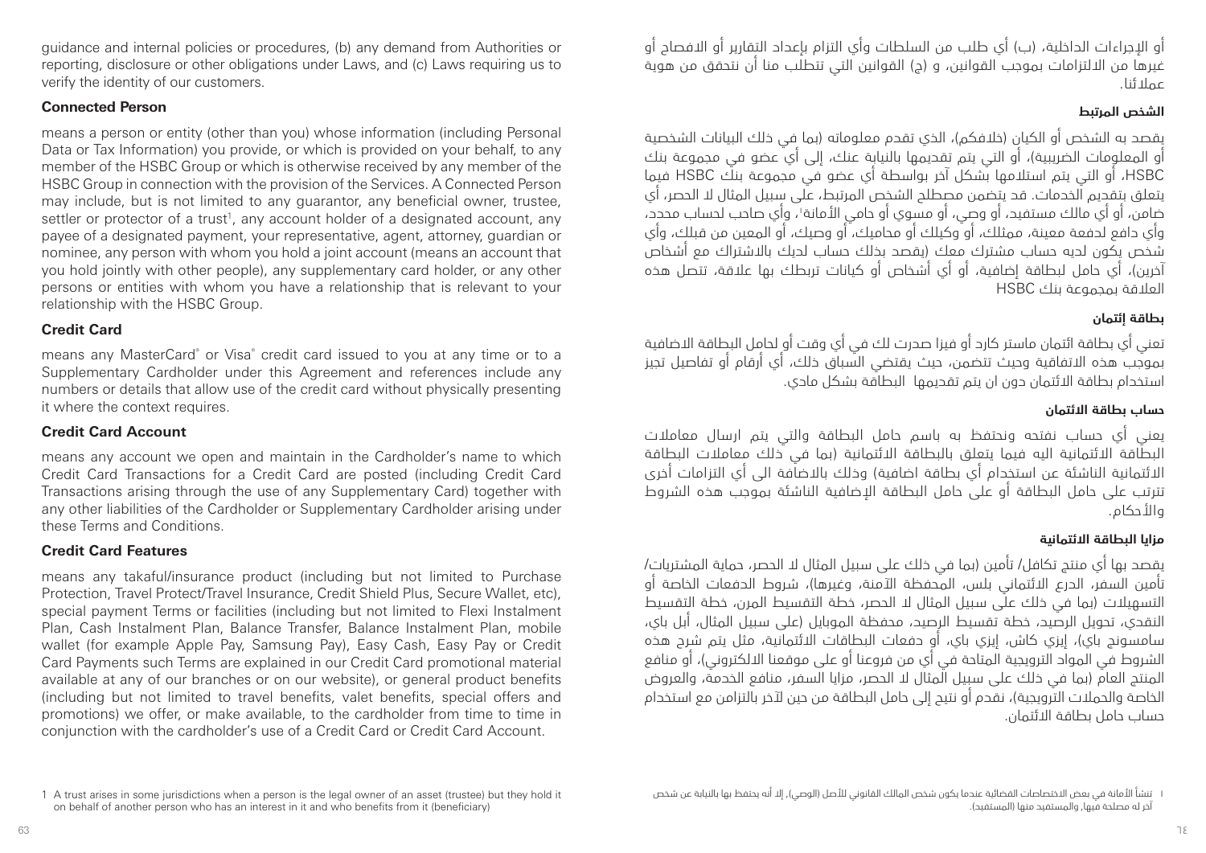guidance and internal policies or procedures, (b) any demand from Authorities or reporting, disclosure or other obligations under Laws, and (c) Laws requiring us to verify the identity of our customers.

**Connected Person**

means a person or entity (other than you) whose information (including Personal Data or Tax Information) you provide, or which is provided on your behalf, to any member of the HSBC Group or which is otherwise received by any member of the HSBC Group in connection with the provision of the Services. A Connected Person may include, but is not limited to any guarantor, any beneficial owner, trustee, settler or protector of a trust[1], any account holder of a designated account, any payee of a designated payment, your representative, agent, attorney, guardian or nominee, any person with whom you hold a joint account (means an account that you hold jointly with other people), any supplementary card holder, or any other persons or entities with whom you have a relationship that is relevant to your relationship with the HSBC Group.

**Credit Card**

means any MasterCard® or Visa® credit card issued to you at any time or to a Supplementary Cardholder under this Agreement and references include any numbers or details that allow use of the credit card without physically presenting it where the context requires.

**Credit Card Account**

means any account we open and maintain in the Cardholder's name to which Credit Card Transactions for a Credit Card are posted (including Credit Card Transactions arising through the use of any Supplementary Card) together with any other liabilities of the Cardholder or Supplementary Cardholder arising under these Terms and Conditions.

**Credit Card Features**

means any takaful/insurance product (including but not limited to Purchase Protection, Travel Protect/Travel Insurance, Credit Shield Plus, Secure Wallet, etc), special payment Terms or facilities (including but not limited to Flexi Instalment Plan, Cash Instalment Plan, Balance Transfer, Balance Instalment Plan, mobile wallet (for example Apple Pay, Samsung Pay), Easy Cash, Easy Pay or Credit Card Payments such Terms are explained in our Credit Card promotional material available at any of our branches or on our website), or general product benefits (including but not limited to travel benefits, valet benefits, special offers and promotions) we offer, or make available, to the cardholder from time to time in conjunction with the cardholder's use of a Credit Card or Credit Card Account.

1 A trust arises in some jurisdictions when a person is the legal owner of an asset (trustee) but they hold it on behalf of another person who has an interest in it and who benefits from it (beneficiary)

أو الإجراءات الداخلية، (ب) أي طلب من السلطات وأي التزام بإعداد التقارير أو الافصاح أو غيرها من الالتزامات بموجب القوانين، و (ج) القوانين التي تتطلب منا أن نتحقق من هوية عملائنا.

**الشخص المرتبط**

يقصد به الشخص أو الكيان (خلافكم)، الذي تقدم معلوماته (بما في ذلك البيانات الشخصية أو المعلومات الضريبية)، أو التي يتم تقديمها بالنيابة عنك، إلى أي عضو في مجموعة بنك HSBC، أو التي يتم استلامها بشكل آخر بواسطة أي عضو في مجموعة بنك HSBC فيما يتعلق بتقديم الخدمات. قد يتضمن مصطلح الشخص المرتبط، على سبيل المثال لا الحصر، أي ضامن، أو أي مالك مستفيد، أو وصي، أو مسوي أو حامي الأمانة[1]، وأي صاحب لحساب محدد، وأي دافع لدفعة معينة، ممثلك، أو وكيلك أو محاميك، أو وصيك، أو المعين من قبلك، وأي شخص يكون لديه حساب مشترك معك (يقصد بذلك حساب لديك بالاشتراك مع أشخاص آخرين)، أي حامل لبطاقة إضافية، أو أي أشخاص أو كيانات تربطك بها علاقة، تتصل هذه العلاقة بمجموعة بنك HSBC

**بطاقة إئتمان**

تعني أي بطاقة ائتمان ماستر كارد أو فيزا صدرت لك في أي وقت أو لحامل البطاقة الاضافية بموجب هذه الاتفاقية وحيث تتضمن، حيث يقتضي السياق ذلك، أي أرقام أو تفاصيل تجيز استخدام بطاقة الائتمان دون ان يتم تقديمها البطاقة بشكل مادي.

**حساب بطاقة الائتمان**

يعني أي حساب نفتحه ونحتفظ به باسم حامل البطاقة والتي يتم ارسال معاملات البطاقة الائتمانية اليه فيما يتعلق بالبطاقة الائتمانية (بما في ذلك معاملات البطاقة الائتمانية الناشئة عن استخدام أي بطاقة اضافية) وذلك بالاضافة الى أي التزامات أخرى تترتب على حامل البطاقة أو على حامل البطاقة الإضافية الناشئة بموجب هذه الشروط والأحكام.

**مزايا البطاقة الائتمانية**

يقصد بها أي منتج تكافل/ تأمين (بما في ذلك على سبيل المثال لا الحصر، حماية المشتريات/ تأمين السفر، الدرع الائتماني بلس، المحفظة الآمنة، وغيرها)، شروط الدفعات الخاصة أو التسهيلات (بما في ذلك على سبيل المثال لا الحصر، خطة التقسيط المرن، خطة التقسيط النقدي، تحويل الرصيد، خطة تقسيط الرصيد، محفظة الموبايل (على سبيل المثال، أبل باي، سامسونج باي)، إيزي كاش، إيزي باي، أو دفعات البطاقات الائتمانية، مثل يتم شرح هذه الشروط في المواد الترويجية المتاحة في أي من فروعنا أو على موقعنا الالكتروني)، أو منافع المنتج العام (بما في ذلك على سبيل المثال لا الحصر، مزايا السفر، منافع الخدمة، والعروض الخاصة والحملات الترويجية)، نقدم أو نتيح إلى حامل البطاقة من حين لآخر بالتزامن مع استخدام حساب حامل بطاقة الائتمان.

١ تنشأ الأمانة في بعض الاختصاصات القضائية عندما يكون شخص المالك القانوني للأصل (الوصي)، إلا أنه يحتفظ بها بالنيابة عن شخص آخر له مصلحة فيها، والمستفيد منها (المستفيد).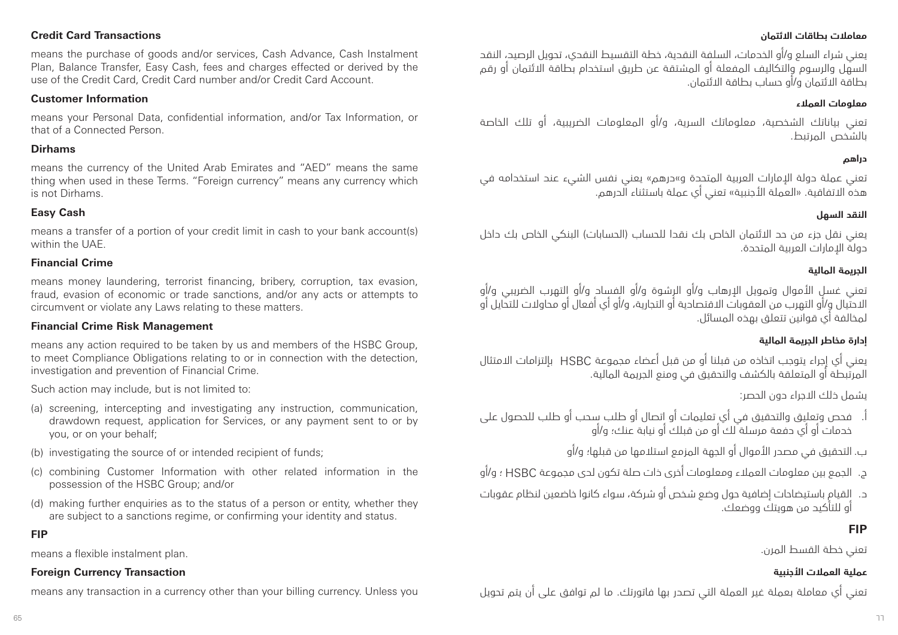**Credit Card Transactions**

means the purchase of goods and/or services, Cash Advance, Cash Instalment Plan, Balance Transfer, Easy Cash, fees and charges effected or derived by the use of the Credit Card, Credit Card number and/or Credit Card Account.

**Customer Information**

means your Personal Data, confidential information, and/or Tax Information, or that of a Connected Person.

**Dirhams**

means the currency of the United Arab Emirates and "AED" means the same thing when used in these Terms. "Foreign currency" means any currency which is not Dirhams.

**Easy Cash**

means a transfer of a portion of your credit limit in cash to your bank account(s) within the UAE.

**Financial Crime**

means money laundering, terrorist financing, bribery, corruption, tax evasion, fraud, evasion of economic or trade sanctions, and/or any acts or attempts to circumvent or violate any Laws relating to these matters.

**Financial Crime Risk Management**

means any action required to be taken by us and members of the HSBC Group, to meet Compliance Obligations relating to or in connection with the detection, investigation and prevention of Financial Crime.

Such action may include, but is not limited to:

(a) screening, intercepting and investigating any instruction, communication, drawdown request, application for Services, or any payment sent to or by you, or on your behalf;

(b) investigating the source of or intended recipient of funds;

(c) combining Customer Information with other related information in the possession of the HSBC Group; and/or

(d) making further enquiries as to the status of a person or entity, whether they are subject to a sanctions regime, or confirming your identity and status.

**FIP**

means a flexible instalment plan.

**Foreign Currency Transaction**

means any transaction in a currency other than your billing currency. Unless you

**معاملات بطاقات الائتمان**

يعني شراء السلع و/أو الخدمات، السلفة النقدية، خطة التقسيط النقدي، تحويل الرصيد، النقد السهل والرسوم والتكاليف المفعلة أو المشتقة عن طريق استخدام بطاقة الائتمان أو رقم بطاقة الائتمان و/أو حساب بطاقة الائتمان.

**معلومات العملاء**

تعني بياناتك الشخصية، معلوماتك السرية، و/أو المعلومات الضريبية، أو تلك الخاصة بالشخص المرتبط.

**دراهم**

تعني عملة دولة الإمارات العربية المتحدة و«درهم» يعني نفس الشيء عند استخدامه في هذه الاتفاقية. «العملة الأجنبية» تعني أي عملة باستثناء الدرهم.

**النقد السهل**

يعني نقل جزء من حد الائتمان الخاص بك نقدا للحساب (الحسابات) البنكي الخاص بك داخل دولة الإمارات العربية المتحدة.

**الجريمة المالية**

تعني غسل الأموال وتمويل الإرهاب و/أو الرشوة و/أو الفساد و/أو التهرب الضريبي و/أو الاحتيال و/أو التهرب من العقوبات الاقتصادية أو التجارية، و/أو أي أفعال أو محاولات للتحايل أو لمخالفة أي قوانين تتعلق بهذه المسائل.

**إدارة مخاطر الجريمة المالية**

يعني أي إجراء يتوجب اتخاذه من قبلنا أو من قبل أعضاء مجموعة HSBC بإلتزامات الامتثال المرتبطة أو المتعلقة بالكشف والتحقيق في ومنع الجريمة المالية.

يشمل ذلك الاجراء دون الحصر:

أ. فحص وتعليق والتحقيق في أي تعليمات أو اتصال أو طلب سحب أو طلب للحصول على خدمات أو أي دفعة مرسلة لك أو من قبلك أو نيابة عنك؛ و/أو

ب. التحقيق في مصدر الأموال أو الجهة المزمع استلامها من قبلها؛ و/أو

ج. الجمع بين معلومات العملاء ومعلومات أخرى ذات صلة تكون لدى مجموعة HSBC ؛ و/أو

د. القيام باستيضاحات إضافية حول وضع شخص أو شركة، سواء كانوا خاضعين لنظام عقوبات أو للتأكيد من هويتك ووضعك.

**FIP**

تعني خطة القسط المرن.

**عملية العملات الأجنبية**

تعني أي معاملة بعملة غير العملة التي تصدر بها فاتورتك. ما لم توافق على أن يتم تحويل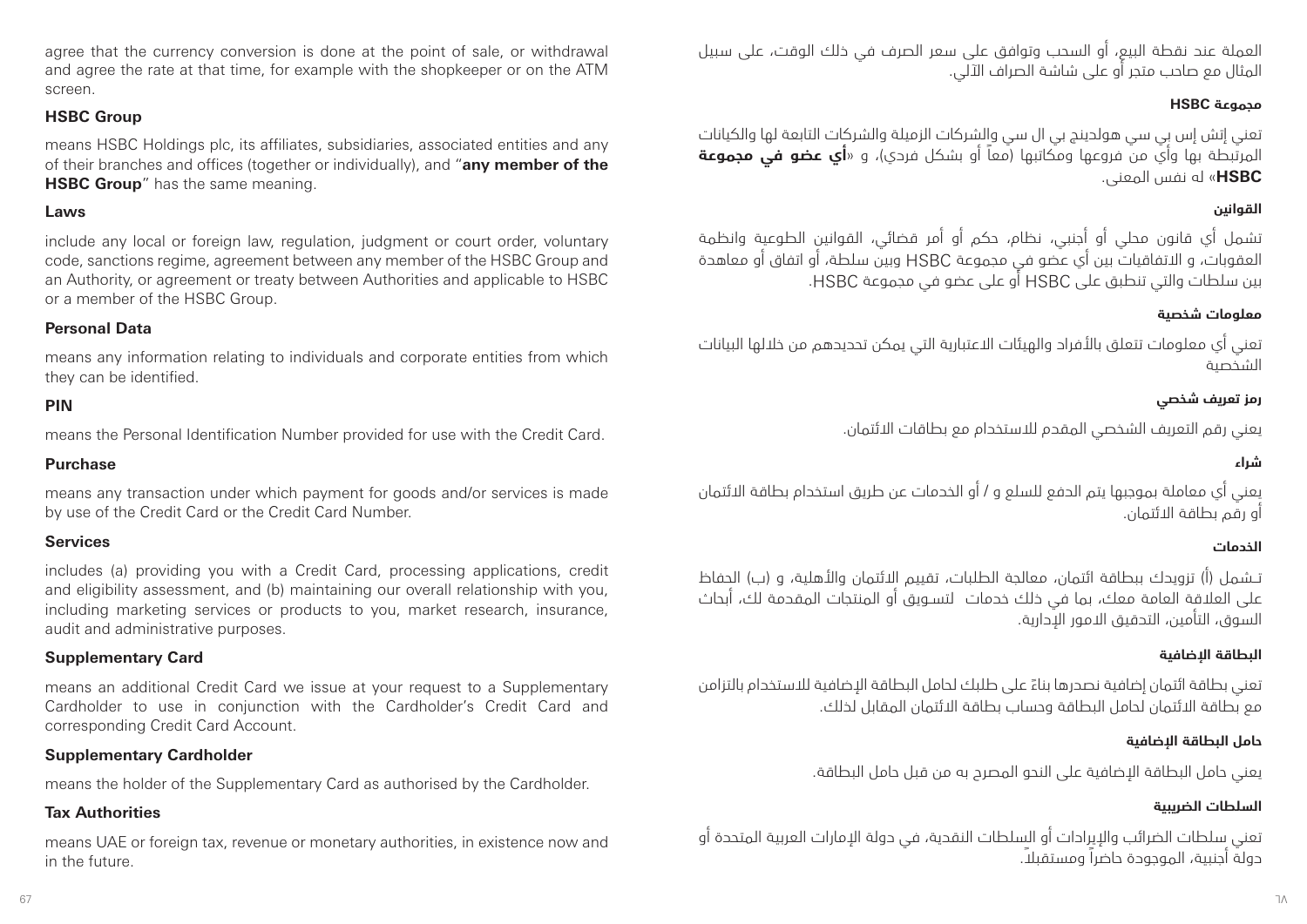agree that the currency conversion is done at the point of sale, or withdrawal and agree the rate at that time, for example with the shopkeeper or on the ATM screen.

**HSBC Group**

means HSBC Holdings plc, its affiliates, subsidiaries, associated entities and any of their branches and offices (together or individually), and "**any member of the HSBC Group**" has the same meaning.

**Laws**

include any local or foreign law, regulation, judgment or court order, voluntary code, sanctions regime, agreement between any member of the HSBC Group and an Authority, or agreement or treaty between Authorities and applicable to HSBC or a member of the HSBC Group.

**Personal Data**

means any information relating to individuals and corporate entities from which they can be identified.

**PIN**

means the Personal Identification Number provided for use with the Credit Card.

**Purchase**

means any transaction under which payment for goods and/or services is made by use of the Credit Card or the Credit Card Number.

**Services**

includes (a) providing you with a Credit Card, processing applications, credit and eligibility assessment, and (b) maintaining our overall relationship with you, including marketing services or products to you, market research, insurance, audit and administrative purposes.

**Supplementary Card**

means an additional Credit Card we issue at your request to a Supplementary Cardholder to use in conjunction with the Cardholder's Credit Card and corresponding Credit Card Account.

**Supplementary Cardholder**

means the holder of the Supplementary Card as authorised by the Cardholder.

**Tax Authorities**

means UAE or foreign tax, revenue or monetary authorities, in existence now and in the future.

العملة عند نقطة البيع، أو السحب وتوافق على سعر الصرف في ذلك الوقت، على سبيل المثال مع صاحب متجر أو على شاشة الصراف الآلي.

**مجموعة HSBC**

تعني إتش إس بي سي هولدينج بي ال سي والشركات الزميلة والشركات التابعة لها والكيانات المرتبطة بها وأي من فروعها ومكاتبها (معاً أو بشكل فردي)، و «**أي عضو في مجموعة HSBC**» له نفس المعنى.

**القوانين**

تشمل أي قانون محلي أو أجنبي، نظام، حكم أو أمر قضائي، القوانين الطوعية وانظمة العقوبات، و الاتفاقيات بين أي عضو في مجموعة HSBC وبين سلطة، أو اتفاق أو معاهدة بين سلطات والتي تنطبق على HSBC أو على عضو في مجموعة HSBC.

**معلومات شخصية**

تعني أي معلومات تتعلق بالأفراد والهيئات الاعتبارية التي يمكن تحديدهم من خلالها البيانات الشخصية

**رمز تعريف شخصي**

يعني رقم التعريف الشخصي المقدم للاستخدام مع بطاقات الائتمان.

**شراء**

يعني أي معاملة بموجبها يتم الدفع للسلع و / أو الخدمات عن طريق استخدام بطاقة الائتمان أو رقم بطاقة الائتمان.

**الخدمات**

تـشمل (أ) تزويدك ببطاقة ائتمان، معالجة الطلبات، تقييم الائتمان والأهلية، و (ب) الحفاظ على العلاقة العامة معك، بما في ذلك خدمات لتسويق أو المنتجات المقدمة لك، أبحاث السوق، التأمين، التدقيق الامور الإدارية.

**البطاقة الإضافية**

تعني بطاقة ائتمان إضافية نصدرها بناءً على طلبك لحامل البطاقة الإضافية للاستخدام بالتزامن مع بطاقة الائتمان لحامل البطاقة وحساب بطاقة الائتمان المقابل لذلك.

**حامل البطاقة الإضافية**

يعني حامل البطاقة الإضافية على النحو المصرح به من قبل حامل البطاقة.

**السلطات الضريبية**

تعني سلطات الضرائب والإيرادات أو السلطات النقدية، في دولة الإمارات العربية المتحدة أو دولة أجنبية، الموجودة حاضراً ومستقبلاً.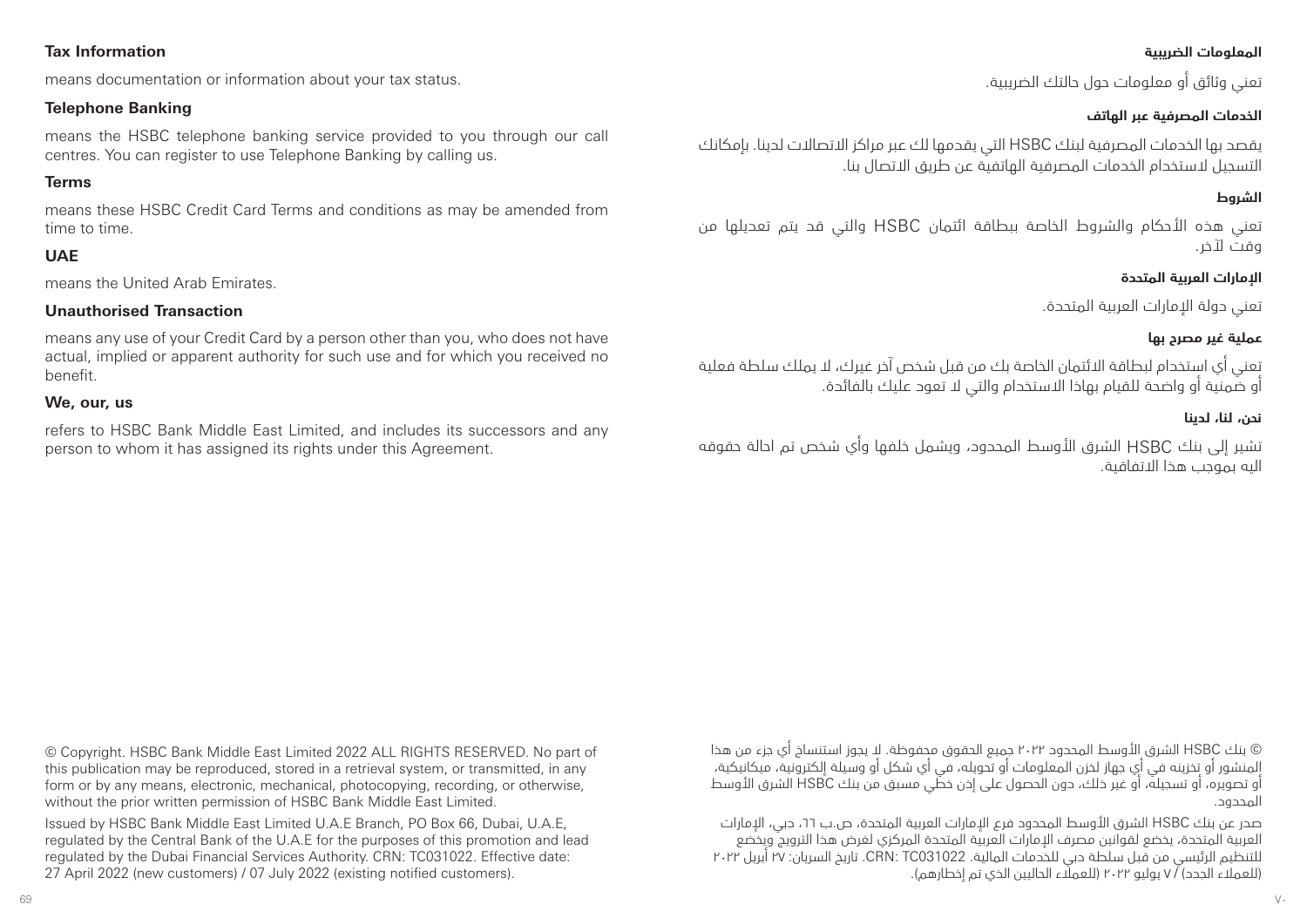**Tax Information**

means documentation or information about your tax status.

**Telephone Banking**

means the HSBC telephone banking service provided to you through our call centres. You can register to use Telephone Banking by calling us.

**Terms**

means these HSBC Credit Card Terms and conditions as may be amended from time to time.

**UAE**

means the United Arab Emirates.

**Unauthorised Transaction**

means any use of your Credit Card by a person other than you, who does not have actual, implied or apparent authority for such use and for which you received no benefit.

**We, our, us**

refers to HSBC Bank Middle East Limited, and includes its successors and any person to whom it has assigned its rights under this Agreement.

© Copyright. HSBC Bank Middle East Limited 2022 ALL RIGHTS RESERVED. No part of this publication may be reproduced, stored in a retrieval system, or transmitted, in any form or by any means, electronic, mechanical, photocopying, recording, or otherwise, without the prior written permission of HSBC Bank Middle East Limited.

Issued by HSBC Bank Middle East Limited U.A.E Branch, PO Box 66, Dubai, U.A.E, regulated by the Central Bank of the U.A.E for the purposes of this promotion and lead regulated by the Dubai Financial Services Authority. CRN: TC031022. Effective date: 27 April 2022 (new customers) / 07 July 2022 (existing notified customers).

**المعلومات الضريبية**

تعني وثائق أو معلومات حول حالتك الضريبية.

**الخدمات المصرفية عبر الهاتف**

يقصد بها الخدمات المصرفية لبنك HSBC التي يقدمها لك عبر مراكز الاتصالات لدينا. بإمكانك التسجيل لاستخدام الخدمات المصرفية الهاتفية عن طريق الاتصال بنا.

**الشروط**

تعني هذه الأحكام والشروط الخاصة ببطاقة ائتمان HSBC والتي قد يتم تعديلها من وقت لآخر.

**الإمارات العربية المتحدة**

تعني دولة الإمارات العربية المتحدة.

**عملية غير مصرح بها**

تعني أي استخدام لبطاقة الائتمان الخاصة بك من قبل شخص آخر غيرك، لا يملك سلطة فعلية أو ضمنية أو واضحة للقيام بهاذا الاستخدام والتي لا تعود عليك بالفائدة.

**نحن، لنا، لدينا**

تشير إلى بنك HSBC الشرق الأوسط المحدود، ويشمل خلفها وأي شخص تم احالة حقوقه اليه بموجب هذا الاتفاقية.

© بنك HSBC الشرق الأوسط المحدود ٢٠٢٢ جميع الحقوق محفوظة. لا يجوز استنساخ أي جزء من هذا المنشور أو تخزينه في أي جهاز لخزن المعلومات أو تحويله، في أي شكل أو وسيلة إلكترونية، ميكانيكية، أو تصويره، أو تسجيله، أو غير ذلك، دون الحصول على إذن خطي مسبق من بنك HSBC الشرق الأوسط المحدود.

صدر عن بنك HSBC الشرق الأوسط المحدود فرع الإمارات العربية المتحدة، ص.ب ٦٦، دبي، الإمارات العربية المتحدة، يخضع لقوانين مصرف الإمارات العربية المتحدة المركزي لغرض هذا الترويج ويخضع للتنظيم الرئيسي من قبل سلطة دبي للخدمات المالية. CRN: TC031022. تاريخ السريان: ٢٧ أبريل ٢٠٢٢ (للعملاء الجدد) / ٧ يوليو ٢٠٢٢ (للعملاء الحاليين الذي تم إخطارهم).